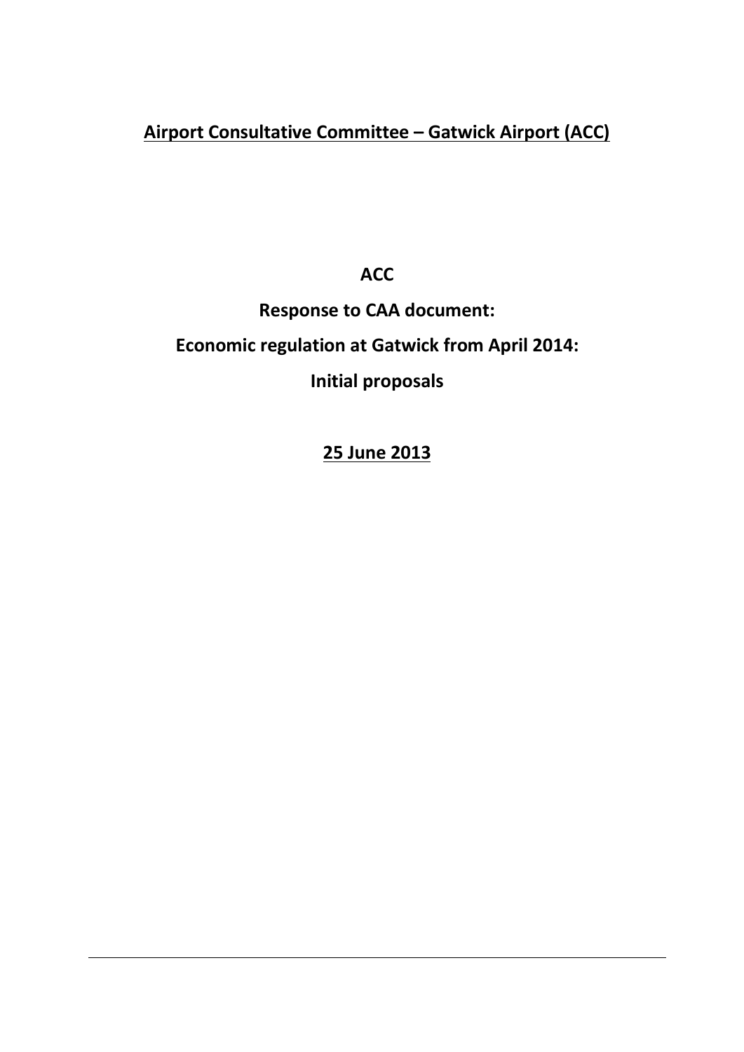# Airport Consultative Committee – Gatwick Airport (ACC)

**ACC**

**Response to CAA document:**

**Economic regulation at Gatwick from April 2014:**

**Initial proposals**

**25 June 2013**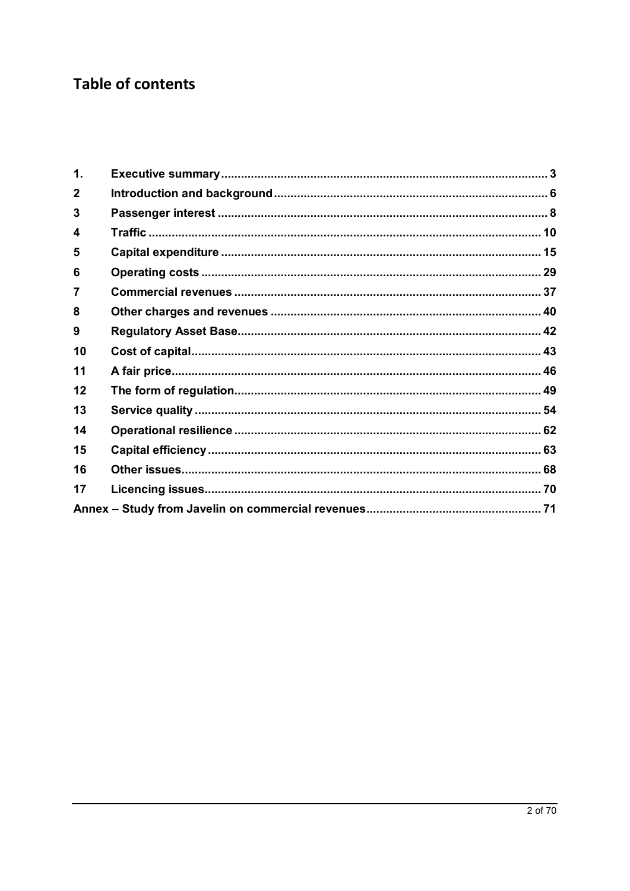## Table of contents

| | | |
|---|---|---|
| 1. | Executive summary | 3 |
| 2 | Introduction and background | 6 |
| 3 | Passenger interest | 8 |
| 4 | Traffic | 10 |
| 5 | Capital expenditure | 15 |
| 6 | Operating costs | 29 |
| 7 | Commercial revenues | 37 |
| 8 | Other charges and revenues | 40 |
| 9 | Regulatory Asset Base | 42 |
| 10 | Cost of capital | 43 |
| 11 | A fair price | 46 |
| 12 | The form of regulation | 49 |
| 13 | Service quality | 54 |
| 14 | Operational resilience | 62 |
| 15 | Capital efficiency | 63 |
| 16 | Other issues | 68 |
| 17 | Licencing issues | 70 |
| Annex – Study from Javelin on commercial revenues | | 71 |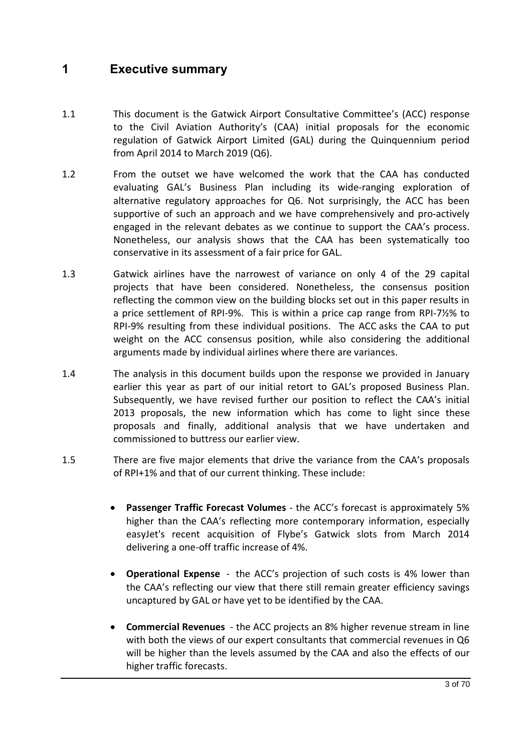# 1 Executive summary

1.1 This document is the Gatwick Airport Consultative Committee's (ACC) response to the Civil Aviation Authority's (CAA) initial proposals for the economic regulation of Gatwick Airport Limited (GAL) during the Quinquennium period from April 2014 to March 2019 (Q6).

1.2 From the outset we have welcomed the work that the CAA has conducted evaluating GAL's Business Plan including its wide-ranging exploration of alternative regulatory approaches for Q6. Not surprisingly, the ACC has been supportive of such an approach and we have comprehensively and pro-actively engaged in the relevant debates as we continue to support the CAA's process. Nonetheless, our analysis shows that the CAA has been systematically too conservative in its assessment of a fair price for GAL.

1.3 Gatwick airlines have the narrowest of variance on only 4 of the 29 capital projects that have been considered. Nonetheless, the consensus position reflecting the common view on the building blocks set out in this paper results in a price settlement of RPI-9%. This is within a price cap range from RPI-7½% to RPI-9% resulting from these individual positions. The ACC asks the CAA to put weight on the ACC consensus position, while also considering the additional arguments made by individual airlines where there are variances.

1.4 The analysis in this document builds upon the response we provided in January earlier this year as part of our initial retort to GAL's proposed Business Plan. Subsequently, we have revised further our position to reflect the CAA's initial 2013 proposals, the new information which has come to light since these proposals and finally, additional analysis that we have undertaken and commissioned to buttress our earlier view.

1.5 There are five major elements that drive the variance from the CAA's proposals of RPI+1% and that of our current thinking. These include:

- **Passenger Traffic Forecast Volumes** - the ACC's forecast is approximately 5% higher than the CAA's reflecting more contemporary information, especially easyJet's recent acquisition of Flybe's Gatwick slots from March 2014 delivering a one-off traffic increase of 4%.

- **Operational Expense** - the ACC's projection of such costs is 4% lower than the CAA's reflecting our view that there still remain greater efficiency savings uncaptured by GAL or have yet to be identified by the CAA.

- **Commercial Revenues** - the ACC projects an 8% higher revenue stream in line with both the views of our expert consultants that commercial revenues in Q6 will be higher than the levels assumed by the CAA and also the effects of our higher traffic forecasts.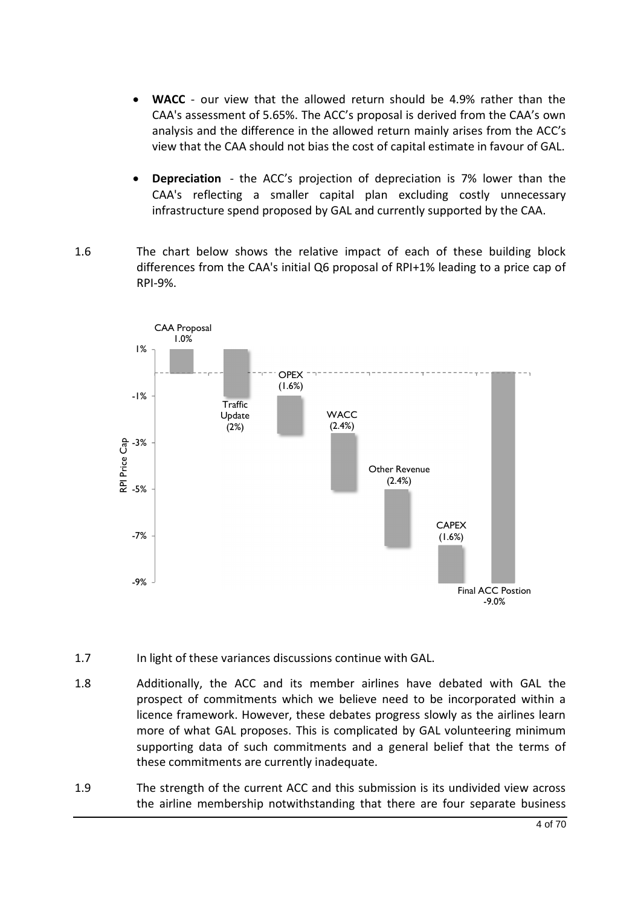- **WACC** - our view that the allowed return should be 4.9% rather than the CAA's assessment of 5.65%. The ACC's proposal is derived from the CAA's own analysis and the difference in the allowed return mainly arises from the ACC's view that the CAA should not bias the cost of capital estimate in favour of GAL.

- **Depreciation** - the ACC's projection of depreciation is 7% lower than the CAA's reflecting a smaller capital plan excluding costly unnecessary infrastructure spend proposed by GAL and currently supported by the CAA.

1.6 The chart below shows the relative impact of each of these building block differences from the CAA's initial Q6 proposal of RPI+1% leading to a price cap of RPI-9%.

CAA Proposal 1.0%

Traffic Update (2%)

OPEX (1.6%)

WACC (2.4%)

Other Revenue (2.4%)

CAPEX (1.6%)

Final ACC Postion -9.0%

RPI Price Cap

1.7 In light of these variances discussions continue with GAL.

1.8 Additionally, the ACC and its member airlines have debated with GAL the prospect of commitments which we believe need to be incorporated within a licence framework. However, these debates progress slowly as the airlines learn more of what GAL proposes. This is complicated by GAL volunteering minimum supporting data of such commitments and a general belief that the terms of these commitments are currently inadequate.

1.9 The strength of the current ACC and this submission is its undivided view across the airline membership notwithstanding that there are four separate business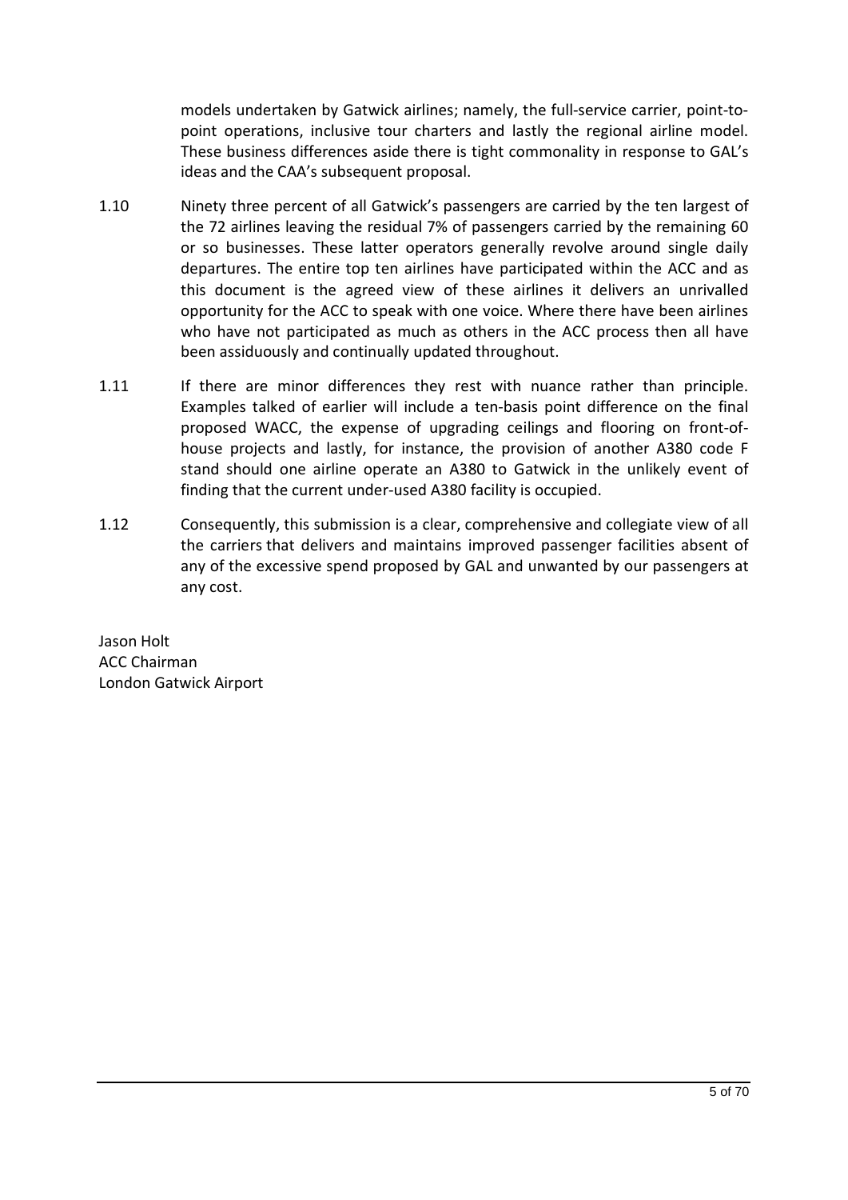models undertaken by Gatwick airlines; namely, the full-service carrier, point-to-point operations, inclusive tour charters and lastly the regional airline model. These business differences aside there is tight commonality in response to GAL's ideas and the CAA's subsequent proposal.

1.10 Ninety three percent of all Gatwick's passengers are carried by the ten largest of the 72 airlines leaving the residual 7% of passengers carried by the remaining 60 or so businesses. These latter operators generally revolve around single daily departures. The entire top ten airlines have participated within the ACC and as this document is the agreed view of these airlines it delivers an unrivalled opportunity for the ACC to speak with one voice. Where there have been airlines who have not participated as much as others in the ACC process then all have been assiduously and continually updated throughout.

1.11 If there are minor differences they rest with nuance rather than principle. Examples talked of earlier will include a ten-basis point difference on the final proposed WACC, the expense of upgrading ceilings and flooring on front-of-house projects and lastly, for instance, the provision of another A380 code F stand should one airline operate an A380 to Gatwick in the unlikely event of finding that the current under-used A380 facility is occupied.

1.12 Consequently, this submission is a clear, comprehensive and collegiate view of all the carriers that delivers and maintains improved passenger facilities absent of any of the excessive spend proposed by GAL and unwanted by our passengers at any cost.

Jason Holt
ACC Chairman
London Gatwick Airport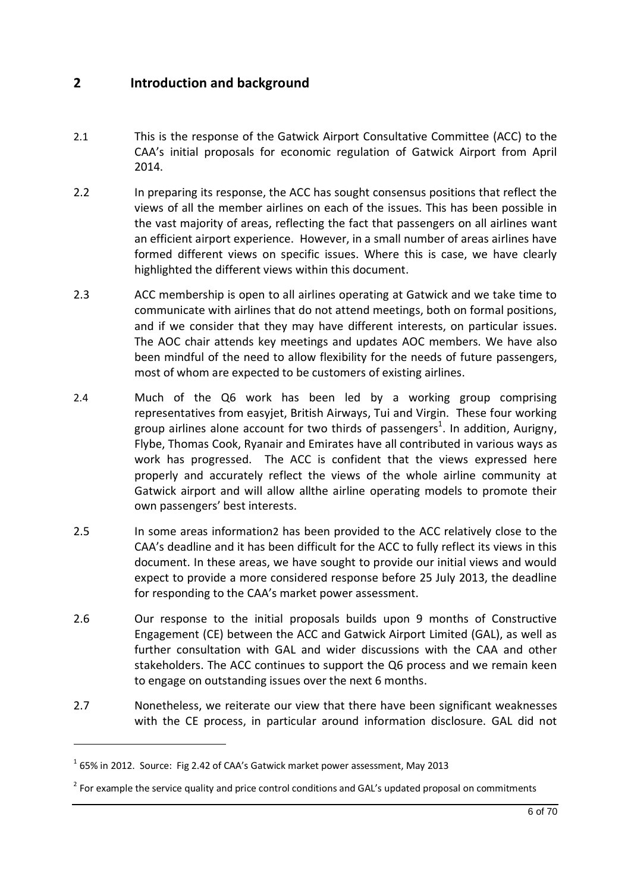## 2 Introduction and background

2.1 This is the response of the Gatwick Airport Consultative Committee (ACC) to the CAA's initial proposals for economic regulation of Gatwick Airport from April 2014.

2.2 In preparing its response, the ACC has sought consensus positions that reflect the views of all the member airlines on each of the issues. This has been possible in the vast majority of areas, reflecting the fact that passengers on all airlines want an efficient airport experience. However, in a small number of areas airlines have formed different views on specific issues. Where this is case, we have clearly highlighted the different views within this document.

2.3 ACC membership is open to all airlines operating at Gatwick and we take time to communicate with airlines that do not attend meetings, both on formal positions, and if we consider that they may have different interests, on particular issues. The AOC chair attends key meetings and updates AOC members. We have also been mindful of the need to allow flexibility for the needs of future passengers, most of whom are expected to be customers of existing airlines.

2.4 Much of the Q6 work has been led by a working group comprising representatives from easyjet, British Airways, Tui and Virgin. These four working group airlines alone account for two thirds of passengers[1]. In addition, Aurigny, Flybe, Thomas Cook, Ryanair and Emirates have all contributed in various ways as work has progressed. The ACC is confident that the views expressed here properly and accurately reflect the views of the whole airline community at Gatwick airport and will allow allthe airline operating models to promote their own passengers' best interests.

2.5 In some areas information2 has been provided to the ACC relatively close to the CAA's deadline and it has been difficult for the ACC to fully reflect its views in this document. In these areas, we have sought to provide our initial views and would expect to provide a more considered response before 25 July 2013, the deadline for responding to the CAA's market power assessment.

2.6 Our response to the initial proposals builds upon 9 months of Constructive Engagement (CE) between the ACC and Gatwick Airport Limited (GAL), as well as further consultation with GAL and wider discussions with the CAA and other stakeholders. The ACC continues to support the Q6 process and we remain keen to engage on outstanding issues over the next 6 months.

2.7 Nonetheless, we reiterate our view that there have been significant weaknesses with the CE process, in particular around information disclosure. GAL did not

---

[1] 65% in 2012. Source: Fig 2.42 of CAA's Gatwick market power assessment, May 2013

[2] For example the service quality and price control conditions and GAL's updated proposal on commitments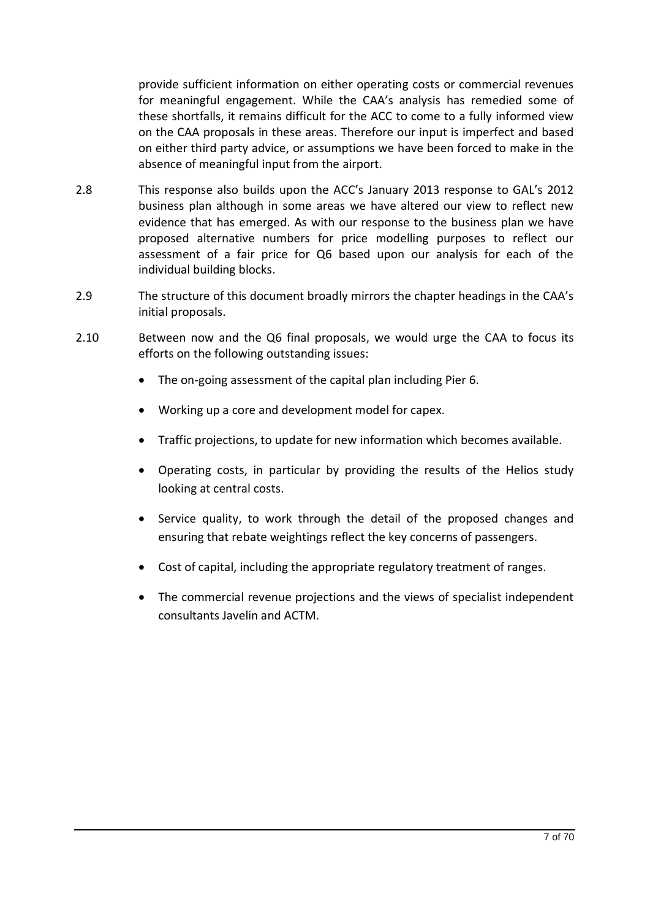provide sufficient information on either operating costs or commercial revenues for meaningful engagement. While the CAA's analysis has remedied some of these shortfalls, it remains difficult for the ACC to come to a fully informed view on the CAA proposals in these areas. Therefore our input is imperfect and based on either third party advice, or assumptions we have been forced to make in the absence of meaningful input from the airport.

2.8 This response also builds upon the ACC's January 2013 response to GAL's 2012 business plan although in some areas we have altered our view to reflect new evidence that has emerged. As with our response to the business plan we have proposed alternative numbers for price modelling purposes to reflect our assessment of a fair price for Q6 based upon our analysis for each of the individual building blocks.

2.9 The structure of this document broadly mirrors the chapter headings in the CAA's initial proposals.

2.10 Between now and the Q6 final proposals, we would urge the CAA to focus its efforts on the following outstanding issues:

- The on-going assessment of the capital plan including Pier 6.
- Working up a core and development model for capex.
- Traffic projections, to update for new information which becomes available.
- Operating costs, in particular by providing the results of the Helios study looking at central costs.
- Service quality, to work through the detail of the proposed changes and ensuring that rebate weightings reflect the key concerns of passengers.
- Cost of capital, including the appropriate regulatory treatment of ranges.
- The commercial revenue projections and the views of specialist independent consultants Javelin and ACTM.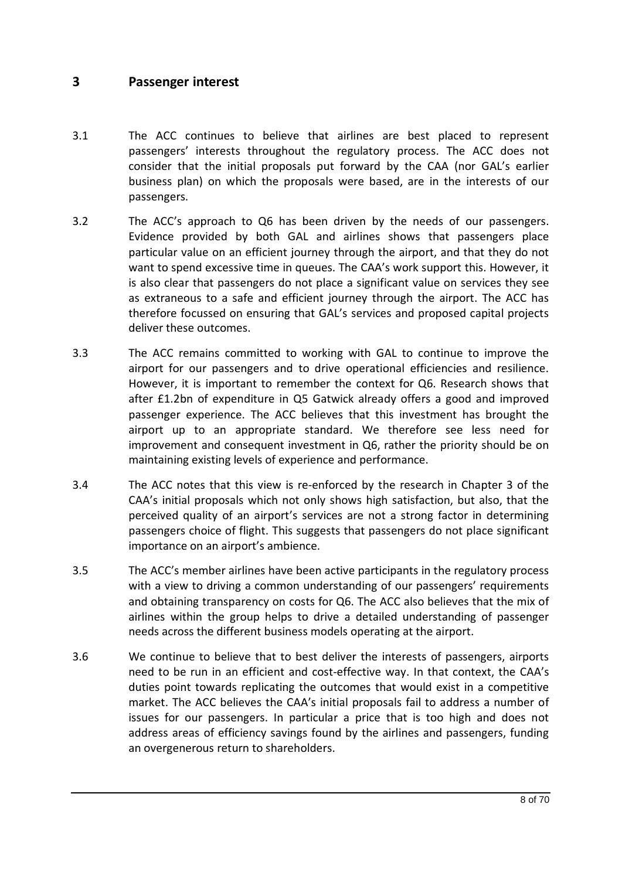## 3 Passenger interest

3.1 The ACC continues to believe that airlines are best placed to represent passengers' interests throughout the regulatory process. The ACC does not consider that the initial proposals put forward by the CAA (nor GAL's earlier business plan) on which the proposals were based, are in the interests of our passengers.

3.2 The ACC's approach to Q6 has been driven by the needs of our passengers. Evidence provided by both GAL and airlines shows that passengers place particular value on an efficient journey through the airport, and that they do not want to spend excessive time in queues. The CAA's work support this. However, it is also clear that passengers do not place a significant value on services they see as extraneous to a safe and efficient journey through the airport. The ACC has therefore focussed on ensuring that GAL's services and proposed capital projects deliver these outcomes.

3.3 The ACC remains committed to working with GAL to continue to improve the airport for our passengers and to drive operational efficiencies and resilience. However, it is important to remember the context for Q6. Research shows that after £1.2bn of expenditure in Q5 Gatwick already offers a good and improved passenger experience. The ACC believes that this investment has brought the airport up to an appropriate standard. We therefore see less need for improvement and consequent investment in Q6, rather the priority should be on maintaining existing levels of experience and performance.

3.4 The ACC notes that this view is re-enforced by the research in Chapter 3 of the CAA's initial proposals which not only shows high satisfaction, but also, that the perceived quality of an airport's services are not a strong factor in determining passengers choice of flight. This suggests that passengers do not place significant importance on an airport's ambience.

3.5 The ACC's member airlines have been active participants in the regulatory process with a view to driving a common understanding of our passengers' requirements and obtaining transparency on costs for Q6. The ACC also believes that the mix of airlines within the group helps to drive a detailed understanding of passenger needs across the different business models operating at the airport.

3.6 We continue to believe that to best deliver the interests of passengers, airports need to be run in an efficient and cost-effective way. In that context, the CAA's duties point towards replicating the outcomes that would exist in a competitive market. The ACC believes the CAA's initial proposals fail to address a number of issues for our passengers. In particular a price that is too high and does not address areas of efficiency savings found by the airlines and passengers, funding an overgenerous return to shareholders.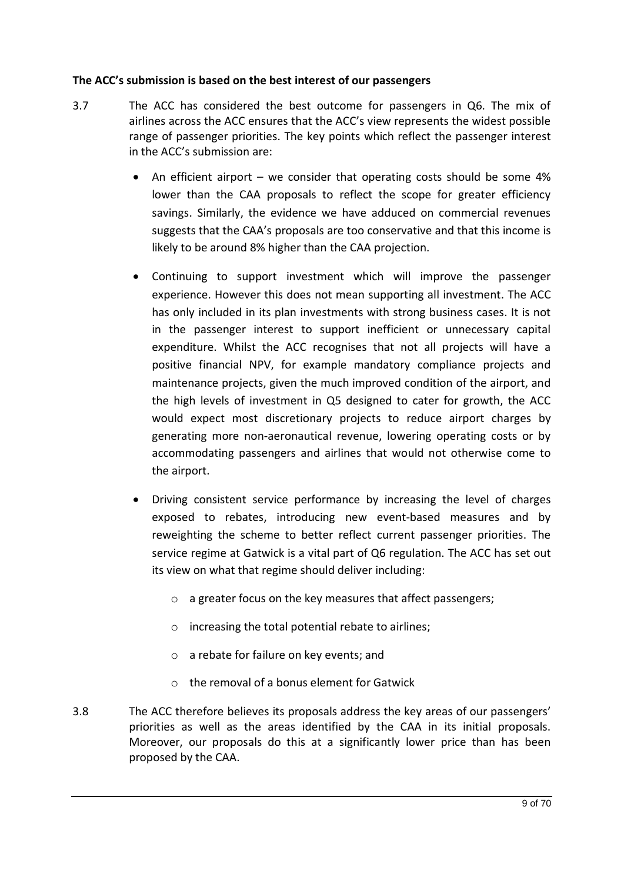**The ACC's submission is based on the best interest of our passengers**

3.7 The ACC has considered the best outcome for passengers in Q6. The mix of airlines across the ACC ensures that the ACC's view represents the widest possible range of passenger priorities. The key points which reflect the passenger interest in the ACC's submission are:

- An efficient airport – we consider that operating costs should be some 4% lower than the CAA proposals to reflect the scope for greater efficiency savings. Similarly, the evidence we have adduced on commercial revenues suggests that the CAA's proposals are too conservative and that this income is likely to be around 8% higher than the CAA projection.

- Continuing to support investment which will improve the passenger experience. However this does not mean supporting all investment. The ACC has only included in its plan investments with strong business cases. It is not in the passenger interest to support inefficient or unnecessary capital expenditure. Whilst the ACC recognises that not all projects will have a positive financial NPV, for example mandatory compliance projects and maintenance projects, given the much improved condition of the airport, and the high levels of investment in Q5 designed to cater for growth, the ACC would expect most discretionary projects to reduce airport charges by generating more non-aeronautical revenue, lowering operating costs or by accommodating passengers and airlines that would not otherwise come to the airport.

- Driving consistent service performance by increasing the level of charges exposed to rebates, introducing new event-based measures and by reweighting the scheme to better reflect current passenger priorities. The service regime at Gatwick is a vital part of Q6 regulation. The ACC has set out its view on what that regime should deliver including:

  - a greater focus on the key measures that affect passengers;
  - increasing the total potential rebate to airlines;
  - a rebate for failure on key events; and
  - the removal of a bonus element for Gatwick

3.8 The ACC therefore believes its proposals address the key areas of our passengers' priorities as well as the areas identified by the CAA in its initial proposals. Moreover, our proposals do this at a significantly lower price than has been proposed by the CAA.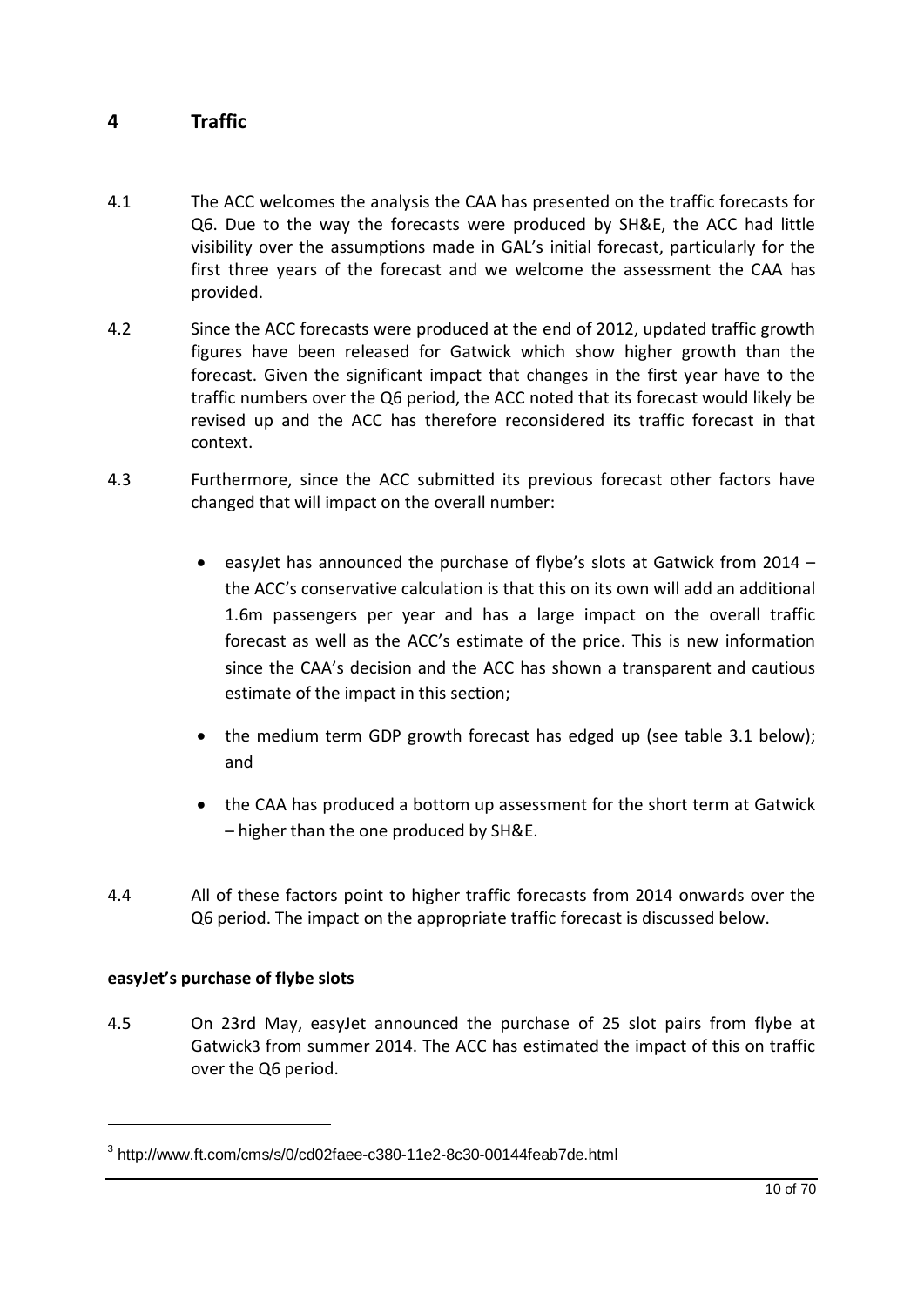# 4 Traffic

4.1 The ACC welcomes the analysis the CAA has presented on the traffic forecasts for Q6. Due to the way the forecasts were produced by SH&E, the ACC had little visibility over the assumptions made in GAL's initial forecast, particularly for the first three years of the forecast and we welcome the assessment the CAA has provided.

4.2 Since the ACC forecasts were produced at the end of 2012, updated traffic growth figures have been released for Gatwick which show higher growth than the forecast. Given the significant impact that changes in the first year have to the traffic numbers over the Q6 period, the ACC noted that its forecast would likely be revised up and the ACC has therefore reconsidered its traffic forecast in that context.

4.3 Furthermore, since the ACC submitted its previous forecast other factors have changed that will impact on the overall number:

- easyJet has announced the purchase of flybe's slots at Gatwick from 2014 – the ACC's conservative calculation is that this on its own will add an additional 1.6m passengers per year and has a large impact on the overall traffic forecast as well as the ACC's estimate of the price. This is new information since the CAA's decision and the ACC has shown a transparent and cautious estimate of the impact in this section;
- the medium term GDP growth forecast has edged up (see table 3.1 below); and
- the CAA has produced a bottom up assessment for the short term at Gatwick – higher than the one produced by SH&E.

4.4 All of these factors point to higher traffic forecasts from 2014 onwards over the Q6 period. The impact on the appropriate traffic forecast is discussed below.

**easyJet's purchase of flybe slots**

4.5 On 23rd May, easyJet announced the purchase of 25 slot pairs from flybe at Gatwick[3] from summer 2014. The ACC has estimated the impact of this on traffic over the Q6 period.

[3] http://www.ft.com/cms/s/0/cd02faee-c380-11e2-8c30-00144feab7de.html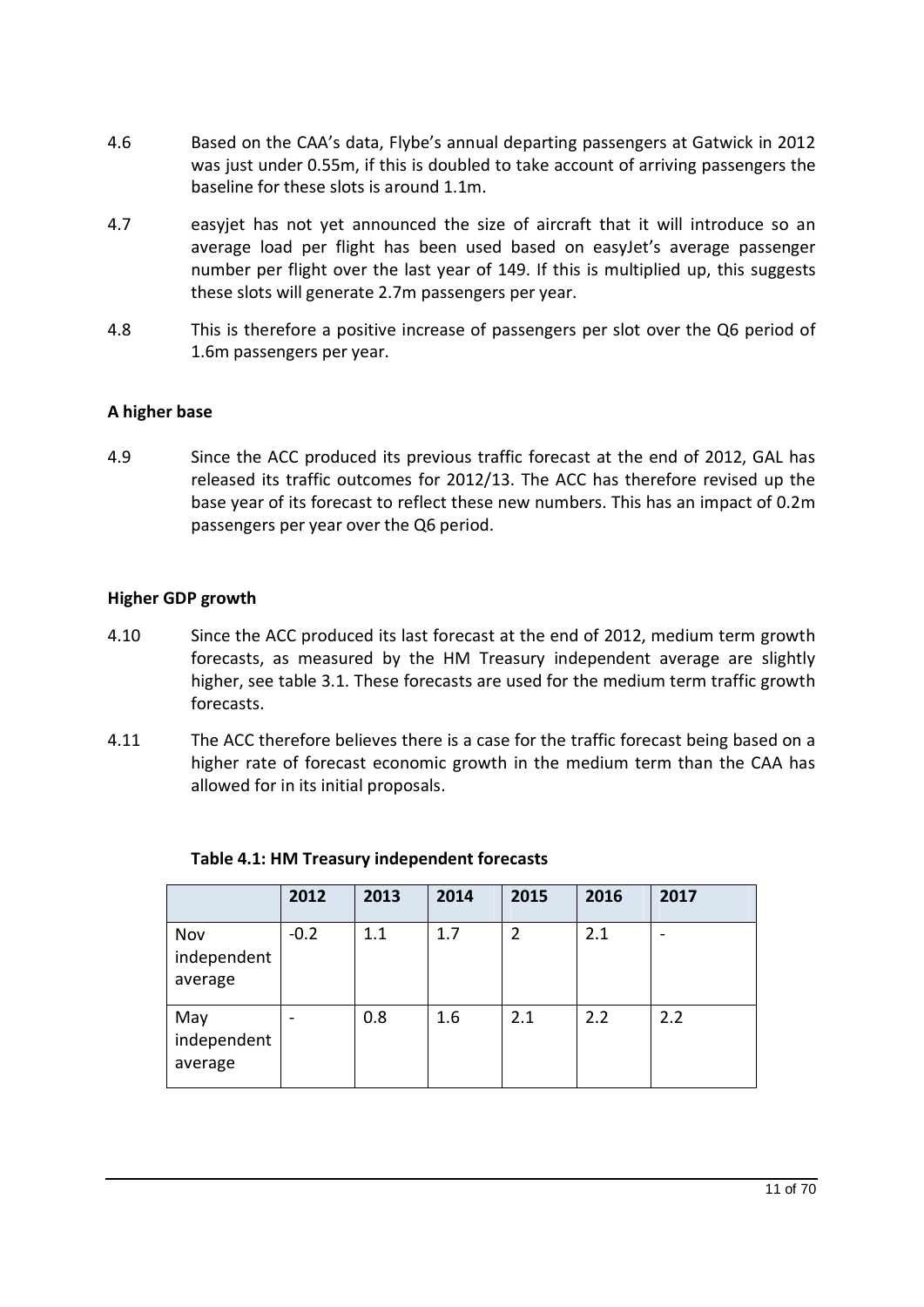4.6 Based on the CAA's data, Flybe's annual departing passengers at Gatwick in 2012 was just under 0.55m, if this is doubled to take account of arriving passengers the baseline for these slots is around 1.1m.

4.7 easyjet has not yet announced the size of aircraft that it will introduce so an average load per flight has been used based on easyJet's average passenger number per flight over the last year of 149. If this is multiplied up, this suggests these slots will generate 2.7m passengers per year.

4.8 This is therefore a positive increase of passengers per slot over the Q6 period of 1.6m passengers per year.

**A higher base**

4.9 Since the ACC produced its previous traffic forecast at the end of 2012, GAL has released its traffic outcomes for 2012/13. The ACC has therefore revised up the base year of its forecast to reflect these new numbers. This has an impact of 0.2m passengers per year over the Q6 period.

**Higher GDP growth**

4.10 Since the ACC produced its last forecast at the end of 2012, medium term growth forecasts, as measured by the HM Treasury independent average are slightly higher, see table 3.1. These forecasts are used for the medium term traffic growth forecasts.

4.11 The ACC therefore believes there is a case for the traffic forecast being based on a higher rate of forecast economic growth in the medium term than the CAA has allowed for in its initial proposals.

**Table 4.1: HM Treasury independent forecasts**

| | 2012 | 2013 | 2014 | 2015 | 2016 | 2017 |
|---|---|---|---|---|---|---|
| Nov independent average | -0.2 | 1.1 | 1.7 | 2 | 2.1 | - |
| May independent average | - | 0.8 | 1.6 | 2.1 | 2.2 | 2.2 |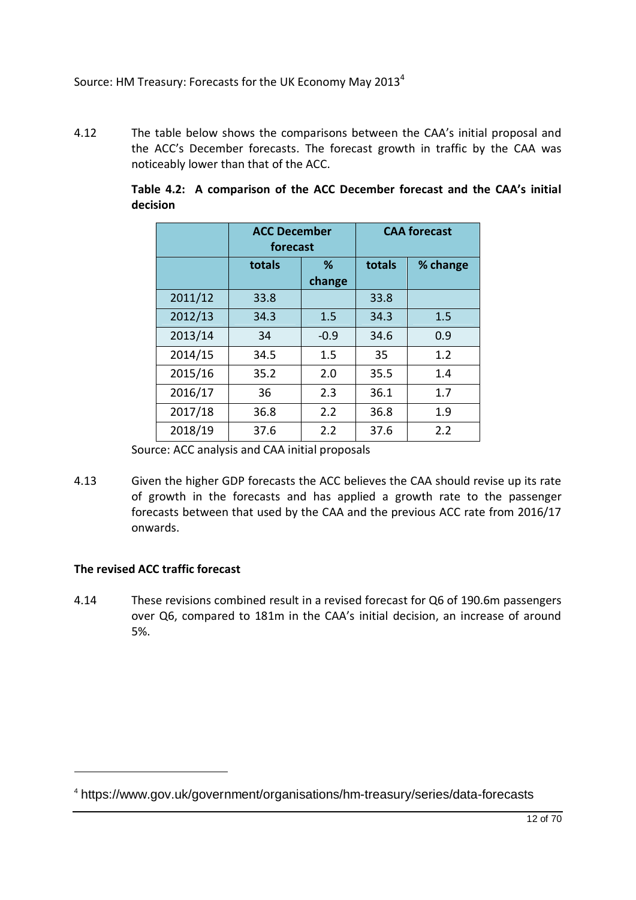Source: HM Treasury: Forecasts for the UK Economy May 2013[4]

4.12 The table below shows the comparisons between the CAA's initial proposal and the ACC's December forecasts. The forecast growth in traffic by the CAA was noticeably lower than that of the ACC.

**Table 4.2: A comparison of the ACC December forecast and the CAA's initial decision**

| | ACC December forecast | | CAA forecast | |
|---|---|---|---|---|
| | totals | % change | totals | % change |
| 2011/12 | 33.8 | | 33.8 | |
| 2012/13 | 34.3 | 1.5 | 34.3 | 1.5 |
| 2013/14 | 34 | -0.9 | 34.6 | 0.9 |
| 2014/15 | 34.5 | 1.5 | 35 | 1.2 |
| 2015/16 | 35.2 | 2.0 | 35.5 | 1.4 |
| 2016/17 | 36 | 2.3 | 36.1 | 1.7 |
| 2017/18 | 36.8 | 2.2 | 36.8 | 1.9 |
| 2018/19 | 37.6 | 2.2 | 37.6 | 2.2 |

Source: ACC analysis and CAA initial proposals

4.13 Given the higher GDP forecasts the ACC believes the CAA should revise up its rate of growth in the forecasts and has applied a growth rate to the passenger forecasts between that used by the CAA and the previous ACC rate from 2016/17 onwards.

**The revised ACC traffic forecast**

4.14 These revisions combined result in a revised forecast for Q6 of 190.6m passengers over Q6, compared to 181m in the CAA's initial decision, an increase of around 5%.

[4] https://www.gov.uk/government/organisations/hm-treasury/series/data-forecasts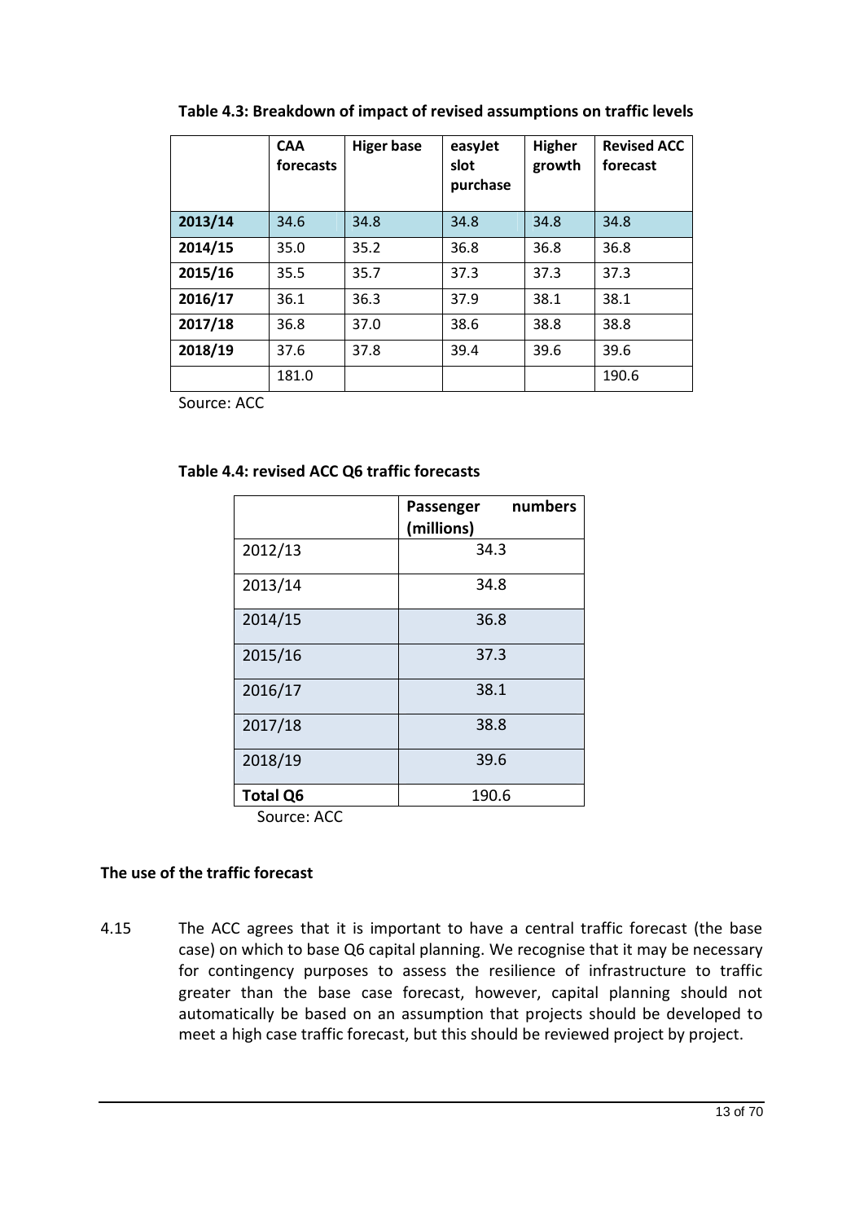**Table 4.3: Breakdown of impact of revised assumptions on traffic levels**

| | CAA forecasts | Higer base | easyJet slot purchase | Higher growth | Revised ACC forecast |
|---|---|---|---|---|---|
| **2013/14** | 34.6 | 34.8 | 34.8 | 34.8 | 34.8 |
| **2014/15** | 35.0 | 35.2 | 36.8 | 36.8 | 36.8 |
| **2015/16** | 35.5 | 35.7 | 37.3 | 37.3 | 37.3 |
| **2016/17** | 36.1 | 36.3 | 37.9 | 38.1 | 38.1 |
| **2017/18** | 36.8 | 37.0 | 38.6 | 38.8 | 38.8 |
| **2018/19** | 37.6 | 37.8 | 39.4 | 39.6 | 39.6 |
| | 181.0 | | | | 190.6 |

Source: ACC

**Table 4.4: revised ACC Q6 traffic forecasts**

| | Passenger numbers (millions) |
|---|---|
| 2012/13 | 34.3 |
| 2013/14 | 34.8 |
| 2014/15 | 36.8 |
| 2015/16 | 37.3 |
| 2016/17 | 38.1 |
| 2017/18 | 38.8 |
| 2018/19 | 39.6 |
| **Total Q6** | 190.6 |

Source: ACC

**The use of the traffic forecast**

4.15 The ACC agrees that it is important to have a central traffic forecast (the base case) on which to base Q6 capital planning. We recognise that it may be necessary for contingency purposes to assess the resilience of infrastructure to traffic greater than the base case forecast, however, capital planning should not automatically be based on an assumption that projects should be developed to meet a high case traffic forecast, but this should be reviewed project by project.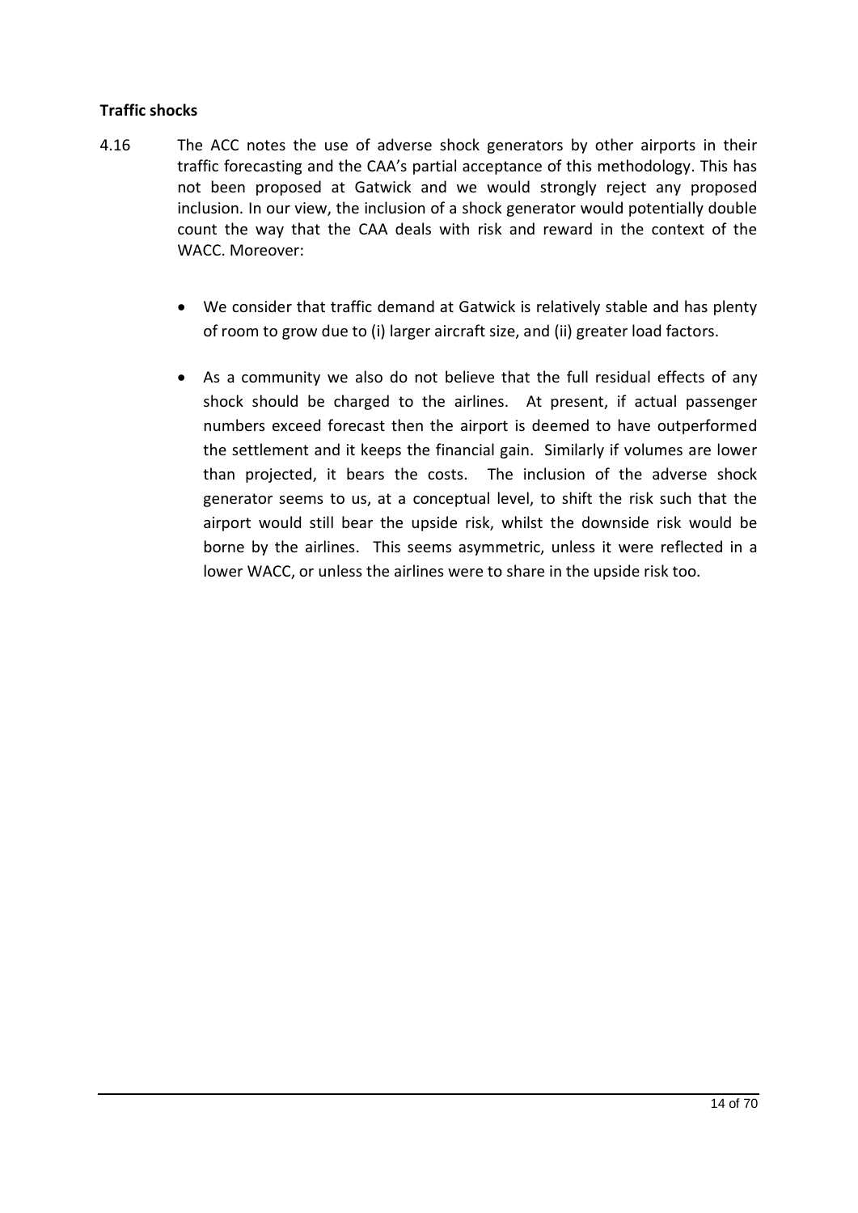**Traffic shocks**

4.16 The ACC notes the use of adverse shock generators by other airports in their traffic forecasting and the CAA's partial acceptance of this methodology. This has not been proposed at Gatwick and we would strongly reject any proposed inclusion. In our view, the inclusion of a shock generator would potentially double count the way that the CAA deals with risk and reward in the context of the WACC. Moreover:

- We consider that traffic demand at Gatwick is relatively stable and has plenty of room to grow due to (i) larger aircraft size, and (ii) greater load factors.

- As a community we also do not believe that the full residual effects of any shock should be charged to the airlines. At present, if actual passenger numbers exceed forecast then the airport is deemed to have outperformed the settlement and it keeps the financial gain. Similarly if volumes are lower than projected, it bears the costs. The inclusion of the adverse shock generator seems to us, at a conceptual level, to shift the risk such that the airport would still bear the upside risk, whilst the downside risk would be borne by the airlines. This seems asymmetric, unless it were reflected in a lower WACC, or unless the airlines were to share in the upside risk too.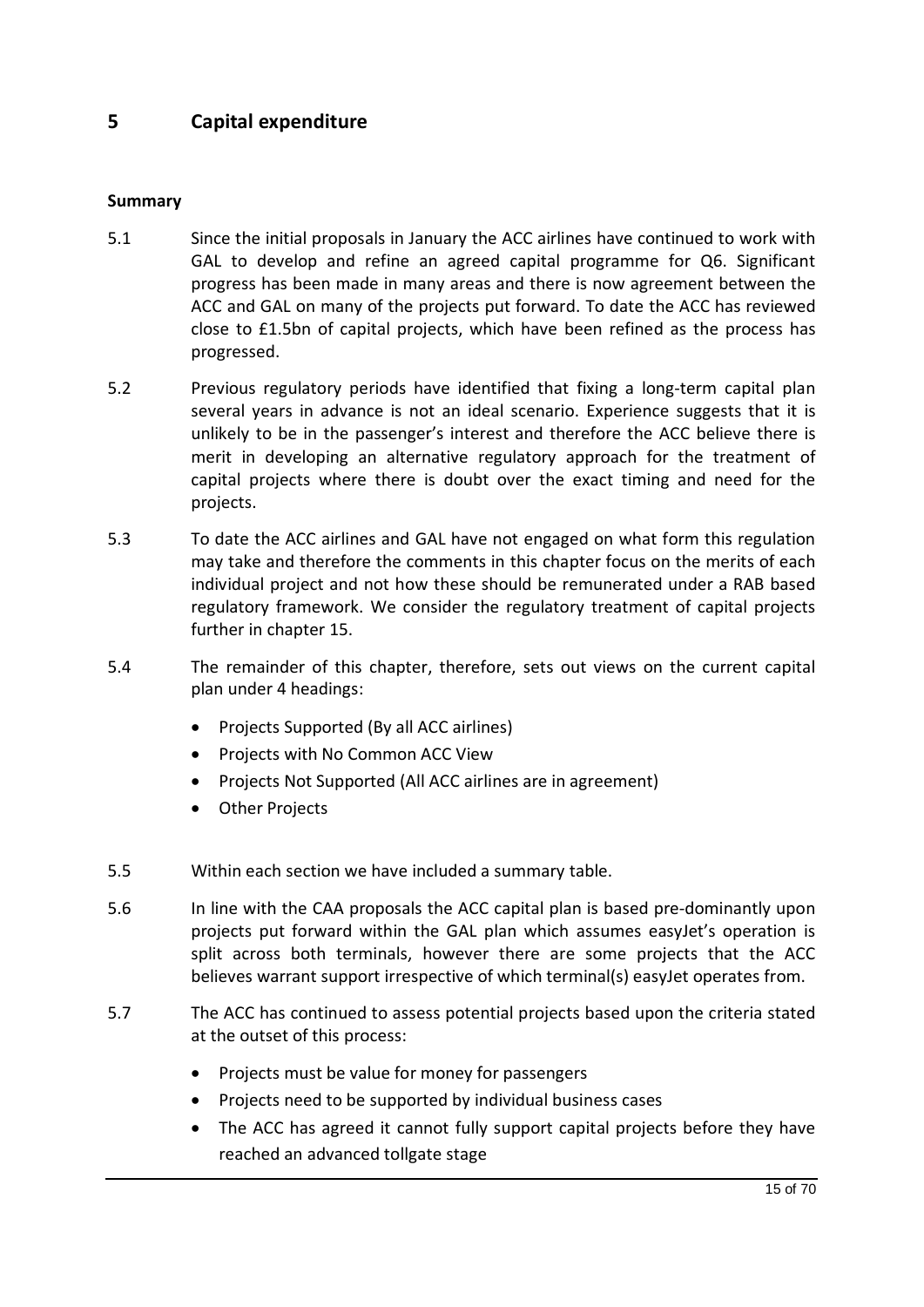## 5 Capital expenditure

### Summary

5.1 Since the initial proposals in January the ACC airlines have continued to work with GAL to develop and refine an agreed capital programme for Q6. Significant progress has been made in many areas and there is now agreement between the ACC and GAL on many of the projects put forward. To date the ACC has reviewed close to £1.5bn of capital projects, which have been refined as the process has progressed.

5.2 Previous regulatory periods have identified that fixing a long-term capital plan several years in advance is not an ideal scenario. Experience suggests that it is unlikely to be in the passenger's interest and therefore the ACC believe there is merit in developing an alternative regulatory approach for the treatment of capital projects where there is doubt over the exact timing and need for the projects.

5.3 To date the ACC airlines and GAL have not engaged on what form this regulation may take and therefore the comments in this chapter focus on the merits of each individual project and not how these should be remunerated under a RAB based regulatory framework. We consider the regulatory treatment of capital projects further in chapter 15.

5.4 The remainder of this chapter, therefore, sets out views on the current capital plan under 4 headings:

- Projects Supported (By all ACC airlines)
- Projects with No Common ACC View
- Projects Not Supported (All ACC airlines are in agreement)
- Other Projects

5.5 Within each section we have included a summary table.

5.6 In line with the CAA proposals the ACC capital plan is based pre-dominantly upon projects put forward within the GAL plan which assumes easyJet's operation is split across both terminals, however there are some projects that the ACC believes warrant support irrespective of which terminal(s) easyJet operates from.

5.7 The ACC has continued to assess potential projects based upon the criteria stated at the outset of this process:

- Projects must be value for money for passengers
- Projects need to be supported by individual business cases
- The ACC has agreed it cannot fully support capital projects before they have reached an advanced tollgate stage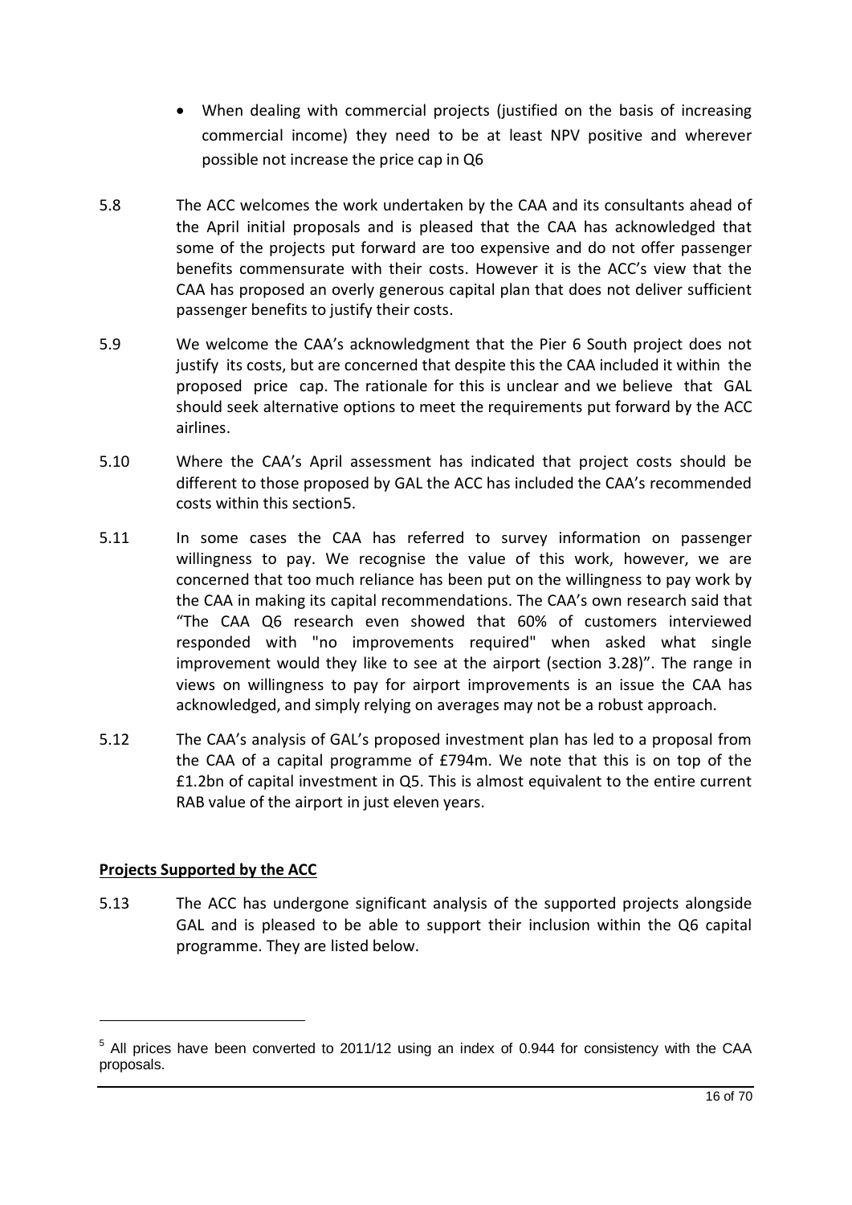- When dealing with commercial projects (justified on the basis of increasing commercial income) they need to be at least NPV positive and wherever possible not increase the price cap in Q6

5.8 The ACC welcomes the work undertaken by the CAA and its consultants ahead of the April initial proposals and is pleased that the CAA has acknowledged that some of the projects put forward are too expensive and do not offer passenger benefits commensurate with their costs. However it is the ACC's view that the CAA has proposed an overly generous capital plan that does not deliver sufficient passenger benefits to justify their costs.

5.9 We welcome the CAA's acknowledgment that the Pier 6 South project does not justify its costs, but are concerned that despite this the CAA included it within the proposed price cap. The rationale for this is unclear and we believe that GAL should seek alternative options to meet the requirements put forward by the ACC airlines.

5.10 Where the CAA's April assessment has indicated that project costs should be different to those proposed by GAL the ACC has included the CAA's recommended costs within this section[5].

5.11 In some cases the CAA has referred to survey information on passenger willingness to pay. We recognise the value of this work, however, we are concerned that too much reliance has been put on the willingness to pay work by the CAA in making its capital recommendations. The CAA's own research said that "The CAA Q6 research even showed that 60% of customers interviewed responded with "no improvements required" when asked what single improvement would they like to see at the airport (section 3.28)". The range in views on willingness to pay for airport improvements is an issue the CAA has acknowledged, and simply relying on averages may not be a robust approach.

5.12 The CAA's analysis of GAL's proposed investment plan has led to a proposal from the CAA of a capital programme of £794m. We note that this is on top of the £1.2bn of capital investment in Q5. This is almost equivalent to the entire current RAB value of the airport in just eleven years.

**Projects Supported by the ACC**

5.13 The ACC has undergone significant analysis of the supported projects alongside GAL and is pleased to be able to support their inclusion within the Q6 capital programme. They are listed below.

[5] All prices have been converted to 2011/12 using an index of 0.944 for consistency with the CAA proposals.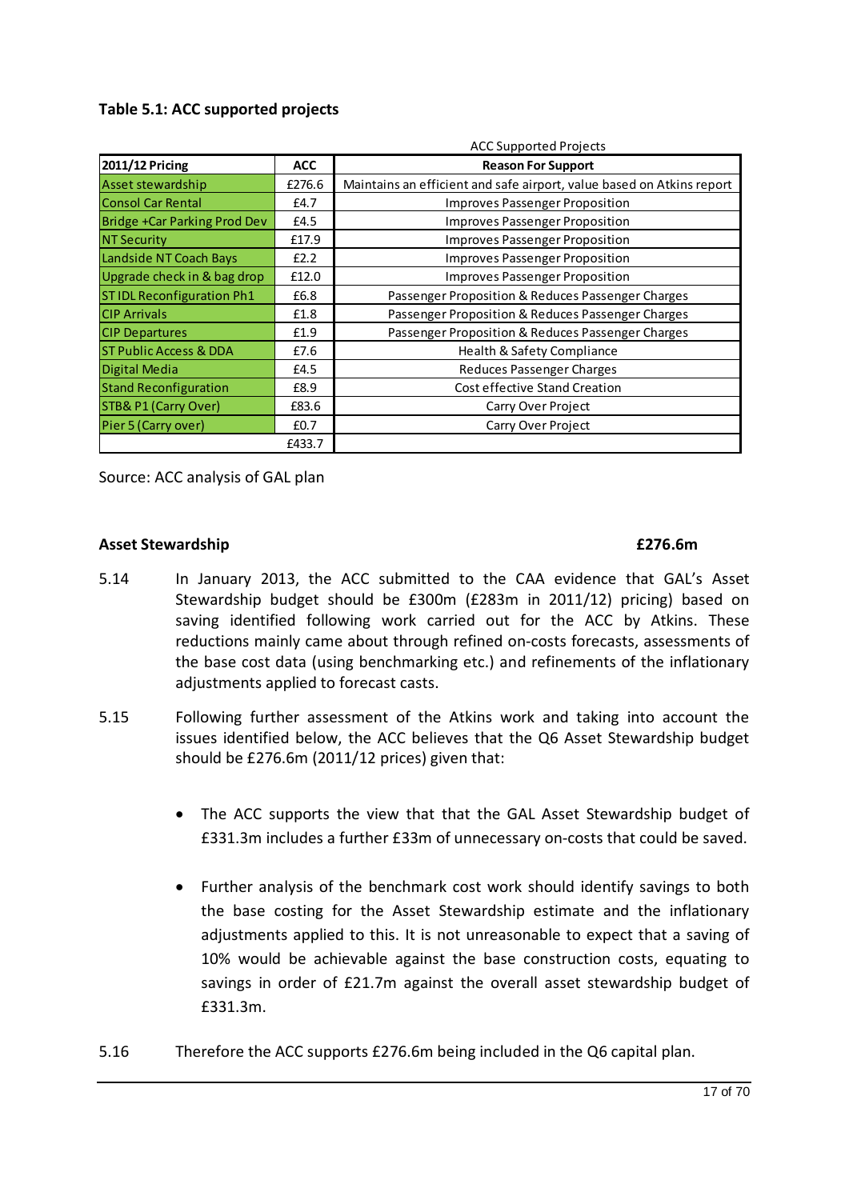**Table 5.1: ACC supported projects**

| | | ACC Supported Projects |
|---|---|---|
| **2011/12 Pricing** | **ACC** | **Reason For Support** |
| Asset stewardship | £276.6 | Maintains an efficient and safe airport, value based on Atkins report |
| Consol Car Rental | £4.7 | Improves Passenger Proposition |
| Bridge +Car Parking Prod Dev | £4.5 | Improves Passenger Proposition |
| NT Security | £17.9 | Improves Passenger Proposition |
| Landside NT Coach Bays | £2.2 | Improves Passenger Proposition |
| Upgrade check in & bag drop | £12.0 | Improves Passenger Proposition |
| ST IDL Reconfiguration Ph1 | £6.8 | Passenger Proposition & Reduces Passenger Charges |
| CIP Arrivals | £1.8 | Passenger Proposition & Reduces Passenger Charges |
| CIP Departures | £1.9 | Passenger Proposition & Reduces Passenger Charges |
| ST Public Access & DDA | £7.6 | Health & Safety Compliance |
| Digital Media | £4.5 | Reduces Passenger Charges |
| Stand Reconfiguration | £8.9 | Cost effective Stand Creation |
| STB& P1 (Carry Over) | £83.6 | Carry Over Project |
| Pier 5 (Carry over) | £0.7 | Carry Over Project |
| | £433.7 | |

Source: ACC analysis of GAL plan

**Asset Stewardship** **£276.6m**

5.14 In January 2013, the ACC submitted to the CAA evidence that GAL's Asset Stewardship budget should be £300m (£283m in 2011/12) pricing) based on saving identified following work carried out for the ACC by Atkins. These reductions mainly came about through refined on-costs forecasts, assessments of the base cost data (using benchmarking etc.) and refinements of the inflationary adjustments applied to forecast casts.

5.15 Following further assessment of the Atkins work and taking into account the issues identified below, the ACC believes that the Q6 Asset Stewardship budget should be £276.6m (2011/12 prices) given that:

- The ACC supports the view that that the GAL Asset Stewardship budget of £331.3m includes a further £33m of unnecessary on-costs that could be saved.

- Further analysis of the benchmark cost work should identify savings to both the base costing for the Asset Stewardship estimate and the inflationary adjustments applied to this. It is not unreasonable to expect that a saving of 10% would be achievable against the base construction costs, equating to savings in order of £21.7m against the overall asset stewardship budget of £331.3m.

5.16 Therefore the ACC supports £276.6m being included in the Q6 capital plan.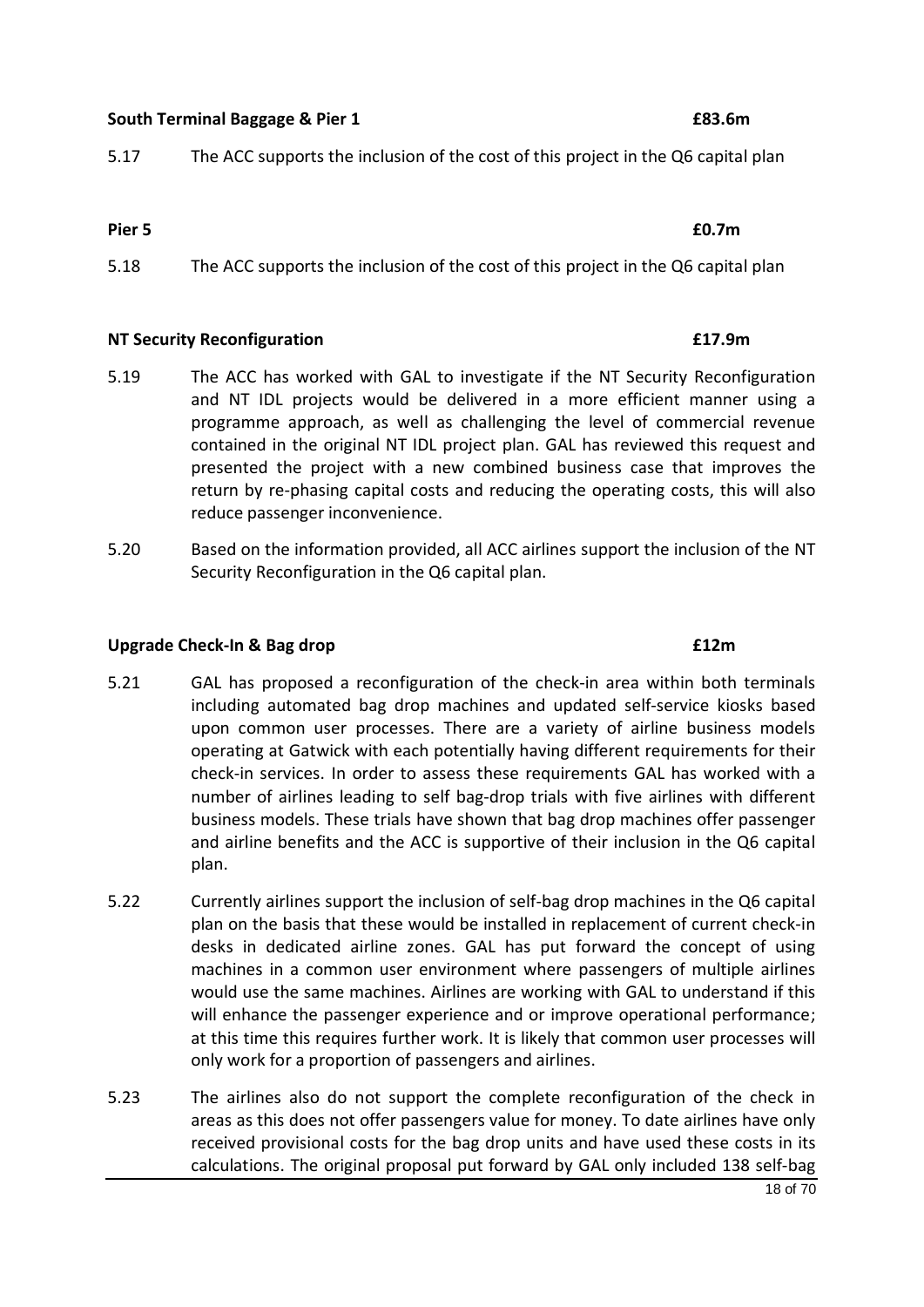**South Terminal Baggage & Pier 1 £83.6m**

5.17 The ACC supports the inclusion of the cost of this project in the Q6 capital plan

**Pier 5 £0.7m**

5.18 The ACC supports the inclusion of the cost of this project in the Q6 capital plan

**NT Security Reconfiguration £17.9m**

5.19 The ACC has worked with GAL to investigate if the NT Security Reconfiguration and NT IDL projects would be delivered in a more efficient manner using a programme approach, as well as challenging the level of commercial revenue contained in the original NT IDL project plan. GAL has reviewed this request and presented the project with a new combined business case that improves the return by re-phasing capital costs and reducing the operating costs, this will also reduce passenger inconvenience.

5.20 Based on the information provided, all ACC airlines support the inclusion of the NT Security Reconfiguration in the Q6 capital plan.

**Upgrade Check-In & Bag drop £12m**

5.21 GAL has proposed a reconfiguration of the check-in area within both terminals including automated bag drop machines and updated self-service kiosks based upon common user processes. There are a variety of airline business models operating at Gatwick with each potentially having different requirements for their check-in services. In order to assess these requirements GAL has worked with a number of airlines leading to self bag-drop trials with five airlines with different business models. These trials have shown that bag drop machines offer passenger and airline benefits and the ACC is supportive of their inclusion in the Q6 capital plan.

5.22 Currently airlines support the inclusion of self-bag drop machines in the Q6 capital plan on the basis that these would be installed in replacement of current check-in desks in dedicated airline zones. GAL has put forward the concept of using machines in a common user environment where passengers of multiple airlines would use the same machines. Airlines are working with GAL to understand if this will enhance the passenger experience and or improve operational performance; at this time this requires further work. It is likely that common user processes will only work for a proportion of passengers and airlines.

5.23 The airlines also do not support the complete reconfiguration of the check in areas as this does not offer passengers value for money. To date airlines have only received provisional costs for the bag drop units and have used these costs in its calculations. The original proposal put forward by GAL only included 138 self-bag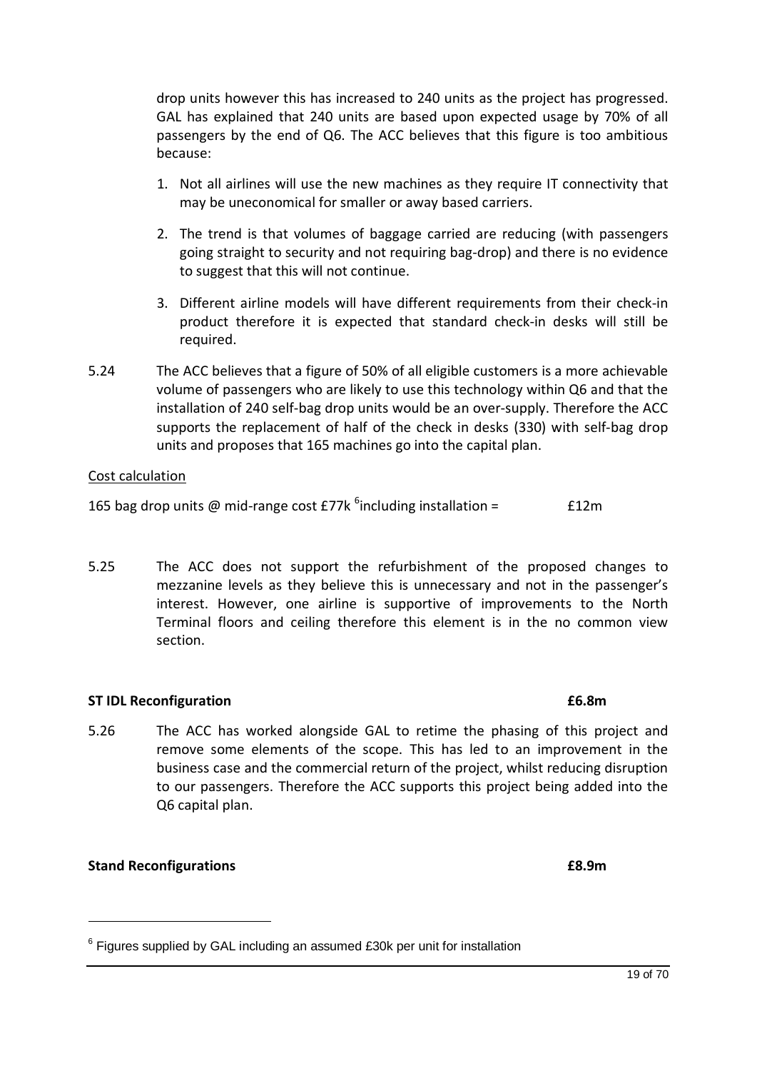drop units however this has increased to 240 units as the project has progressed. GAL has explained that 240 units are based upon expected usage by 70% of all passengers by the end of Q6. The ACC believes that this figure is too ambitious because:

1. Not all airlines will use the new machines as they require IT connectivity that may be uneconomical for smaller or away based carriers.

2. The trend is that volumes of baggage carried are reducing (with passengers going straight to security and not requiring bag-drop) and there is no evidence to suggest that this will not continue.

3. Different airline models will have different requirements from their check-in product therefore it is expected that standard check-in desks will still be required.

5.24 The ACC believes that a figure of 50% of all eligible customers is a more achievable volume of passengers who are likely to use this technology within Q6 and that the installation of 240 self-bag drop units would be an over-supply. Therefore the ACC supports the replacement of half of the check in desks (330) with self-bag drop units and proposes that 165 machines go into the capital plan.

<u>Cost calculation</u>

165 bag drop units @ mid-range cost £77k [6]including installation = £12m

5.25 The ACC does not support the refurbishment of the proposed changes to mezzanine levels as they believe this is unnecessary and not in the passenger's interest. However, one airline is supportive of improvements to the North Terminal floors and ceiling therefore this element is in the no common view section.

**ST IDL Reconfiguration £6.8m**

5.26 The ACC has worked alongside GAL to retime the phasing of this project and remove some elements of the scope. This has led to an improvement in the business case and the commercial return of the project, whilst reducing disruption to our passengers. Therefore the ACC supports this project being added into the Q6 capital plan.

**Stand Reconfigurations £8.9m**

---

[6] Figures supplied by GAL including an assumed £30k per unit for installation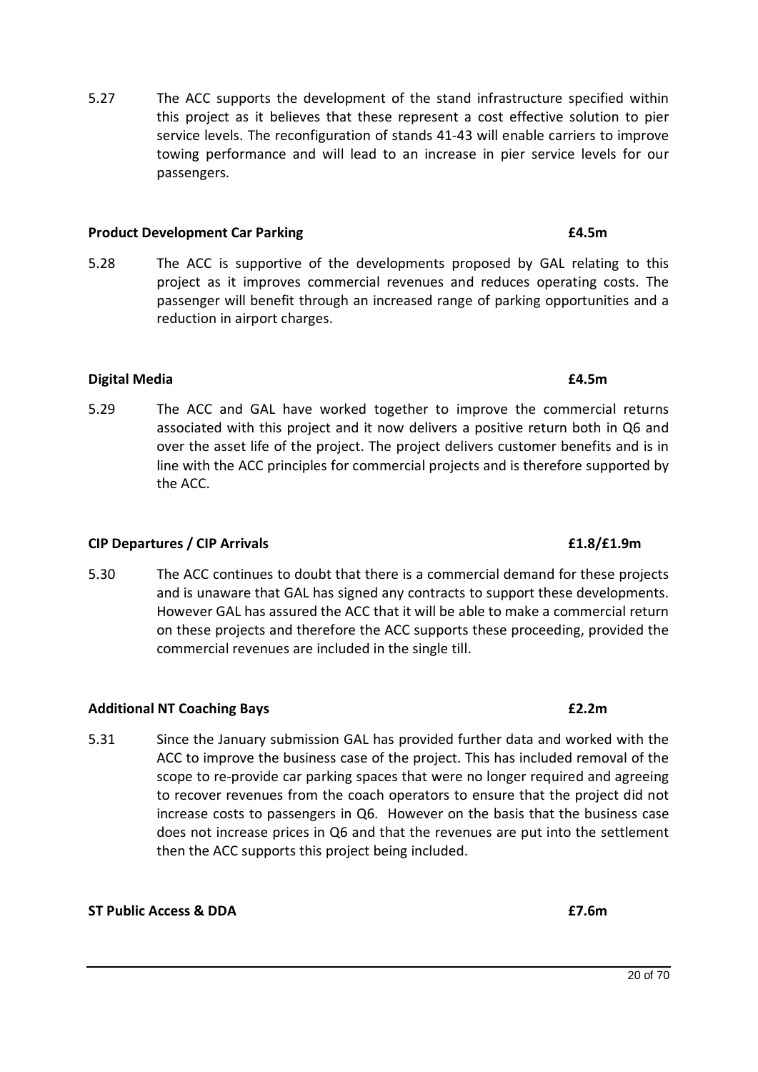5.27 The ACC supports the development of the stand infrastructure specified within this project as it believes that these represent a cost effective solution to pier service levels. The reconfiguration of stands 41-43 will enable carriers to improve towing performance and will lead to an increase in pier service levels for our passengers.

**Product Development Car Parking** **£4.5m**

5.28 The ACC is supportive of the developments proposed by GAL relating to this project as it improves commercial revenues and reduces operating costs. The passenger will benefit through an increased range of parking opportunities and a reduction in airport charges.

**Digital Media** **£4.5m**

5.29 The ACC and GAL have worked together to improve the commercial returns associated with this project and it now delivers a positive return both in Q6 and over the asset life of the project. The project delivers customer benefits and is in line with the ACC principles for commercial projects and is therefore supported by the ACC.

**CIP Departures / CIP Arrivals** **£1.8/£1.9m**

5.30 The ACC continues to doubt that there is a commercial demand for these projects and is unaware that GAL has signed any contracts to support these developments. However GAL has assured the ACC that it will be able to make a commercial return on these projects and therefore the ACC supports these proceeding, provided the commercial revenues are included in the single till.

**Additional NT Coaching Bays** **£2.2m**

5.31 Since the January submission GAL has provided further data and worked with the ACC to improve the business case of the project. This has included removal of the scope to re-provide car parking spaces that were no longer required and agreeing to recover revenues from the coach operators to ensure that the project did not increase costs to passengers in Q6. However on the basis that the business case does not increase prices in Q6 and that the revenues are put into the settlement then the ACC supports this project being included.

**ST Public Access & DDA** **£7.6m**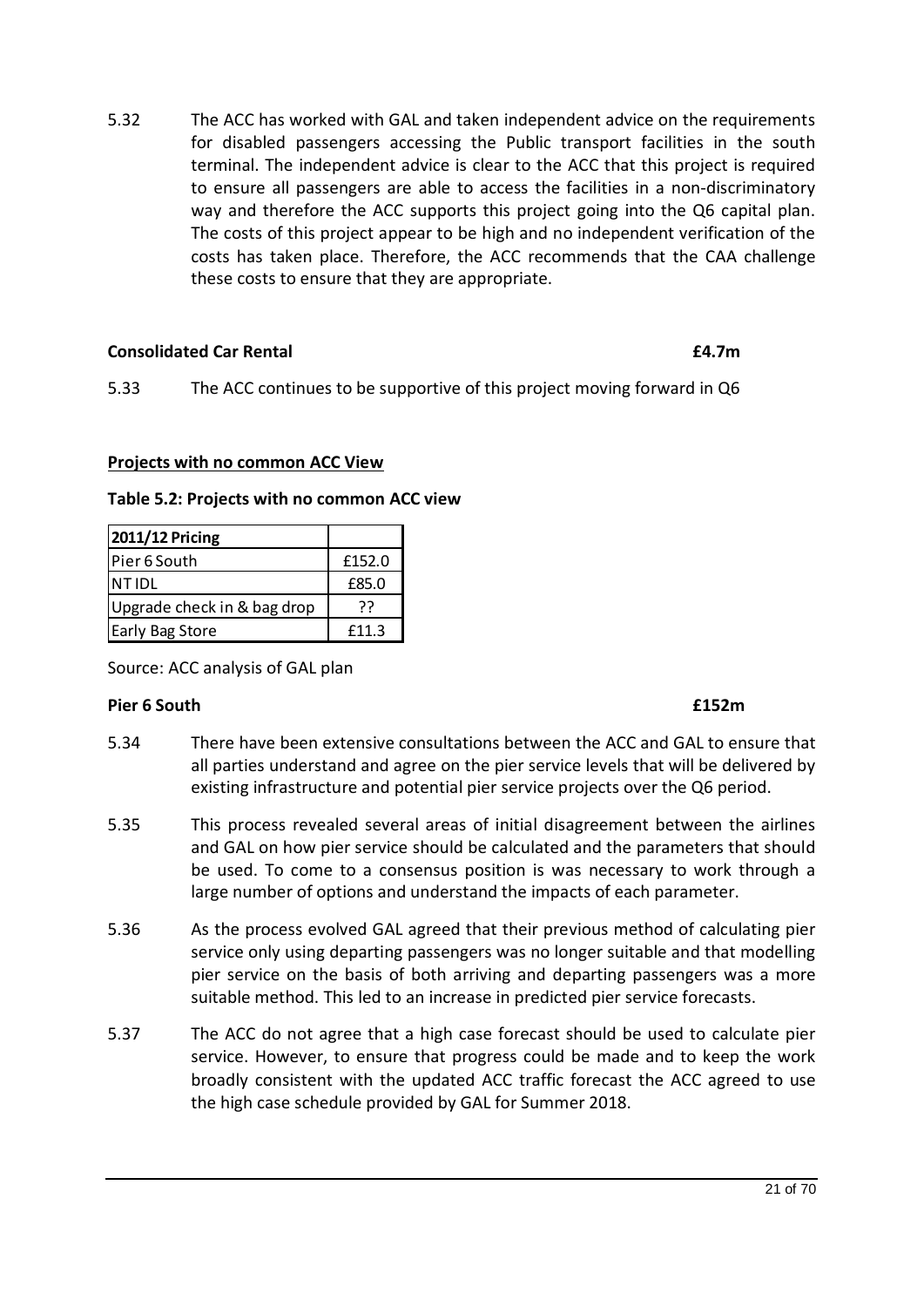5.32 The ACC has worked with GAL and taken independent advice on the requirements for disabled passengers accessing the Public transport facilities in the south terminal. The independent advice is clear to the ACC that this project is required to ensure all passengers are able to access the facilities in a non-discriminatory way and therefore the ACC supports this project going into the Q6 capital plan. The costs of this project appear to be high and no independent verification of the costs has taken place. Therefore, the ACC recommends that the CAA challenge these costs to ensure that they are appropriate.

**Consolidated Car Rental £4.7m**

5.33 The ACC continues to be supportive of this project moving forward in Q6

**Projects with no common ACC View**

**Table 5.2: Projects with no common ACC view**

| 2011/12 Pricing | |
|---|---|
| Pier 6 South | £152.0 |
| NT IDL | £85.0 |
| Upgrade check in & bag drop | ?? |
| Early Bag Store | £11.3 |

Source: ACC analysis of GAL plan

**Pier 6 South £152m**

5.34 There have been extensive consultations between the ACC and GAL to ensure that all parties understand and agree on the pier service levels that will be delivered by existing infrastructure and potential pier service projects over the Q6 period.

5.35 This process revealed several areas of initial disagreement between the airlines and GAL on how pier service should be calculated and the parameters that should be used. To come to a consensus position is was necessary to work through a large number of options and understand the impacts of each parameter.

5.36 As the process evolved GAL agreed that their previous method of calculating pier service only using departing passengers was no longer suitable and that modelling pier service on the basis of both arriving and departing passengers was a more suitable method. This led to an increase in predicted pier service forecasts.

5.37 The ACC do not agree that a high case forecast should be used to calculate pier service. However, to ensure that progress could be made and to keep the work broadly consistent with the updated ACC traffic forecast the ACC agreed to use the high case schedule provided by GAL for Summer 2018.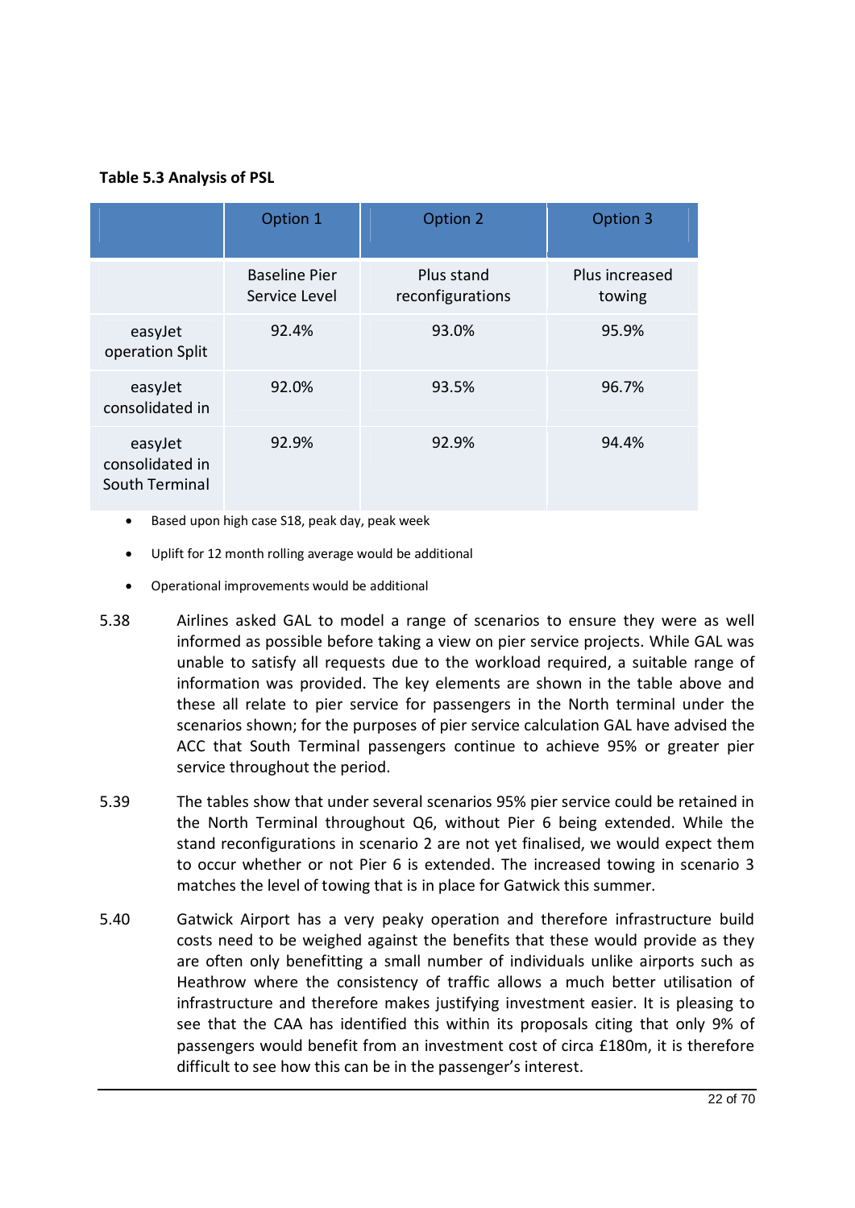**Table 5.3 Analysis of PSL**

| | Option 1 | Option 2 | Option 3 |
|---|---|---|---|
| | Baseline Pier Service Level | Plus stand reconfigurations | Plus increased towing |
| easyJet operation Split | 92.4% | 93.0% | 95.9% |
| easyJet consolidated in | 92.0% | 93.5% | 96.7% |
| easyJet consolidated in South Terminal | 92.9% | 92.9% | 94.4% |

- Based upon high case S18, peak day, peak week
- Uplift for 12 month rolling average would be additional
- Operational improvements would be additional

5.38 Airlines asked GAL to model a range of scenarios to ensure they were as well informed as possible before taking a view on pier service projects. While GAL was unable to satisfy all requests due to the workload required, a suitable range of information was provided. The key elements are shown in the table above and these all relate to pier service for passengers in the North terminal under the scenarios shown; for the purposes of pier service calculation GAL have advised the ACC that South Terminal passengers continue to achieve 95% or greater pier service throughout the period.

5.39 The tables show that under several scenarios 95% pier service could be retained in the North Terminal throughout Q6, without Pier 6 being extended. While the stand reconfigurations in scenario 2 are not yet finalised, we would expect them to occur whether or not Pier 6 is extended. The increased towing in scenario 3 matches the level of towing that is in place for Gatwick this summer.

5.40 Gatwick Airport has a very peaky operation and therefore infrastructure build costs need to be weighed against the benefits that these would provide as they are often only benefitting a small number of individuals unlike airports such as Heathrow where the consistency of traffic allows a much better utilisation of infrastructure and therefore makes justifying investment easier. It is pleasing to see that the CAA has identified this within its proposals citing that only 9% of passengers would benefit from an investment cost of circa £180m, it is therefore difficult to see how this can be in the passenger's interest.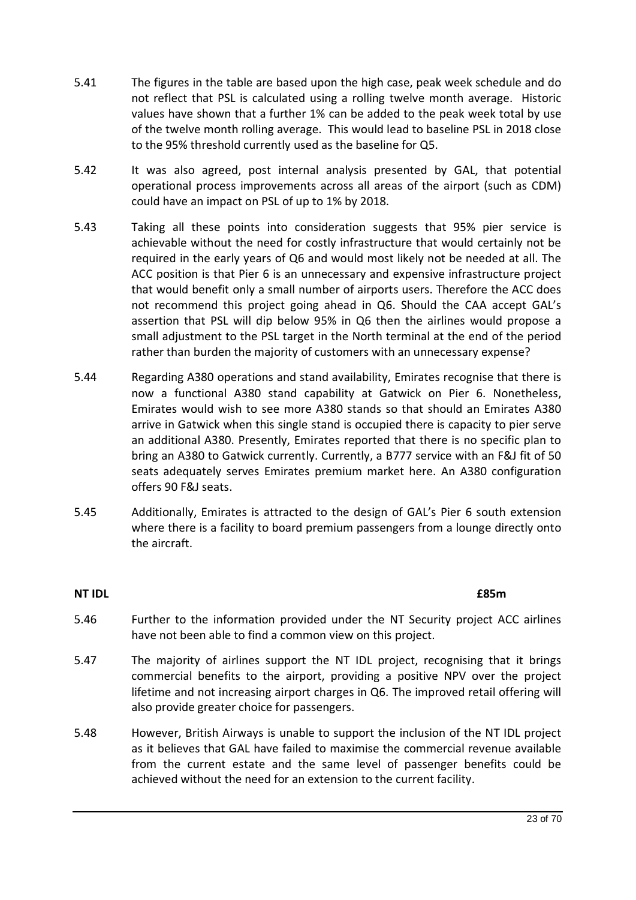5.41 The figures in the table are based upon the high case, peak week schedule and do not reflect that PSL is calculated using a rolling twelve month average. Historic values have shown that a further 1% can be added to the peak week total by use of the twelve month rolling average. This would lead to baseline PSL in 2018 close to the 95% threshold currently used as the baseline for Q5.

5.42 It was also agreed, post internal analysis presented by GAL, that potential operational process improvements across all areas of the airport (such as CDM) could have an impact on PSL of up to 1% by 2018.

5.43 Taking all these points into consideration suggests that 95% pier service is achievable without the need for costly infrastructure that would certainly not be required in the early years of Q6 and would most likely not be needed at all. The ACC position is that Pier 6 is an unnecessary and expensive infrastructure project that would benefit only a small number of airports users. Therefore the ACC does not recommend this project going ahead in Q6. Should the CAA accept GAL's assertion that PSL will dip below 95% in Q6 then the airlines would propose a small adjustment to the PSL target in the North terminal at the end of the period rather than burden the majority of customers with an unnecessary expense?

5.44 Regarding A380 operations and stand availability, Emirates recognise that there is now a functional A380 stand capability at Gatwick on Pier 6. Nonetheless, Emirates would wish to see more A380 stands so that should an Emirates A380 arrive in Gatwick when this single stand is occupied there is capacity to pier serve an additional A380. Presently, Emirates reported that there is no specific plan to bring an A380 to Gatwick currently. Currently, a B777 service with an F&J fit of 50 seats adequately serves Emirates premium market here. An A380 configuration offers 90 F&J seats.

5.45 Additionally, Emirates is attracted to the design of GAL's Pier 6 south extension where there is a facility to board premium passengers from a lounge directly onto the aircraft.

**NT IDL** **£85m**

5.46 Further to the information provided under the NT Security project ACC airlines have not been able to find a common view on this project.

5.47 The majority of airlines support the NT IDL project, recognising that it brings commercial benefits to the airport, providing a positive NPV over the project lifetime and not increasing airport charges in Q6. The improved retail offering will also provide greater choice for passengers.

5.48 However, British Airways is unable to support the inclusion of the NT IDL project as it believes that GAL have failed to maximise the commercial revenue available from the current estate and the same level of passenger benefits could be achieved without the need for an extension to the current facility.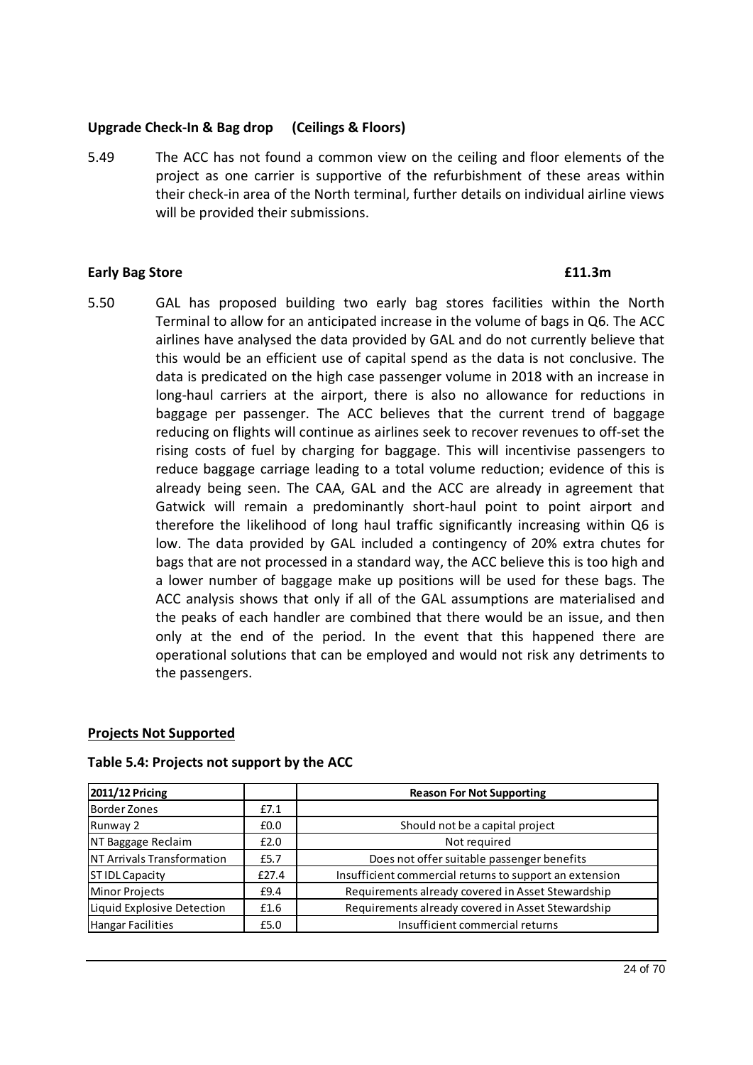**Upgrade Check-In & Bag drop (Ceilings & Floors)**

5.49 The ACC has not found a common view on the ceiling and floor elements of the project as one carrier is supportive of the refurbishment of these areas within their check-in area of the North terminal, further details on individual airline views will be provided their submissions.

**Early Bag Store £11.3m**

5.50 GAL has proposed building two early bag stores facilities within the North Terminal to allow for an anticipated increase in the volume of bags in Q6. The ACC airlines have analysed the data provided by GAL and do not currently believe that this would be an efficient use of capital spend as the data is not conclusive. The data is predicated on the high case passenger volume in 2018 with an increase in long-haul carriers at the airport, there is also no allowance for reductions in baggage per passenger. The ACC believes that the current trend of baggage reducing on flights will continue as airlines seek to recover revenues to off-set the rising costs of fuel by charging for baggage. This will incentivise passengers to reduce baggage carriage leading to a total volume reduction; evidence of this is already being seen. The CAA, GAL and the ACC are already in agreement that Gatwick will remain a predominantly short-haul point to point airport and therefore the likelihood of long haul traffic significantly increasing within Q6 is low. The data provided by GAL included a contingency of 20% extra chutes for bags that are not processed in a standard way, the ACC believe this is too high and a lower number of baggage make up positions will be used for these bags. The ACC analysis shows that only if all of the GAL assumptions are materialised and the peaks of each handler are combined that there would be an issue, and then only at the end of the period. In the event that this happened there are operational solutions that can be employed and would not risk any detriments to the passengers.

**Projects Not Supported**

**Table 5.4: Projects not support by the ACC**

| 2011/12 Pricing | | Reason For Not Supporting |
|---|---|---|
| Border Zones | £7.1 | |
| Runway 2 | £0.0 | Should not be a capital project |
| NT Baggage Reclaim | £2.0 | Not required |
| NT Arrivals Transformation | £5.7 | Does not offer suitable passenger benefits |
| ST IDL Capacity | £27.4 | Insufficient commercial returns to support an extension |
| Minor Projects | £9.4 | Requirements already covered in Asset Stewardship |
| Liquid Explosive Detection | £1.6 | Requirements already covered in Asset Stewardship |
| Hangar Facilities | £5.0 | Insufficient commercial returns |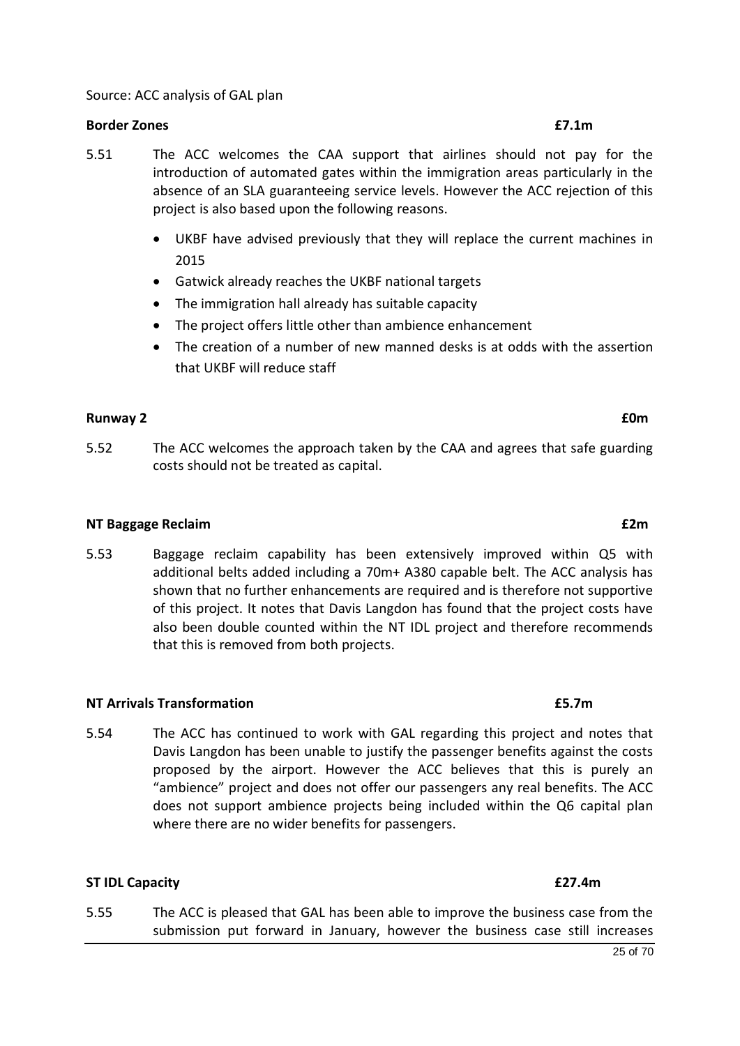Source: ACC analysis of GAL plan

**Border Zones** **£7.1m**

5.51 The ACC welcomes the CAA support that airlines should not pay for the introduction of automated gates within the immigration areas particularly in the absence of an SLA guaranteeing service levels. However the ACC rejection of this project is also based upon the following reasons.

- UKBF have advised previously that they will replace the current machines in 2015
- Gatwick already reaches the UKBF national targets
- The immigration hall already has suitable capacity
- The project offers little other than ambience enhancement
- The creation of a number of new manned desks is at odds with the assertion that UKBF will reduce staff

**Runway 2** **£0m**

5.52 The ACC welcomes the approach taken by the CAA and agrees that safe guarding costs should not be treated as capital.

**NT Baggage Reclaim** **£2m**

5.53 Baggage reclaim capability has been extensively improved within Q5 with additional belts added including a 70m+ A380 capable belt. The ACC analysis has shown that no further enhancements are required and is therefore not supportive of this project. It notes that Davis Langdon has found that the project costs have also been double counted within the NT IDL project and therefore recommends that this is removed from both projects.

**NT Arrivals Transformation** **£5.7m**

5.54 The ACC has continued to work with GAL regarding this project and notes that Davis Langdon has been unable to justify the passenger benefits against the costs proposed by the airport. However the ACC believes that this is purely an "ambience" project and does not offer our passengers any real benefits. The ACC does not support ambience projects being included within the Q6 capital plan where there are no wider benefits for passengers.

**ST IDL Capacity** **£27.4m**

5.55 The ACC is pleased that GAL has been able to improve the business case from the submission put forward in January, however the business case still increases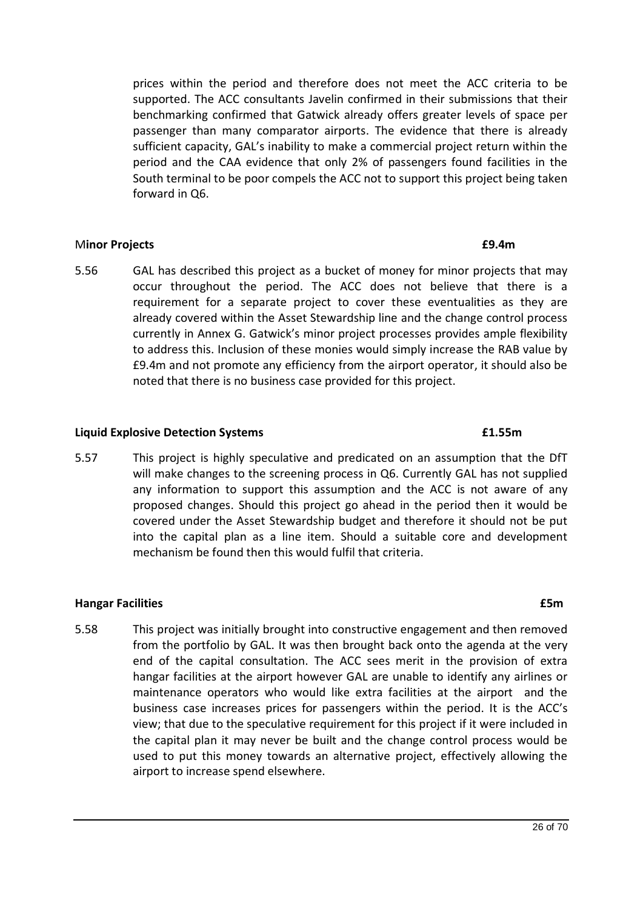prices within the period and therefore does not meet the ACC criteria to be supported. The ACC consultants Javelin confirmed in their submissions that their benchmarking confirmed that Gatwick already offers greater levels of space per passenger than many comparator airports. The evidence that there is already sufficient capacity, GAL's inability to make a commercial project return within the period and the CAA evidence that only 2% of passengers found facilities in the South terminal to be poor compels the ACC not to support this project being taken forward in Q6.

**Minor Projects** **£9.4m**

5.56 GAL has described this project as a bucket of money for minor projects that may occur throughout the period. The ACC does not believe that there is a requirement for a separate project to cover these eventualities as they are already covered within the Asset Stewardship line and the change control process currently in Annex G. Gatwick's minor project processes provides ample flexibility to address this. Inclusion of these monies would simply increase the RAB value by £9.4m and not promote any efficiency from the airport operator, it should also be noted that there is no business case provided for this project.

**Liquid Explosive Detection Systems** **£1.55m**

5.57 This project is highly speculative and predicated on an assumption that the DfT will make changes to the screening process in Q6. Currently GAL has not supplied any information to support this assumption and the ACC is not aware of any proposed changes. Should this project go ahead in the period then it would be covered under the Asset Stewardship budget and therefore it should not be put into the capital plan as a line item. Should a suitable core and development mechanism be found then this would fulfil that criteria.

**Hangar Facilities** **£5m**

5.58 This project was initially brought into constructive engagement and then removed from the portfolio by GAL. It was then brought back onto the agenda at the very end of the capital consultation. The ACC sees merit in the provision of extra hangar facilities at the airport however GAL are unable to identify any airlines or maintenance operators who would like extra facilities at the airport and the business case increases prices for passengers within the period. It is the ACC's view; that due to the speculative requirement for this project if it were included in the capital plan it may never be built and the change control process would be used to put this money towards an alternative project, effectively allowing the airport to increase spend elsewhere.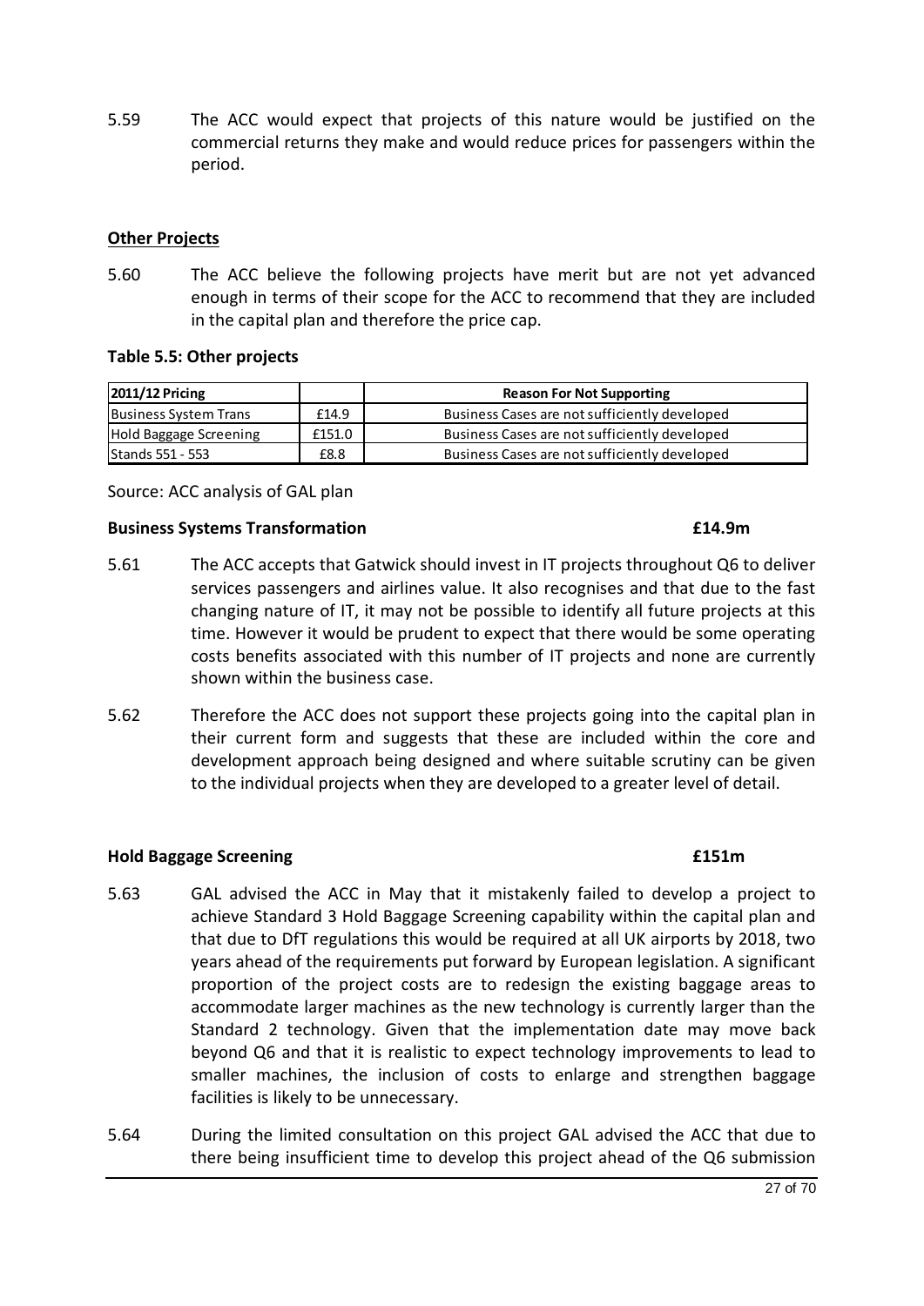5.59 The ACC would expect that projects of this nature would be justified on the commercial returns they make and would reduce prices for passengers within the period.

**Other Projects**

5.60 The ACC believe the following projects have merit but are not yet advanced enough in terms of their scope for the ACC to recommend that they are included in the capital plan and therefore the price cap.

**Table 5.5: Other projects**

| 2011/12 Pricing | | Reason For Not Supporting |
|---|---|---|
| Business System Trans | £14.9 | Business Cases are not sufficiently developed |
| Hold Baggage Screening | £151.0 | Business Cases are not sufficiently developed |
| Stands 551 - 553 | £8.8 | Business Cases are not sufficiently developed |

Source: ACC analysis of GAL plan

**Business Systems Transformation £14.9m**

5.61 The ACC accepts that Gatwick should invest in IT projects throughout Q6 to deliver services passengers and airlines value. It also recognises and that due to the fast changing nature of IT, it may not be possible to identify all future projects at this time. However it would be prudent to expect that there would be some operating costs benefits associated with this number of IT projects and none are currently shown within the business case.

5.62 Therefore the ACC does not support these projects going into the capital plan in their current form and suggests that these are included within the core and development approach being designed and where suitable scrutiny can be given to the individual projects when they are developed to a greater level of detail.

**Hold Baggage Screening £151m**

5.63 GAL advised the ACC in May that it mistakenly failed to develop a project to achieve Standard 3 Hold Baggage Screening capability within the capital plan and that due to DfT regulations this would be required at all UK airports by 2018, two years ahead of the requirements put forward by European legislation. A significant proportion of the project costs are to redesign the existing baggage areas to accommodate larger machines as the new technology is currently larger than the Standard 2 technology. Given that the implementation date may move back beyond Q6 and that it is realistic to expect technology improvements to lead to smaller machines, the inclusion of costs to enlarge and strengthen baggage facilities is likely to be unnecessary.

5.64 During the limited consultation on this project GAL advised the ACC that due to there being insufficient time to develop this project ahead of the Q6 submission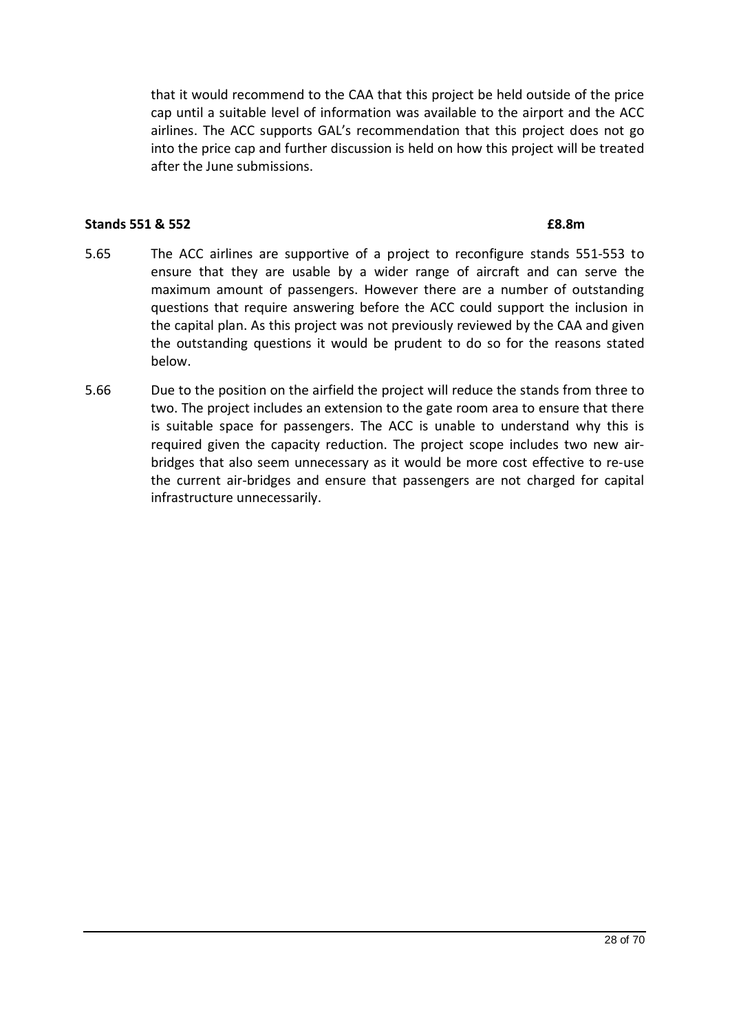that it would recommend to the CAA that this project be held outside of the price cap until a suitable level of information was available to the airport and the ACC airlines. The ACC supports GAL's recommendation that this project does not go into the price cap and further discussion is held on how this project will be treated after the June submissions.

**Stands 551 & 552** **£8.8m**

5.65 The ACC airlines are supportive of a project to reconfigure stands 551-553 to ensure that they are usable by a wider range of aircraft and can serve the maximum amount of passengers. However there are a number of outstanding questions that require answering before the ACC could support the inclusion in the capital plan. As this project was not previously reviewed by the CAA and given the outstanding questions it would be prudent to do so for the reasons stated below.

5.66 Due to the position on the airfield the project will reduce the stands from three to two. The project includes an extension to the gate room area to ensure that there is suitable space for passengers. The ACC is unable to understand why this is required given the capacity reduction. The project scope includes two new air-bridges that also seem unnecessary as it would be more cost effective to re-use the current air-bridges and ensure that passengers are not charged for capital infrastructure unnecessarily.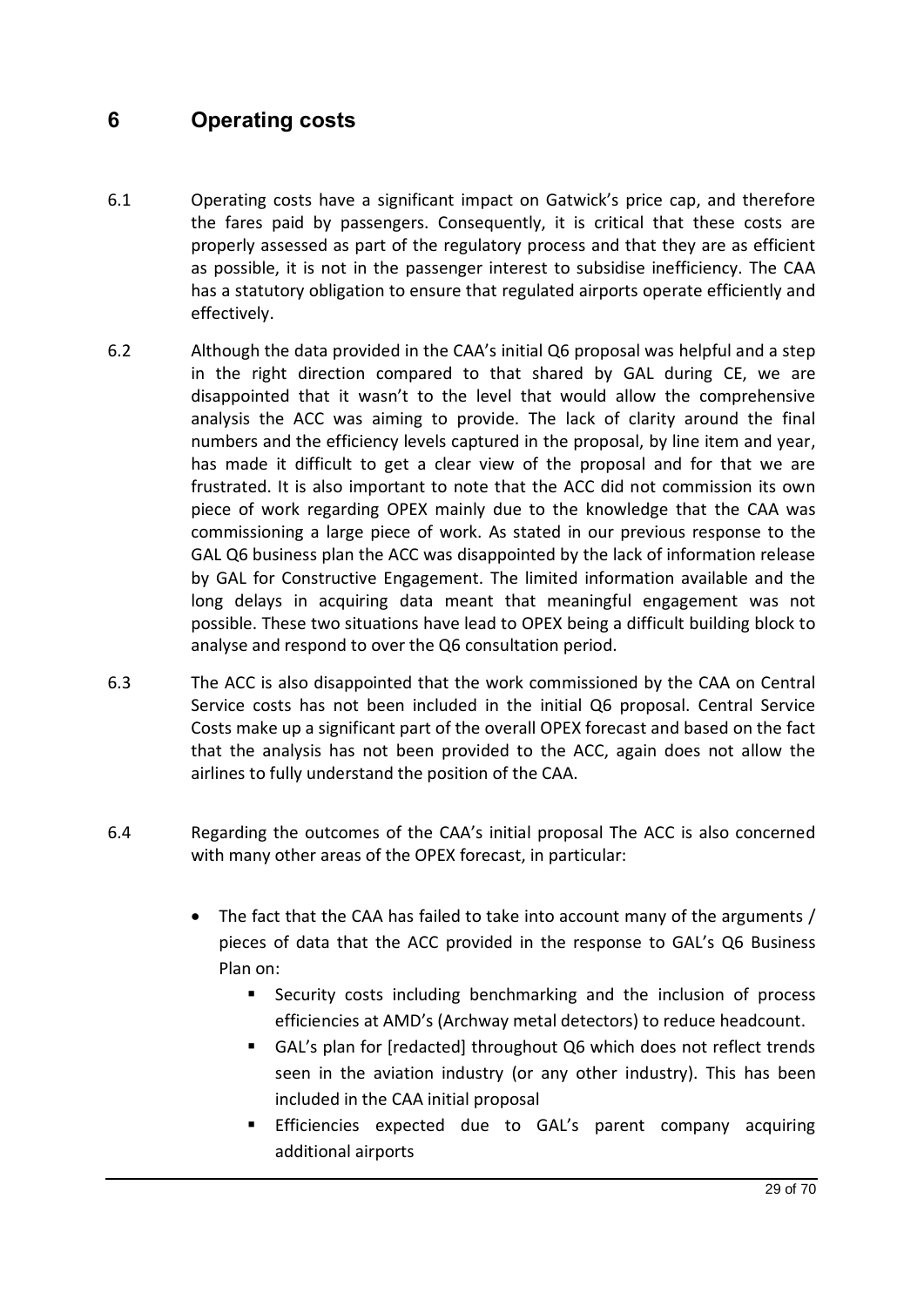# 6 Operating costs

6.1 Operating costs have a significant impact on Gatwick's price cap, and therefore the fares paid by passengers. Consequently, it is critical that these costs are properly assessed as part of the regulatory process and that they are as efficient as possible, it is not in the passenger interest to subsidise inefficiency. The CAA has a statutory obligation to ensure that regulated airports operate efficiently and effectively.

6.2 Although the data provided in the CAA's initial Q6 proposal was helpful and a step in the right direction compared to that shared by GAL during CE, we are disappointed that it wasn't to the level that would allow the comprehensive analysis the ACC was aiming to provide. The lack of clarity around the final numbers and the efficiency levels captured in the proposal, by line item and year, has made it difficult to get a clear view of the proposal and for that we are frustrated. It is also important to note that the ACC did not commission its own piece of work regarding OPEX mainly due to the knowledge that the CAA was commissioning a large piece of work. As stated in our previous response to the GAL Q6 business plan the ACC was disappointed by the lack of information release by GAL for Constructive Engagement. The limited information available and the long delays in acquiring data meant that meaningful engagement was not possible. These two situations have lead to OPEX being a difficult building block to analyse and respond to over the Q6 consultation period.

6.3 The ACC is also disappointed that the work commissioned by the CAA on Central Service costs has not been included in the initial Q6 proposal. Central Service Costs make up a significant part of the overall OPEX forecast and based on the fact that the analysis has not been provided to the ACC, again does not allow the airlines to fully understand the position of the CAA.

6.4 Regarding the outcomes of the CAA's initial proposal The ACC is also concerned with many other areas of the OPEX forecast, in particular:

- The fact that the CAA has failed to take into account many of the arguments / pieces of data that the ACC provided in the response to GAL's Q6 Business Plan on:
  - Security costs including benchmarking and the inclusion of process efficiencies at AMD's (Archway metal detectors) to reduce headcount.
  - GAL's plan for [redacted] throughout Q6 which does not reflect trends seen in the aviation industry (or any other industry). This has been included in the CAA initial proposal
  - Efficiencies expected due to GAL's parent company acquiring additional airports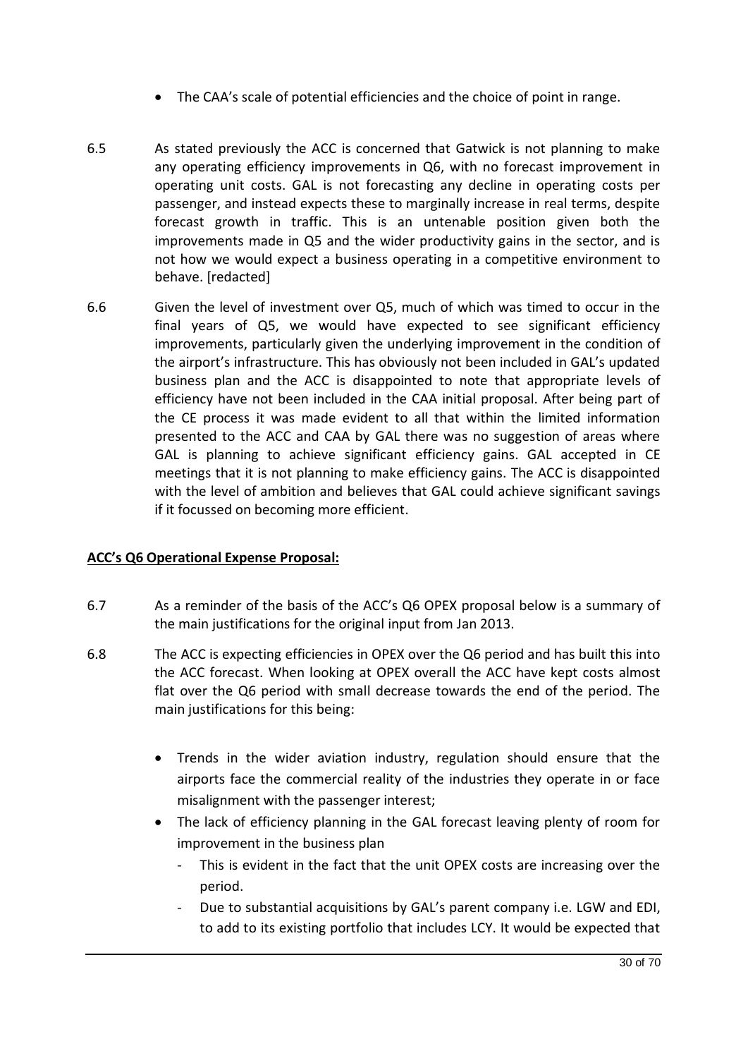- The CAA's scale of potential efficiencies and the choice of point in range.

6.5 As stated previously the ACC is concerned that Gatwick is not planning to make any operating efficiency improvements in Q6, with no forecast improvement in operating unit costs. GAL is not forecasting any decline in operating costs per passenger, and instead expects these to marginally increase in real terms, despite forecast growth in traffic. This is an untenable position given both the improvements made in Q5 and the wider productivity gains in the sector, and is not how we would expect a business operating in a competitive environment to behave. [redacted]

6.6 Given the level of investment over Q5, much of which was timed to occur in the final years of Q5, we would have expected to see significant efficiency improvements, particularly given the underlying improvement in the condition of the airport's infrastructure. This has obviously not been included in GAL's updated business plan and the ACC is disappointed to note that appropriate levels of efficiency have not been included in the CAA initial proposal. After being part of the CE process it was made evident to all that within the limited information presented to the ACC and CAA by GAL there was no suggestion of areas where GAL is planning to achieve significant efficiency gains. GAL accepted in CE meetings that it is not planning to make efficiency gains. The ACC is disappointed with the level of ambition and believes that GAL could achieve significant savings if it focussed on becoming more efficient.

**ACC's Q6 Operational Expense Proposal:**

6.7 As a reminder of the basis of the ACC's Q6 OPEX proposal below is a summary of the main justifications for the original input from Jan 2013.

6.8 The ACC is expecting efficiencies in OPEX over the Q6 period and has built this into the ACC forecast. When looking at OPEX overall the ACC have kept costs almost flat over the Q6 period with small decrease towards the end of the period. The main justifications for this being:

- Trends in the wider aviation industry, regulation should ensure that the airports face the commercial reality of the industries they operate in or face misalignment with the passenger interest;
- The lack of efficiency planning in the GAL forecast leaving plenty of room for improvement in the business plan
  - This is evident in the fact that the unit OPEX costs are increasing over the period.
  - Due to substantial acquisitions by GAL's parent company i.e. LGW and EDI, to add to its existing portfolio that includes LCY. It would be expected that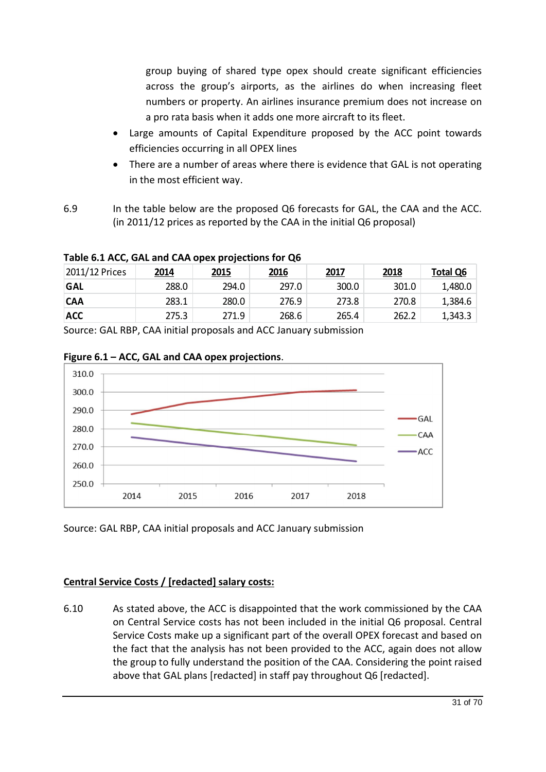group buying of shared type opex should create significant efficiencies across the group's airports, as the airlines do when increasing fleet numbers or property. An airlines insurance premium does not increase on a pro rata basis when it adds one more aircraft to its fleet.

- Large amounts of Capital Expenditure proposed by the ACC point towards efficiencies occurring in all OPEX lines
- There are a number of areas where there is evidence that GAL is not operating in the most efficient way.

6.9 In the table below are the proposed Q6 forecasts for GAL, the CAA and the ACC. (in 2011/12 prices as reported by the CAA in the initial Q6 proposal)

**Table 6.1 ACC, GAL and CAA opex projections for Q6**

| 2011/12 Prices | 2014 | 2015 | 2016 | 2017 | 2018 | Total Q6 |
|---|---|---|---|---|---|---|
| **GAL** | 288.0 | 294.0 | 297.0 | 300.0 | 301.0 | 1,480.0 |
| **CAA** | 283.1 | 280.0 | 276.9 | 273.8 | 270.8 | 1,384.6 |
| **ACC** | 275.3 | 271.9 | 268.6 | 265.4 | 262.2 | 1,343.3 |

Source: GAL RBP, CAA initial proposals and ACC January submission

**Figure 6.1 – ACC, GAL and CAA opex projections**.

Source: GAL RBP, CAA initial proposals and ACC January submission

**Central Service Costs / [redacted] salary costs:**

6.10 As stated above, the ACC is disappointed that the work commissioned by the CAA on Central Service costs has not been included in the initial Q6 proposal. Central Service Costs make up a significant part of the overall OPEX forecast and based on the fact that the analysis has not been provided to the ACC, again does not allow the group to fully understand the position of the CAA. Considering the point raised above that GAL plans [redacted] in staff pay throughout Q6 [redacted].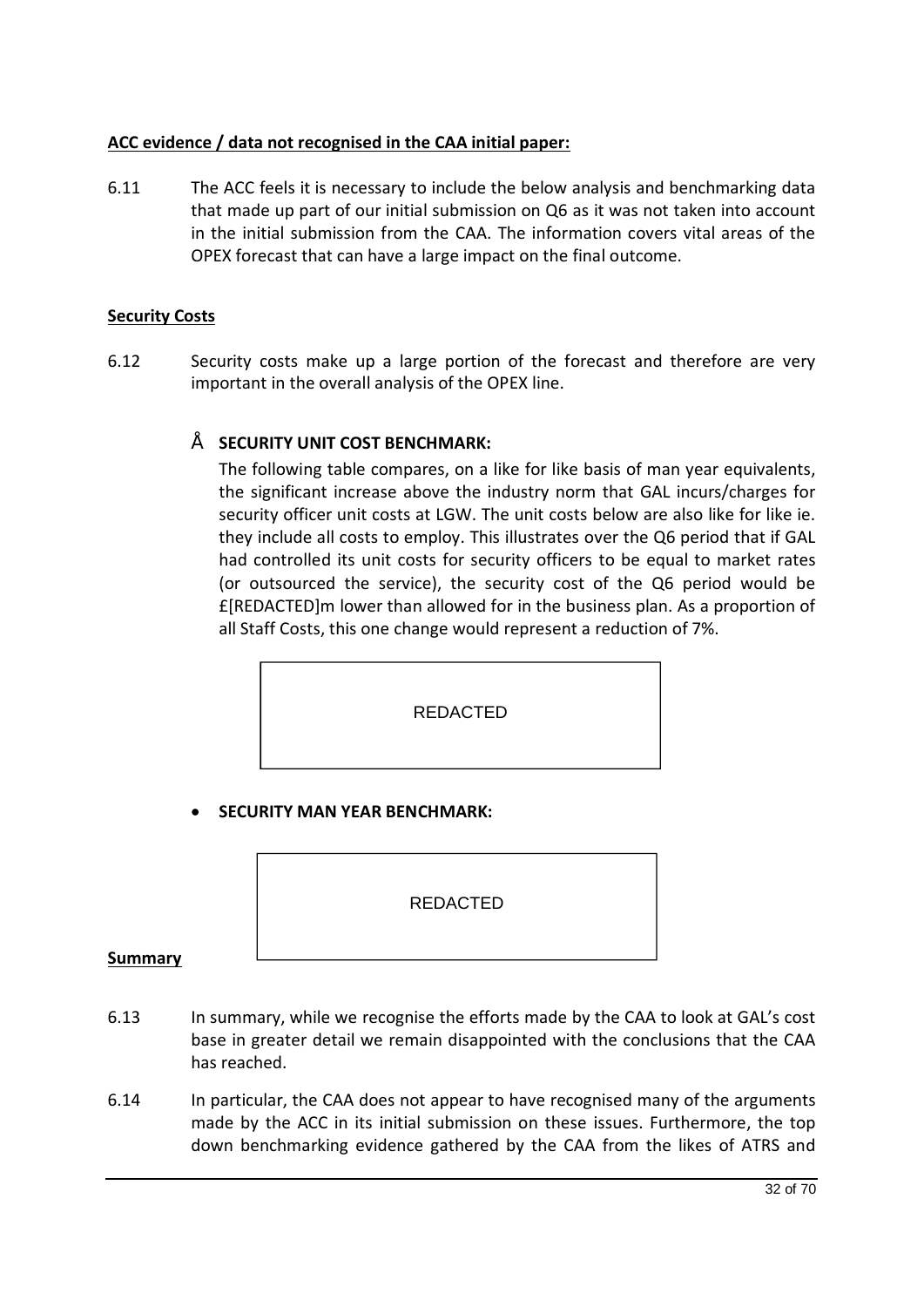**ACC evidence / data not recognised in the CAA initial paper:**

6.11 The ACC feels it is necessary to include the below analysis and benchmarking data that made up part of our initial submission on Q6 as it was not taken into account in the initial submission from the CAA. The information covers vital areas of the OPEX forecast that can have a large impact on the final outcome.

**Security Costs**

6.12 Security costs make up a large portion of the forecast and therefore are very important in the overall analysis of the OPEX line.

- **SECURITY UNIT COST BENCHMARK:**
  The following table compares, on a like for like basis of man year equivalents, the significant increase above the industry norm that GAL incurs/charges for security officer unit costs at LGW. The unit costs below are also like for like ie. they include all costs to employ. This illustrates over the Q6 period that if GAL had controlled its unit costs for security officers to be equal to market rates (or outsourced the service), the security cost of the Q6 period would be £[REDACTED]m lower than allowed for in the business plan. As a proportion of all Staff Costs, this one change would represent a reduction of 7%.

  REDACTED

- **SECURITY MAN YEAR BENCHMARK:**

  REDACTED

**Summary**

6.13 In summary, while we recognise the efforts made by the CAA to look at GAL's cost base in greater detail we remain disappointed with the conclusions that the CAA has reached.

6.14 In particular, the CAA does not appear to have recognised many of the arguments made by the ACC in its initial submission on these issues. Furthermore, the top down benchmarking evidence gathered by the CAA from the likes of ATRS and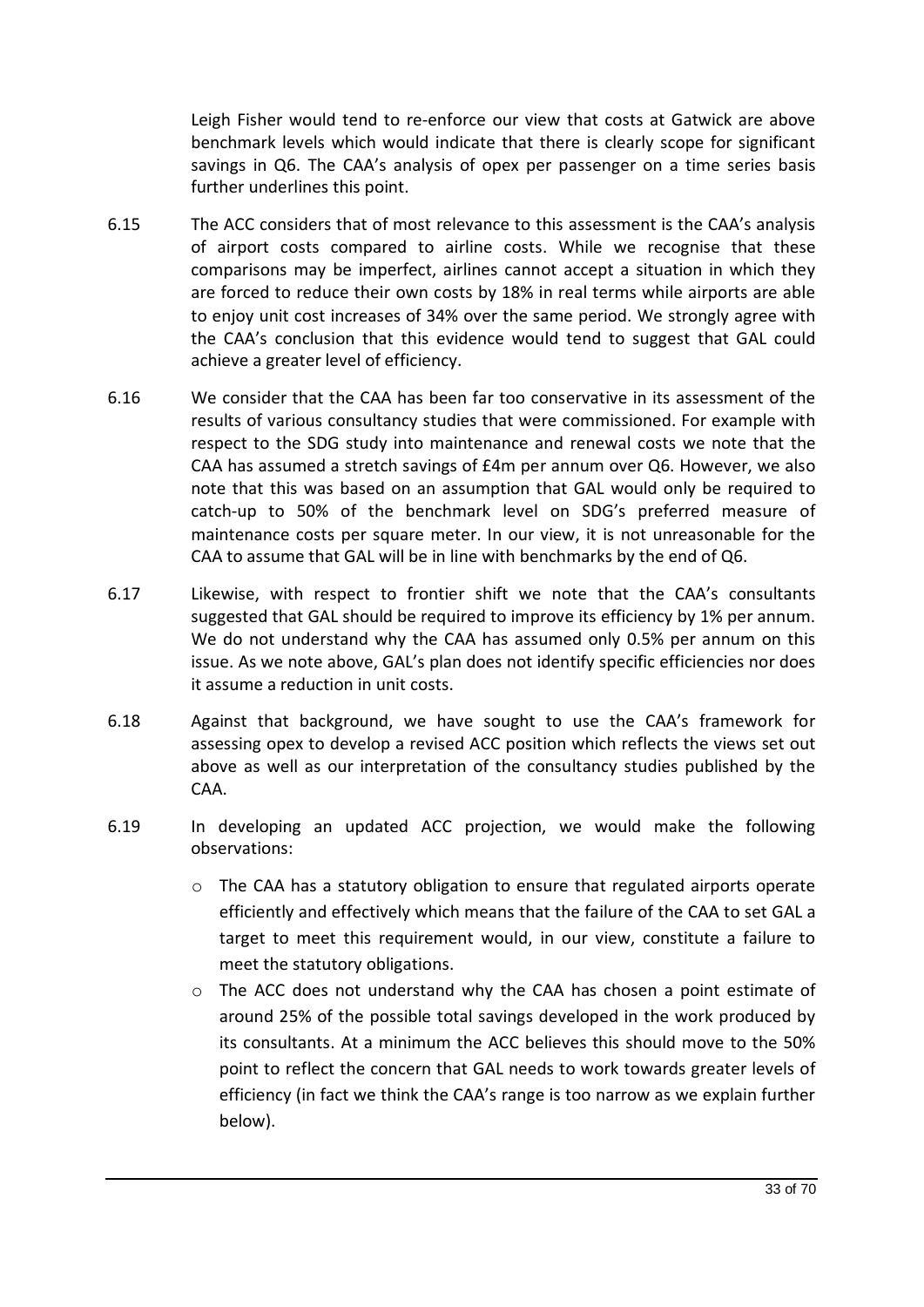Leigh Fisher would tend to re-enforce our view that costs at Gatwick are above benchmark levels which would indicate that there is clearly scope for significant savings in Q6. The CAA's analysis of opex per passenger on a time series basis further underlines this point.

6.15 The ACC considers that of most relevance to this assessment is the CAA's analysis of airport costs compared to airline costs. While we recognise that these comparisons may be imperfect, airlines cannot accept a situation in which they are forced to reduce their own costs by 18% in real terms while airports are able to enjoy unit cost increases of 34% over the same period. We strongly agree with the CAA's conclusion that this evidence would tend to suggest that GAL could achieve a greater level of efficiency.

6.16 We consider that the CAA has been far too conservative in its assessment of the results of various consultancy studies that were commissioned. For example with respect to the SDG study into maintenance and renewal costs we note that the CAA has assumed a stretch savings of £4m per annum over Q6. However, we also note that this was based on an assumption that GAL would only be required to catch-up to 50% of the benchmark level on SDG's preferred measure of maintenance costs per square meter. In our view, it is not unreasonable for the CAA to assume that GAL will be in line with benchmarks by the end of Q6.

6.17 Likewise, with respect to frontier shift we note that the CAA's consultants suggested that GAL should be required to improve its efficiency by 1% per annum. We do not understand why the CAA has assumed only 0.5% per annum on this issue. As we note above, GAL's plan does not identify specific efficiencies nor does it assume a reduction in unit costs.

6.18 Against that background, we have sought to use the CAA's framework for assessing opex to develop a revised ACC position which reflects the views set out above as well as our interpretation of the consultancy studies published by the CAA.

6.19 In developing an updated ACC projection, we would make the following observations:

- The CAA has a statutory obligation to ensure that regulated airports operate efficiently and effectively which means that the failure of the CAA to set GAL a target to meet this requirement would, in our view, constitute a failure to meet the statutory obligations.
- The ACC does not understand why the CAA has chosen a point estimate of around 25% of the possible total savings developed in the work produced by its consultants. At a minimum the ACC believes this should move to the 50% point to reflect the concern that GAL needs to work towards greater levels of efficiency (in fact we think the CAA's range is too narrow as we explain further below).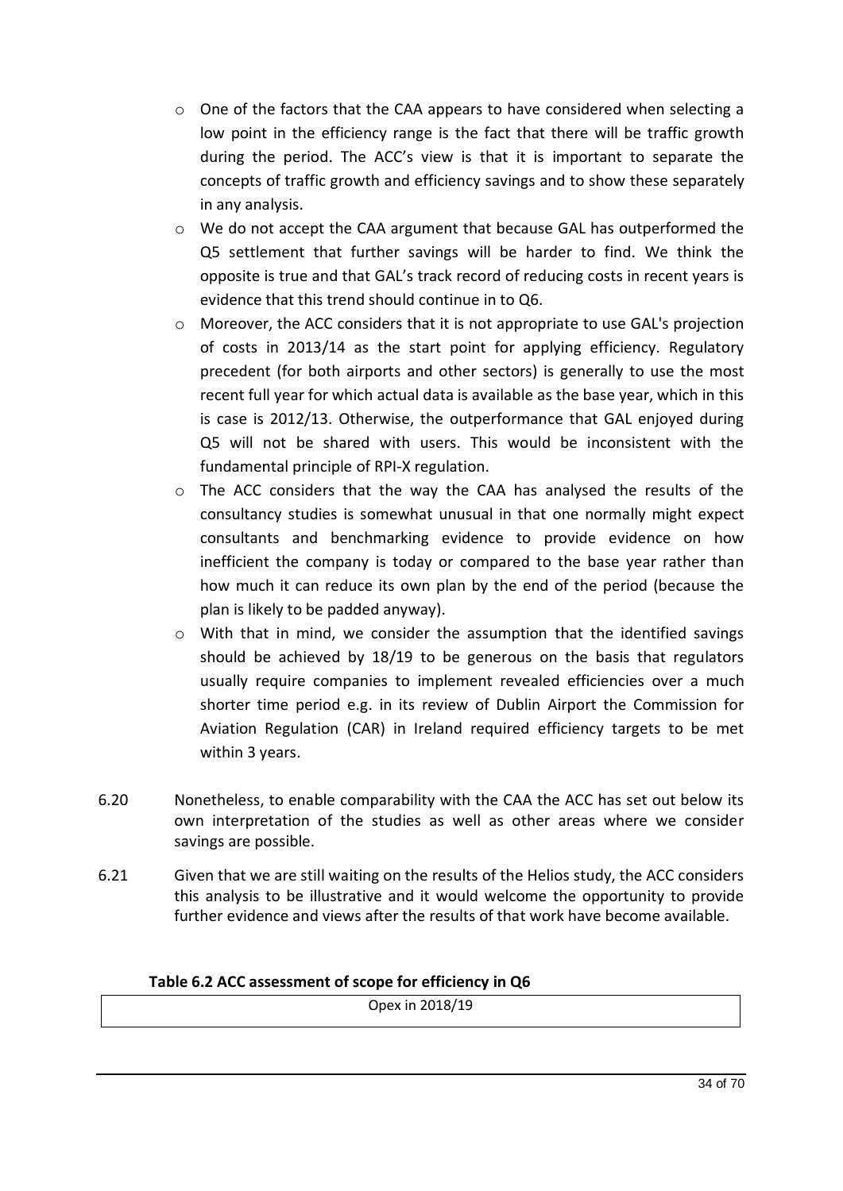- One of the factors that the CAA appears to have considered when selecting a low point in the efficiency range is the fact that there will be traffic growth during the period. The ACC's view is that it is important to separate the concepts of traffic growth and efficiency savings and to show these separately in any analysis.
- We do not accept the CAA argument that because GAL has outperformed the Q5 settlement that further savings will be harder to find. We think the opposite is true and that GAL's track record of reducing costs in recent years is evidence that this trend should continue in to Q6.
- Moreover, the ACC considers that it is not appropriate to use GAL's projection of costs in 2013/14 as the start point for applying efficiency. Regulatory precedent (for both airports and other sectors) is generally to use the most recent full year for which actual data is available as the base year, which in this is case is 2012/13. Otherwise, the outperformance that GAL enjoyed during Q5 will not be shared with users. This would be inconsistent with the fundamental principle of RPI-X regulation.
- The ACC considers that the way the CAA has analysed the results of the consultancy studies is somewhat unusual in that one normally might expect consultants and benchmarking evidence to provide evidence on how inefficient the company is today or compared to the base year rather than how much it can reduce its own plan by the end of the period (because the plan is likely to be padded anyway).
- With that in mind, we consider the assumption that the identified savings should be achieved by 18/19 to be generous on the basis that regulators usually require companies to implement revealed efficiencies over a much shorter time period e.g. in its review of Dublin Airport the Commission for Aviation Regulation (CAR) in Ireland required efficiency targets to be met within 3 years.

6.20 Nonetheless, to enable comparability with the CAA the ACC has set out below its own interpretation of the studies as well as other areas where we consider savings are possible.

6.21 Given that we are still waiting on the results of the Helios study, the ACC considers this analysis to be illustrative and it would welcome the opportunity to provide further evidence and views after the results of that work have become available.

**Table 6.2 ACC assessment of scope for efficiency in Q6**

| Opex in 2018/19 |
|---|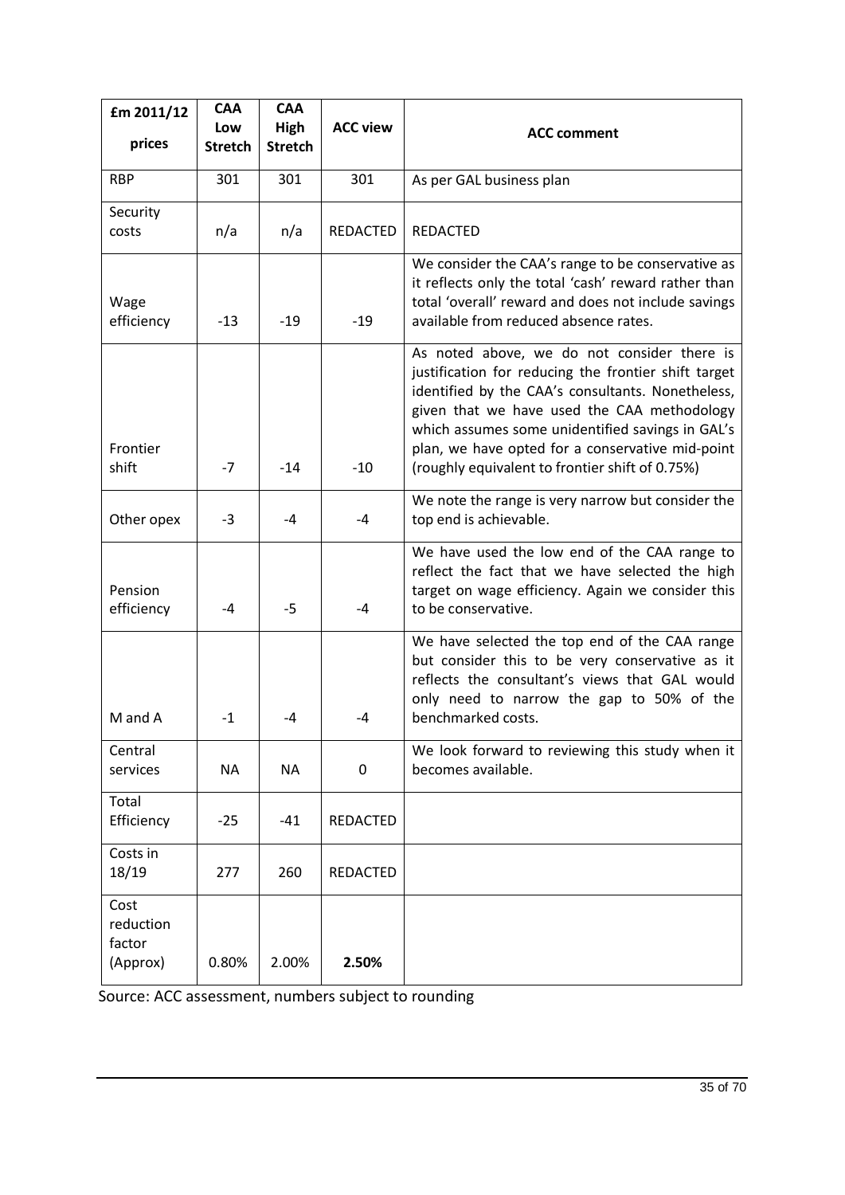| £m 2011/12 prices | CAA Low Stretch | CAA High Stretch | ACC view | ACC comment |
|---|---|---|---|---|
| RBP | 301 | 301 | 301 | As per GAL business plan |
| Security costs | n/a | n/a | REDACTED | REDACTED |
| Wage efficiency | -13 | -19 | -19 | We consider the CAA's range to be conservative as it reflects only the total 'cash' reward rather than total 'overall' reward and does not include savings available from reduced absence rates. |
| Frontier shift | -7 | -14 | -10 | As noted above, we do not consider there is justification for reducing the frontier shift target identified by the CAA's consultants. Nonetheless, given that we have used the CAA methodology which assumes some unidentified savings in GAL's plan, we have opted for a conservative mid-point (roughly equivalent to frontier shift of 0.75%) |
| Other opex | -3 | -4 | -4 | We note the range is very narrow but consider the top end is achievable. |
| Pension efficiency | -4 | -5 | -4 | We have used the low end of the CAA range to reflect the fact that we have selected the high target on wage efficiency. Again we consider this to be conservative. |
| M and A | -1 | -4 | -4 | We have selected the top end of the CAA range but consider this to be very conservative as it reflects the consultant's views that GAL would only need to narrow the gap to 50% of the benchmarked costs. |
| Central services | NA | NA | 0 | We look forward to reviewing this study when it becomes available. |
| Total Efficiency | -25 | -41 | REDACTED | |
| Costs in 18/19 | 277 | 260 | REDACTED | |
| Cost reduction factor (Approx) | 0.80% | 2.00% | **2.50%** | |

Source: ACC assessment, numbers subject to rounding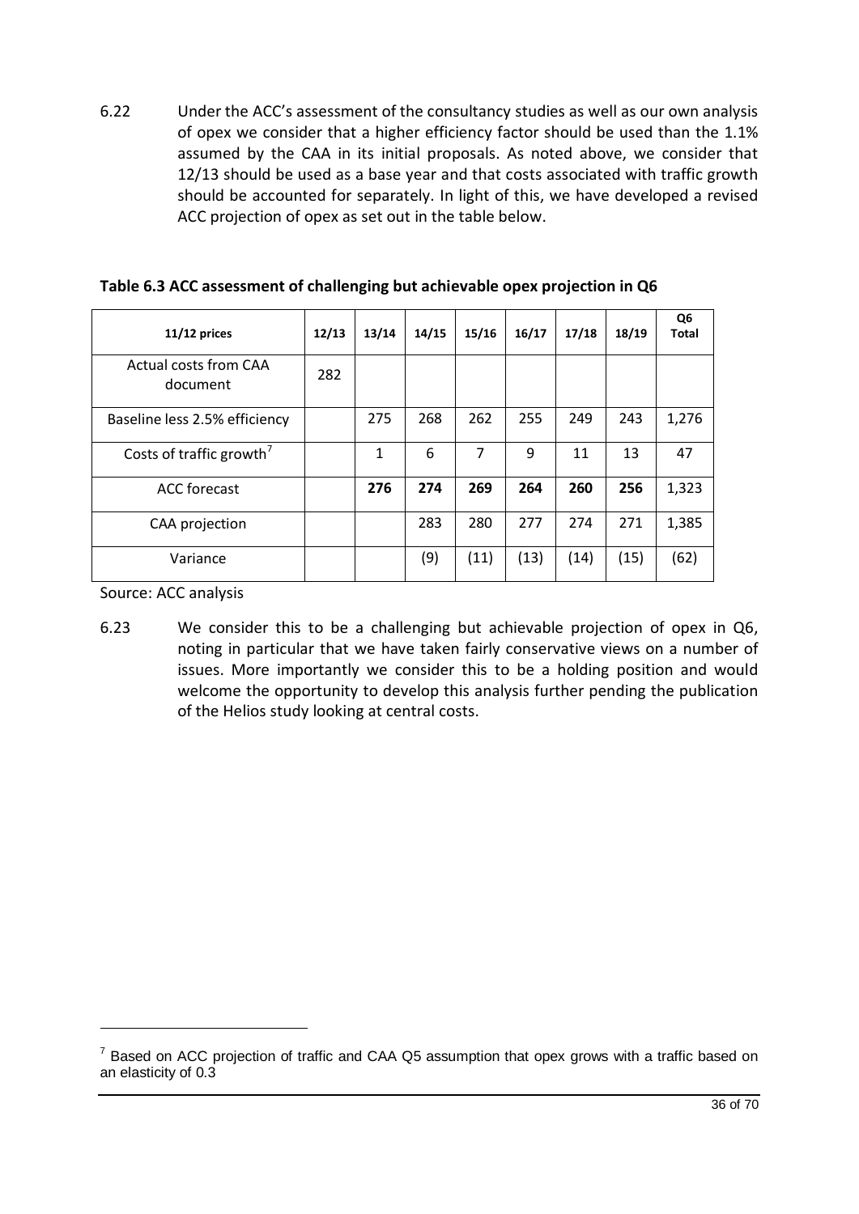6.22 Under the ACC's assessment of the consultancy studies as well as our own analysis of opex we consider that a higher efficiency factor should be used than the 1.1% assumed by the CAA in its initial proposals. As noted above, we consider that 12/13 should be used as a base year and that costs associated with traffic growth should be accounted for separately. In light of this, we have developed a revised ACC projection of opex as set out in the table below.

**Table 6.3 ACC assessment of challenging but achievable opex projection in Q6**

| 11/12 prices | 12/13 | 13/14 | 14/15 | 15/16 | 16/17 | 17/18 | 18/19 | Q6 Total |
|---|---|---|---|---|---|---|---|---|
| Actual costs from CAA document | 282 | | | | | | | |
| Baseline less 2.5% efficiency | | 275 | 268 | 262 | 255 | 249 | 243 | 1,276 |
| Costs of traffic growth[7] | | 1 | 6 | 7 | 9 | 11 | 13 | 47 |
| ACC forecast | | **276** | **274** | **269** | **264** | **260** | **256** | 1,323 |
| CAA projection | | | 283 | 280 | 277 | 274 | 271 | 1,385 |
| Variance | | | (9) | (11) | (13) | (14) | (15) | (62) |

Source: ACC analysis

6.23 We consider this to be a challenging but achievable projection of opex in Q6, noting in particular that we have taken fairly conservative views on a number of issues. More importantly we consider this to be a holding position and would welcome the opportunity to develop this analysis further pending the publication of the Helios study looking at central costs.

[7] Based on ACC projection of traffic and CAA Q5 assumption that opex grows with a traffic based on an elasticity of 0.3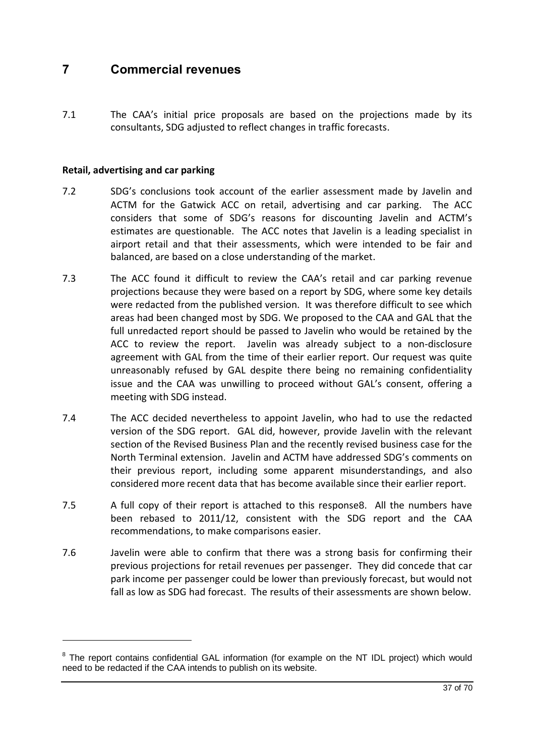# 7 Commercial revenues

7.1 The CAA's initial price proposals are based on the projections made by its consultants, SDG adjusted to reflect changes in traffic forecasts.

**Retail, advertising and car parking**

7.2 SDG's conclusions took account of the earlier assessment made by Javelin and ACTM for the Gatwick ACC on retail, advertising and car parking. The ACC considers that some of SDG's reasons for discounting Javelin and ACTM's estimates are questionable. The ACC notes that Javelin is a leading specialist in airport retail and that their assessments, which were intended to be fair and balanced, are based on a close understanding of the market.

7.3 The ACC found it difficult to review the CAA's retail and car parking revenue projections because they were based on a report by SDG, where some key details were redacted from the published version. It was therefore difficult to see which areas had been changed most by SDG. We proposed to the CAA and GAL that the full unredacted report should be passed to Javelin who would be retained by the ACC to review the report. Javelin was already subject to a non-disclosure agreement with GAL from the time of their earlier report. Our request was quite unreasonably refused by GAL despite there being no remaining confidentiality issue and the CAA was unwilling to proceed without GAL's consent, offering a meeting with SDG instead.

7.4 The ACC decided nevertheless to appoint Javelin, who had to use the redacted version of the SDG report. GAL did, however, provide Javelin with the relevant section of the Revised Business Plan and the recently revised business case for the North Terminal extension. Javelin and ACTM have addressed SDG's comments on their previous report, including some apparent misunderstandings, and also considered more recent data that has become available since their earlier report.

7.5 A full copy of their report is attached to this response[8]. All the numbers have been rebased to 2011/12, consistent with the SDG report and the CAA recommendations, to make comparisons easier.

7.6 Javelin were able to confirm that there was a strong basis for confirming their previous projections for retail revenues per passenger. They did concede that car park income per passenger could be lower than previously forecast, but would not fall as low as SDG had forecast. The results of their assessments are shown below.

[8] The report contains confidential GAL information (for example on the NT IDL project) which would need to be redacted if the CAA intends to publish on its website.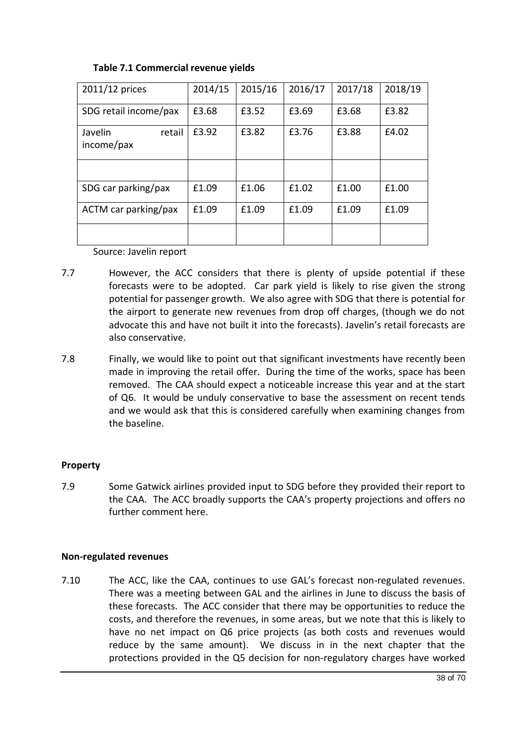**Table 7.1 Commercial revenue yields**

| 2011/12 prices | 2014/15 | 2015/16 | 2016/17 | 2017/18 | 2018/19 |
|---|---|---|---|---|---|
| SDG retail income/pax | £3.68 | £3.52 | £3.69 | £3.68 | £3.82 |
| Javelin retail income/pax | £3.92 | £3.82 | £3.76 | £3.88 | £4.02 |
| | | | | | |
| SDG car parking/pax | £1.09 | £1.06 | £1.02 | £1.00 | £1.00 |
| ACTM car parking/pax | £1.09 | £1.09 | £1.09 | £1.09 | £1.09 |
| | | | | | |

Source: Javelin report

7.7 However, the ACC considers that there is plenty of upside potential if these forecasts were to be adopted. Car park yield is likely to rise given the strong potential for passenger growth. We also agree with SDG that there is potential for the airport to generate new revenues from drop off charges, (though we do not advocate this and have not built it into the forecasts). Javelin's retail forecasts are also conservative.

7.8 Finally, we would like to point out that significant investments have recently been made in improving the retail offer. During the time of the works, space has been removed. The CAA should expect a noticeable increase this year and at the start of Q6. It would be unduly conservative to base the assessment on recent tends and we would ask that this is considered carefully when examining changes from the baseline.

**Property**

7.9 Some Gatwick airlines provided input to SDG before they provided their report to the CAA. The ACC broadly supports the CAA's property projections and offers no further comment here.

**Non-regulated revenues**

7.10 The ACC, like the CAA, continues to use GAL's forecast non-regulated revenues. There was a meeting between GAL and the airlines in June to discuss the basis of these forecasts. The ACC consider that there may be opportunities to reduce the costs, and therefore the revenues, in some areas, but we note that this is likely to have no net impact on Q6 price projects (as both costs and revenues would reduce by the same amount). We discuss in in the next chapter that the protections provided in the Q5 decision for non-regulatory charges have worked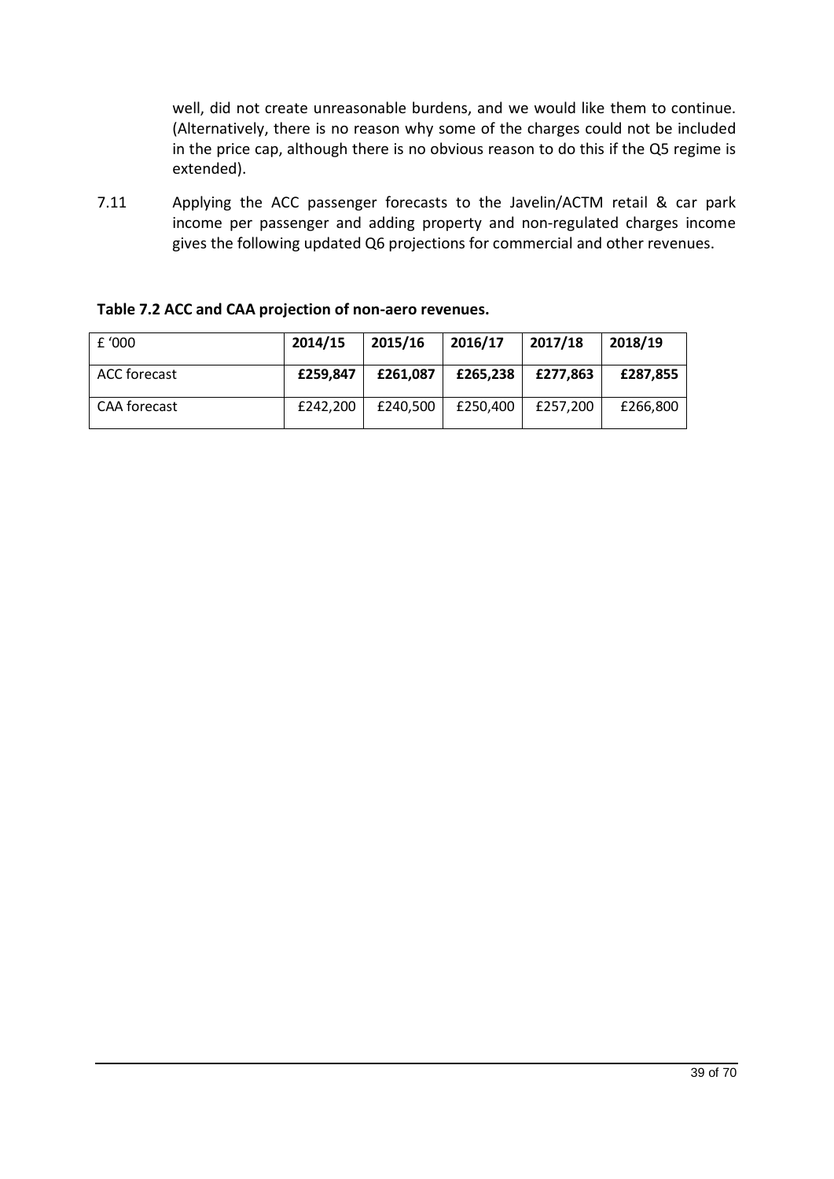well, did not create unreasonable burdens, and we would like them to continue. (Alternatively, there is no reason why some of the charges could not be included in the price cap, although there is no obvious reason to do this if the Q5 regime is extended).

7.11 Applying the ACC passenger forecasts to the Javelin/ACTM retail & car park income per passenger and adding property and non-regulated charges income gives the following updated Q6 projections for commercial and other revenues.

**Table 7.2 ACC and CAA projection of non-aero revenues.**

| £ '000 | **2014/15** | **2015/16** | **2016/17** | **2017/18** | **2018/19** |
|---|---|---|---|---|---|
| ACC forecast | **£259,847** | **£261,087** | **£265,238** | **£277,863** | **£287,855** |
| CAA forecast | £242,200 | £240,500 | £250,400 | £257,200 | £266,800 |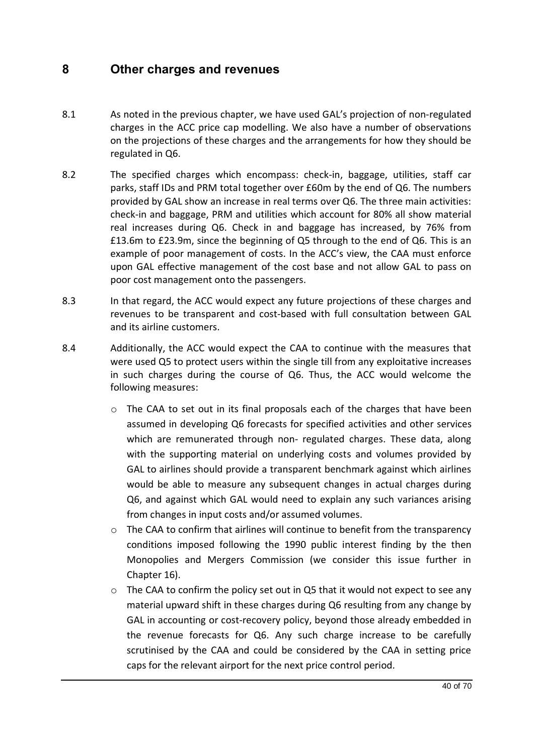# 8 Other charges and revenues

8.1 As noted in the previous chapter, we have used GAL's projection of non-regulated charges in the ACC price cap modelling. We also have a number of observations on the projections of these charges and the arrangements for how they should be regulated in Q6.

8.2 The specified charges which encompass: check-in, baggage, utilities, staff car parks, staff IDs and PRM total together over £60m by the end of Q6. The numbers provided by GAL show an increase in real terms over Q6. The three main activities: check-in and baggage, PRM and utilities which account for 80% all show material real increases during Q6. Check in and baggage has increased, by 76% from £13.6m to £23.9m, since the beginning of Q5 through to the end of Q6. This is an example of poor management of costs. In the ACC's view, the CAA must enforce upon GAL effective management of the cost base and not allow GAL to pass on poor cost management onto the passengers.

8.3 In that regard, the ACC would expect any future projections of these charges and revenues to be transparent and cost-based with full consultation between GAL and its airline customers.

8.4 Additionally, the ACC would expect the CAA to continue with the measures that were used Q5 to protect users within the single till from any exploitative increases in such charges during the course of Q6. Thus, the ACC would welcome the following measures:

- The CAA to set out in its final proposals each of the charges that have been assumed in developing Q6 forecasts for specified activities and other services which are remunerated through non- regulated charges. These data, along with the supporting material on underlying costs and volumes provided by GAL to airlines should provide a transparent benchmark against which airlines would be able to measure any subsequent changes in actual charges during Q6, and against which GAL would need to explain any such variances arising from changes in input costs and/or assumed volumes.
- The CAA to confirm that airlines will continue to benefit from the transparency conditions imposed following the 1990 public interest finding by the then Monopolies and Mergers Commission (we consider this issue further in Chapter 16).
- The CAA to confirm the policy set out in Q5 that it would not expect to see any material upward shift in these charges during Q6 resulting from any change by GAL in accounting or cost-recovery policy, beyond those already embedded in the revenue forecasts for Q6. Any such charge increase to be carefully scrutinised by the CAA and could be considered by the CAA in setting price caps for the relevant airport for the next price control period.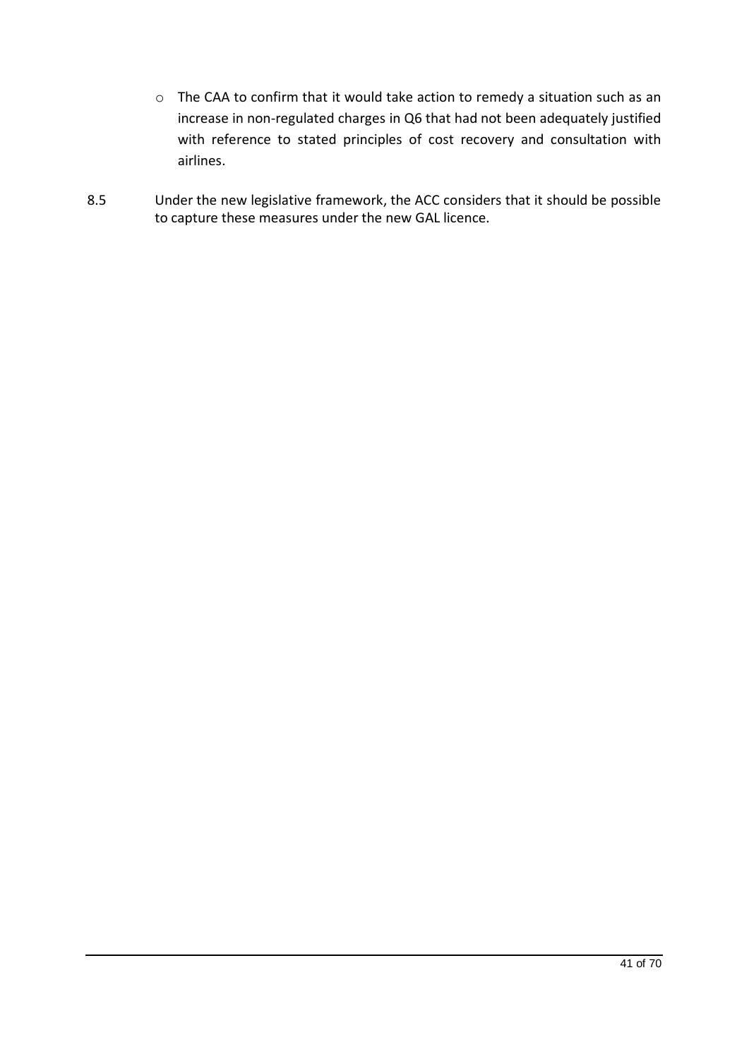- The CAA to confirm that it would take action to remedy a situation such as an increase in non-regulated charges in Q6 that had not been adequately justified with reference to stated principles of cost recovery and consultation with airlines.

8.5 Under the new legislative framework, the ACC considers that it should be possible to capture these measures under the new GAL licence.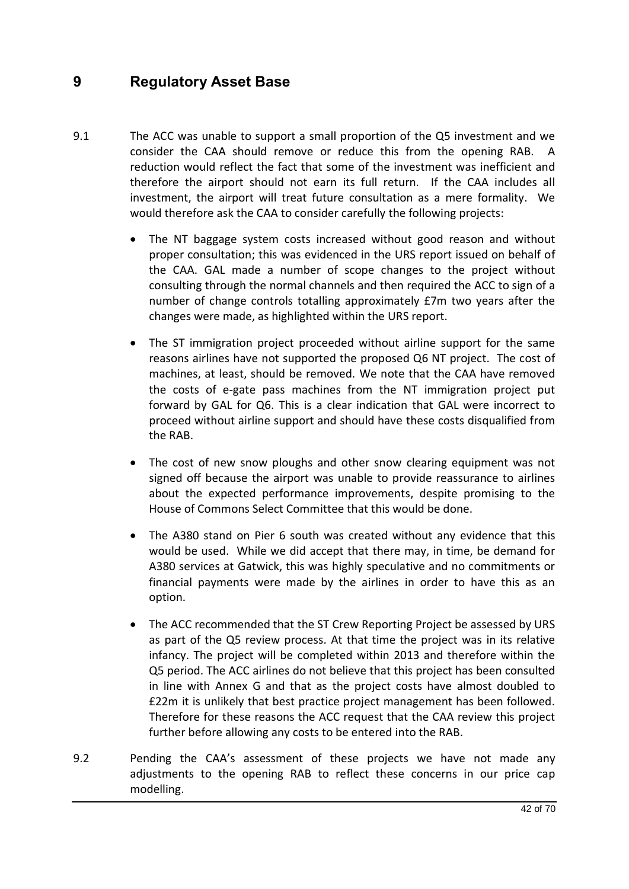# 9 Regulatory Asset Base

9.1 The ACC was unable to support a small proportion of the Q5 investment and we consider the CAA should remove or reduce this from the opening RAB. A reduction would reflect the fact that some of the investment was inefficient and therefore the airport should not earn its full return. If the CAA includes all investment, the airport will treat future consultation as a mere formality. We would therefore ask the CAA to consider carefully the following projects:

- The NT baggage system costs increased without good reason and without proper consultation; this was evidenced in the URS report issued on behalf of the CAA. GAL made a number of scope changes to the project without consulting through the normal channels and then required the ACC to sign of a number of change controls totalling approximately £7m two years after the changes were made, as highlighted within the URS report.

- The ST immigration project proceeded without airline support for the same reasons airlines have not supported the proposed Q6 NT project. The cost of machines, at least, should be removed. We note that the CAA have removed the costs of e-gate pass machines from the NT immigration project put forward by GAL for Q6. This is a clear indication that GAL were incorrect to proceed without airline support and should have these costs disqualified from the RAB.

- The cost of new snow ploughs and other snow clearing equipment was not signed off because the airport was unable to provide reassurance to airlines about the expected performance improvements, despite promising to the House of Commons Select Committee that this would be done.

- The A380 stand on Pier 6 south was created without any evidence that this would be used. While we did accept that there may, in time, be demand for A380 services at Gatwick, this was highly speculative and no commitments or financial payments were made by the airlines in order to have this as an option.

- The ACC recommended that the ST Crew Reporting Project be assessed by URS as part of the Q5 review process. At that time the project was in its relative infancy. The project will be completed within 2013 and therefore within the Q5 period. The ACC airlines do not believe that this project has been consulted in line with Annex G and that as the project costs have almost doubled to £22m it is unlikely that best practice project management has been followed. Therefore for these reasons the ACC request that the CAA review this project further before allowing any costs to be entered into the RAB.

9.2 Pending the CAA's assessment of these projects we have not made any adjustments to the opening RAB to reflect these concerns in our price cap modelling.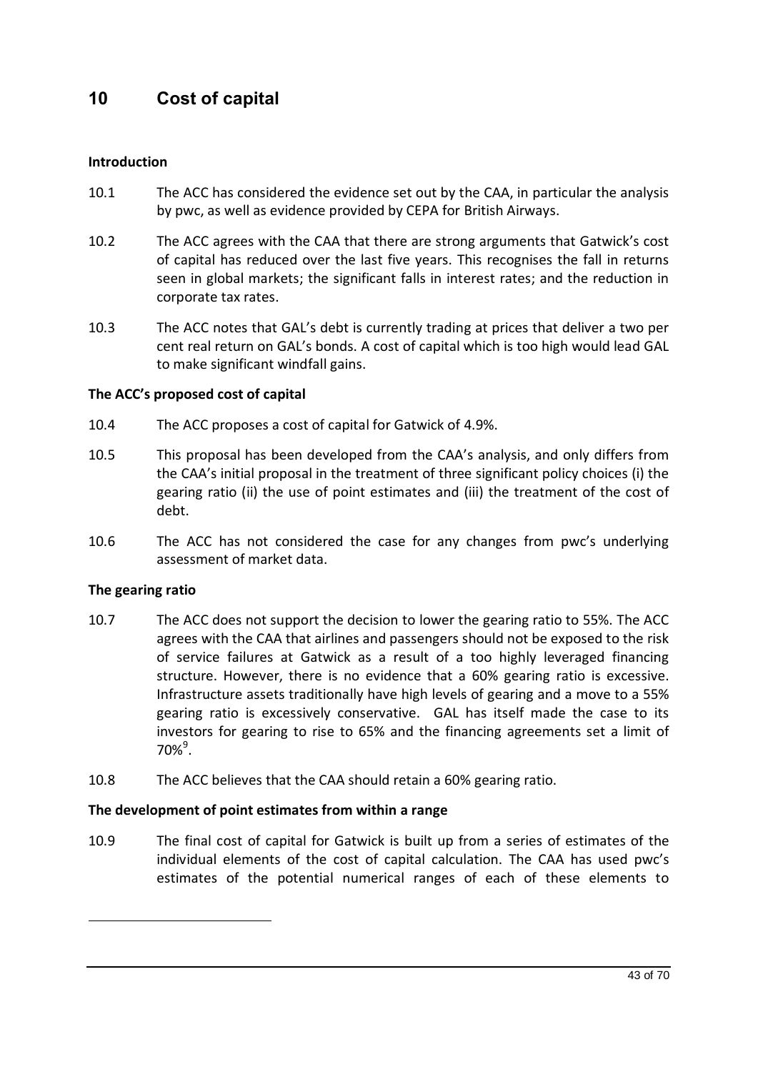# 10 Cost of capital

**Introduction**

10.1 The ACC has considered the evidence set out by the CAA, in particular the analysis by pwc, as well as evidence provided by CEPA for British Airways.

10.2 The ACC agrees with the CAA that there are strong arguments that Gatwick's cost of capital has reduced over the last five years. This recognises the fall in returns seen in global markets; the significant falls in interest rates; and the reduction in corporate tax rates.

10.3 The ACC notes that GAL's debt is currently trading at prices that deliver a two per cent real return on GAL's bonds. A cost of capital which is too high would lead GAL to make significant windfall gains.

**The ACC's proposed cost of capital**

10.4 The ACC proposes a cost of capital for Gatwick of 4.9%.

10.5 This proposal has been developed from the CAA's analysis, and only differs from the CAA's initial proposal in the treatment of three significant policy choices (i) the gearing ratio (ii) the use of point estimates and (iii) the treatment of the cost of debt.

10.6 The ACC has not considered the case for any changes from pwc's underlying assessment of market data.

**The gearing ratio**

10.7 The ACC does not support the decision to lower the gearing ratio to 55%. The ACC agrees with the CAA that airlines and passengers should not be exposed to the risk of service failures at Gatwick as a result of a too highly leveraged financing structure. However, there is no evidence that a 60% gearing ratio is excessive. Infrastructure assets traditionally have high levels of gearing and a move to a 55% gearing ratio is excessively conservative. GAL has itself made the case to its investors for gearing to rise to 65% and the financing agreements set a limit of 70%[9].

10.8 The ACC believes that the CAA should retain a 60% gearing ratio.

**The development of point estimates from within a range**

10.9 The final cost of capital for Gatwick is built up from a series of estimates of the individual elements of the cost of capital calculation. The CAA has used pwc's estimates of the potential numerical ranges of each of these elements to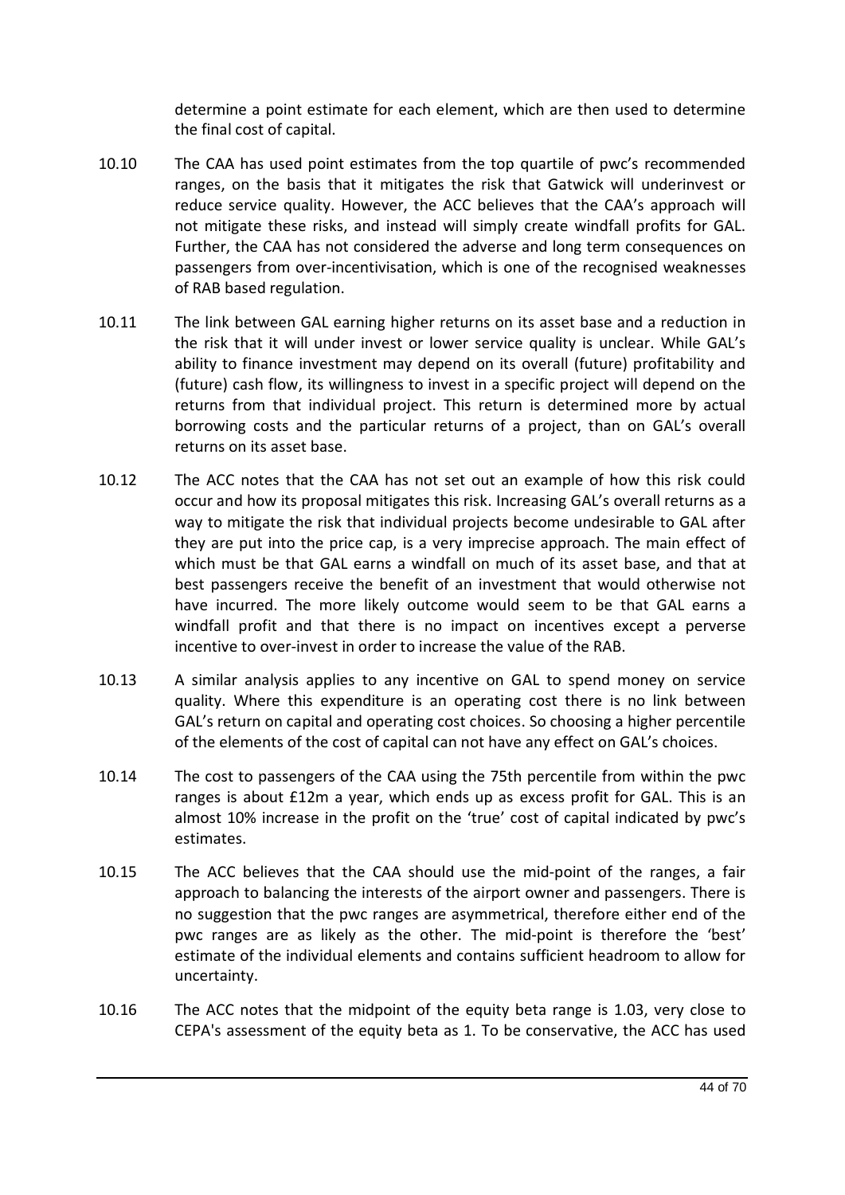determine a point estimate for each element, which are then used to determine the final cost of capital.

10.10 The CAA has used point estimates from the top quartile of pwc's recommended ranges, on the basis that it mitigates the risk that Gatwick will underinvest or reduce service quality. However, the ACC believes that the CAA's approach will not mitigate these risks, and instead will simply create windfall profits for GAL. Further, the CAA has not considered the adverse and long term consequences on passengers from over-incentivisation, which is one of the recognised weaknesses of RAB based regulation.

10.11 The link between GAL earning higher returns on its asset base and a reduction in the risk that it will under invest or lower service quality is unclear. While GAL's ability to finance investment may depend on its overall (future) profitability and (future) cash flow, its willingness to invest in a specific project will depend on the returns from that individual project. This return is determined more by actual borrowing costs and the particular returns of a project, than on GAL's overall returns on its asset base.

10.12 The ACC notes that the CAA has not set out an example of how this risk could occur and how its proposal mitigates this risk. Increasing GAL's overall returns as a way to mitigate the risk that individual projects become undesirable to GAL after they are put into the price cap, is a very imprecise approach. The main effect of which must be that GAL earns a windfall on much of its asset base, and that at best passengers receive the benefit of an investment that would otherwise not have incurred. The more likely outcome would seem to be that GAL earns a windfall profit and that there is no impact on incentives except a perverse incentive to over-invest in order to increase the value of the RAB.

10.13 A similar analysis applies to any incentive on GAL to spend money on service quality. Where this expenditure is an operating cost there is no link between GAL's return on capital and operating cost choices. So choosing a higher percentile of the elements of the cost of capital can not have any effect on GAL's choices.

10.14 The cost to passengers of the CAA using the 75th percentile from within the pwc ranges is about £12m a year, which ends up as excess profit for GAL. This is an almost 10% increase in the profit on the 'true' cost of capital indicated by pwc's estimates.

10.15 The ACC believes that the CAA should use the mid-point of the ranges, a fair approach to balancing the interests of the airport owner and passengers. There is no suggestion that the pwc ranges are asymmetrical, therefore either end of the pwc ranges are as likely as the other. The mid-point is therefore the 'best' estimate of the individual elements and contains sufficient headroom to allow for uncertainty.

10.16 The ACC notes that the midpoint of the equity beta range is 1.03, very close to CEPA's assessment of the equity beta as 1. To be conservative, the ACC has used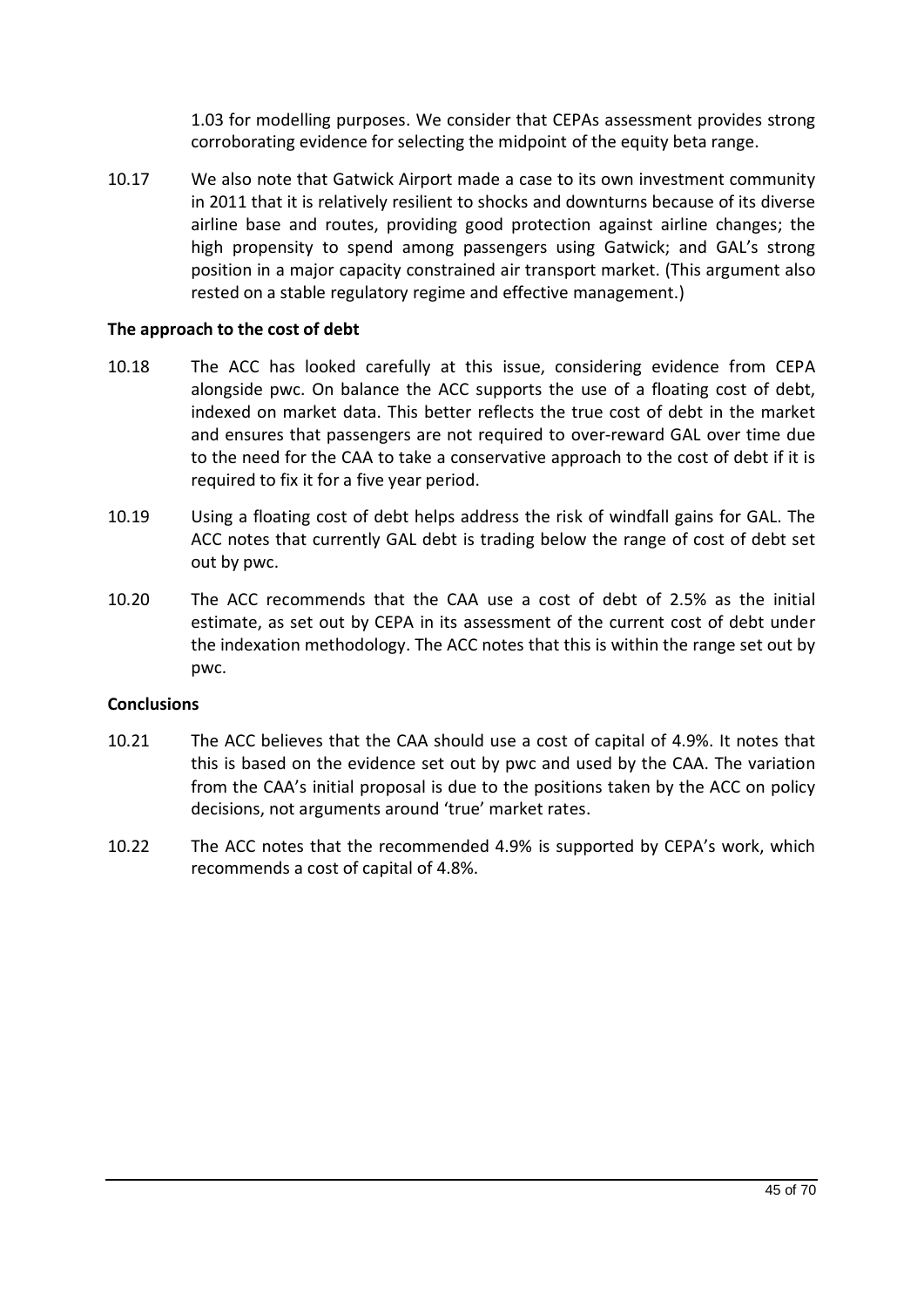1.03 for modelling purposes. We consider that CEPAs assessment provides strong corroborating evidence for selecting the midpoint of the equity beta range.

10.17 We also note that Gatwick Airport made a case to its own investment community in 2011 that it is relatively resilient to shocks and downturns because of its diverse airline base and routes, providing good protection against airline changes; the high propensity to spend among passengers using Gatwick; and GAL's strong position in a major capacity constrained air transport market. (This argument also rested on a stable regulatory regime and effective management.)

**The approach to the cost of debt**

10.18 The ACC has looked carefully at this issue, considering evidence from CEPA alongside pwc. On balance the ACC supports the use of a floating cost of debt, indexed on market data. This better reflects the true cost of debt in the market and ensures that passengers are not required to over-reward GAL over time due to the need for the CAA to take a conservative approach to the cost of debt if it is required to fix it for a five year period.

10.19 Using a floating cost of debt helps address the risk of windfall gains for GAL. The ACC notes that currently GAL debt is trading below the range of cost of debt set out by pwc.

10.20 The ACC recommends that the CAA use a cost of debt of 2.5% as the initial estimate, as set out by CEPA in its assessment of the current cost of debt under the indexation methodology. The ACC notes that this is within the range set out by pwc.

**Conclusions**

10.21 The ACC believes that the CAA should use a cost of capital of 4.9%. It notes that this is based on the evidence set out by pwc and used by the CAA. The variation from the CAA's initial proposal is due to the positions taken by the ACC on policy decisions, not arguments around 'true' market rates.

10.22 The ACC notes that the recommended 4.9% is supported by CEPA's work, which recommends a cost of capital of 4.8%.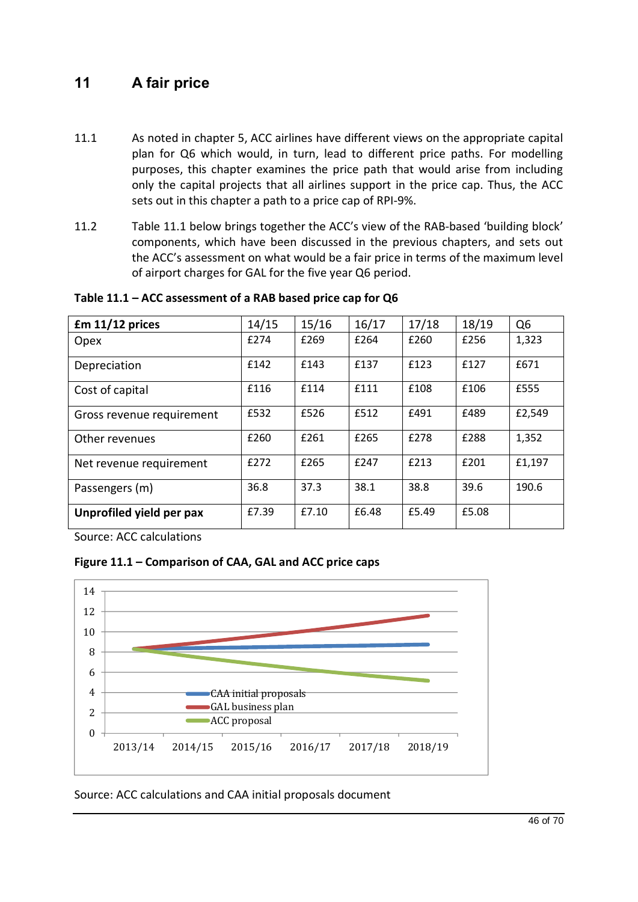# 11 A fair price

11.1 As noted in chapter 5, ACC airlines have different views on the appropriate capital plan for Q6 which would, in turn, lead to different price paths. For modelling purposes, this chapter examines the price path that would arise from including only the capital projects that all airlines support in the price cap. Thus, the ACC sets out in this chapter a path to a price cap of RPI-9%.

11.2 Table 11.1 below brings together the ACC's view of the RAB-based 'building block' components, which have been discussed in the previous chapters, and sets out the ACC's assessment on what would be a fair price in terms of the maximum level of airport charges for GAL for the five year Q6 period.

**Table 11.1 – ACC assessment of a RAB based price cap for Q6**

| **£m 11/12 prices** | 14/15 | 15/16 | 16/17 | 17/18 | 18/19 | Q6 |
|---|---|---|---|---|---|---|
| Opex | £274 | £269 | £264 | £260 | £256 | 1,323 |
| Depreciation | £142 | £143 | £137 | £123 | £127 | £671 |
| Cost of capital | £116 | £114 | £111 | £108 | £106 | £555 |
| Gross revenue requirement | £532 | £526 | £512 | £491 | £489 | £2,549 |
| Other revenues | £260 | £261 | £265 | £278 | £288 | 1,352 |
| Net revenue requirement | £272 | £265 | £247 | £213 | £201 | £1,197 |
| Passengers (m) | 36.8 | 37.3 | 38.1 | 38.8 | 39.6 | 190.6 |
| **Unprofiled yield per pax** | £7.39 | £7.10 | £6.48 | £5.49 | £5.08 | |

Source: ACC calculations

**Figure 11.1 – Comparison of CAA, GAL and ACC price caps**

Source: ACC calculations and CAA initial proposals document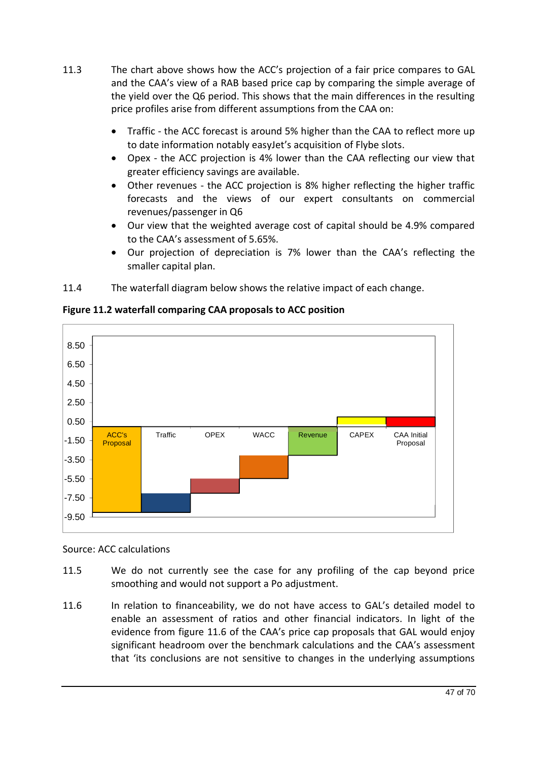11.3 The chart above shows how the ACC's projection of a fair price compares to GAL and the CAA's view of a RAB based price cap by comparing the simple average of the yield over the Q6 period. This shows that the main differences in the resulting price profiles arise from different assumptions from the CAA on:

- Traffic - the ACC forecast is around 5% higher than the CAA to reflect more up to date information notably easyJet's acquisition of Flybe slots.
- Opex - the ACC projection is 4% lower than the CAA reflecting our view that greater efficiency savings are available.
- Other revenues - the ACC projection is 8% higher reflecting the higher traffic forecasts and the views of our expert consultants on commercial revenues/passenger in Q6
- Our view that the weighted average cost of capital should be 4.9% compared to the CAA's assessment of 5.65%.
- Our projection of depreciation is 7% lower than the CAA's reflecting the smaller capital plan.

11.4 The waterfall diagram below shows the relative impact of each change.

**Figure 11.2 waterfall comparing CAA proposals to ACC position**

Source: ACC calculations

11.5 We do not currently see the case for any profiling of the cap beyond price smoothing and would not support a Po adjustment.

11.6 In relation to financeability, we do not have access to GAL's detailed model to enable an assessment of ratios and other financial indicators. In light of the evidence from figure 11.6 of the CAA's price cap proposals that GAL would enjoy significant headroom over the benchmark calculations and the CAA's assessment that 'its conclusions are not sensitive to changes in the underlying assumptions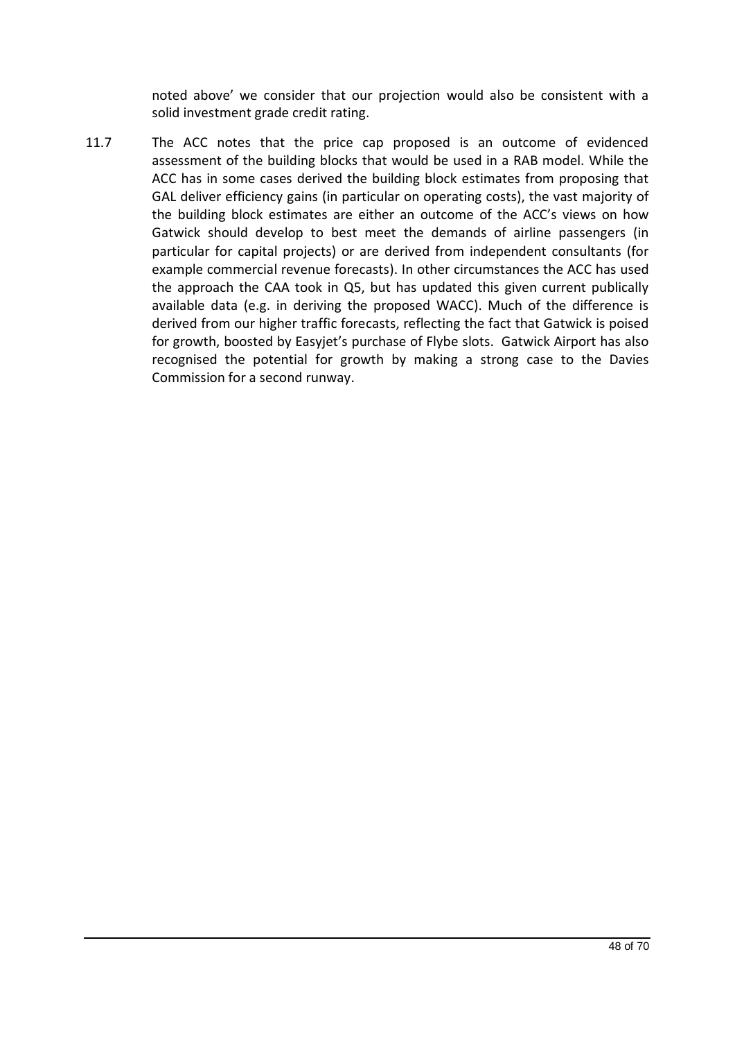noted above' we consider that our projection would also be consistent with a solid investment grade credit rating.

11.7 The ACC notes that the price cap proposed is an outcome of evidenced assessment of the building blocks that would be used in a RAB model. While the ACC has in some cases derived the building block estimates from proposing that GAL deliver efficiency gains (in particular on operating costs), the vast majority of the building block estimates are either an outcome of the ACC's views on how Gatwick should develop to best meet the demands of airline passengers (in particular for capital projects) or are derived from independent consultants (for example commercial revenue forecasts). In other circumstances the ACC has used the approach the CAA took in Q5, but has updated this given current publically available data (e.g. in deriving the proposed WACC). Much of the difference is derived from our higher traffic forecasts, reflecting the fact that Gatwick is poised for growth, boosted by Easyjet's purchase of Flybe slots. Gatwick Airport has also recognised the potential for growth by making a strong case to the Davies Commission for a second runway.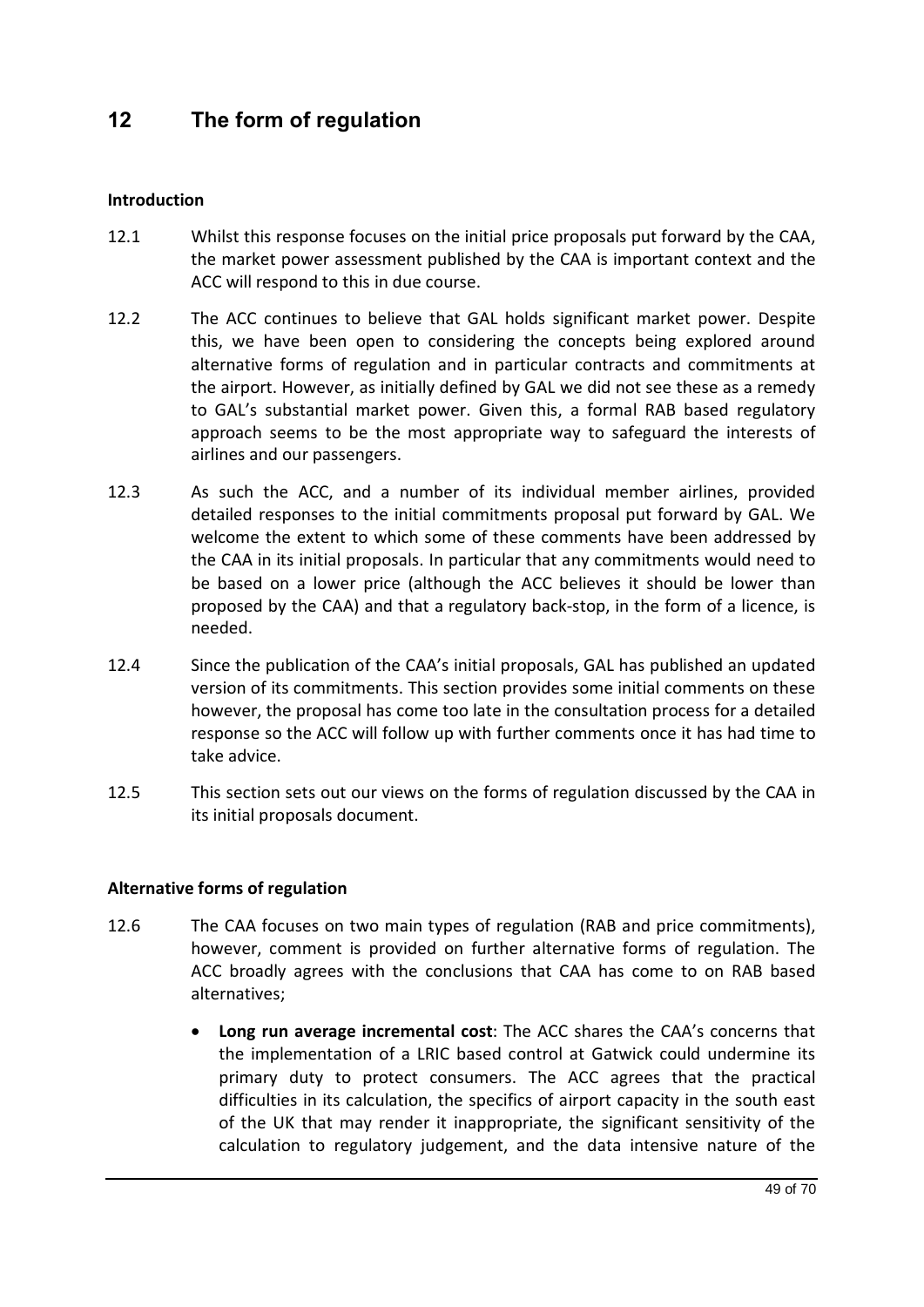# 12 The form of regulation

**Introduction**

12.1 Whilst this response focuses on the initial price proposals put forward by the CAA, the market power assessment published by the CAA is important context and the ACC will respond to this in due course.

12.2 The ACC continues to believe that GAL holds significant market power. Despite this, we have been open to considering the concepts being explored around alternative forms of regulation and in particular contracts and commitments at the airport. However, as initially defined by GAL we did not see these as a remedy to GAL's substantial market power. Given this, a formal RAB based regulatory approach seems to be the most appropriate way to safeguard the interests of airlines and our passengers.

12.3 As such the ACC, and a number of its individual member airlines, provided detailed responses to the initial commitments proposal put forward by GAL. We welcome the extent to which some of these comments have been addressed by the CAA in its initial proposals. In particular that any commitments would need to be based on a lower price (although the ACC believes it should be lower than proposed by the CAA) and that a regulatory back-stop, in the form of a licence, is needed.

12.4 Since the publication of the CAA's initial proposals, GAL has published an updated version of its commitments. This section provides some initial comments on these however, the proposal has come too late in the consultation process for a detailed response so the ACC will follow up with further comments once it has had time to take advice.

12.5 This section sets out our views on the forms of regulation discussed by the CAA in its initial proposals document.

**Alternative forms of regulation**

12.6 The CAA focuses on two main types of regulation (RAB and price commitments), however, comment is provided on further alternative forms of regulation. The ACC broadly agrees with the conclusions that CAA has come to on RAB based alternatives;

- **Long run average incremental cost**: The ACC shares the CAA's concerns that the implementation of a LRIC based control at Gatwick could undermine its primary duty to protect consumers. The ACC agrees that the practical difficulties in its calculation, the specifics of airport capacity in the south east of the UK that may render it inappropriate, the significant sensitivity of the calculation to regulatory judgement, and the data intensive nature of the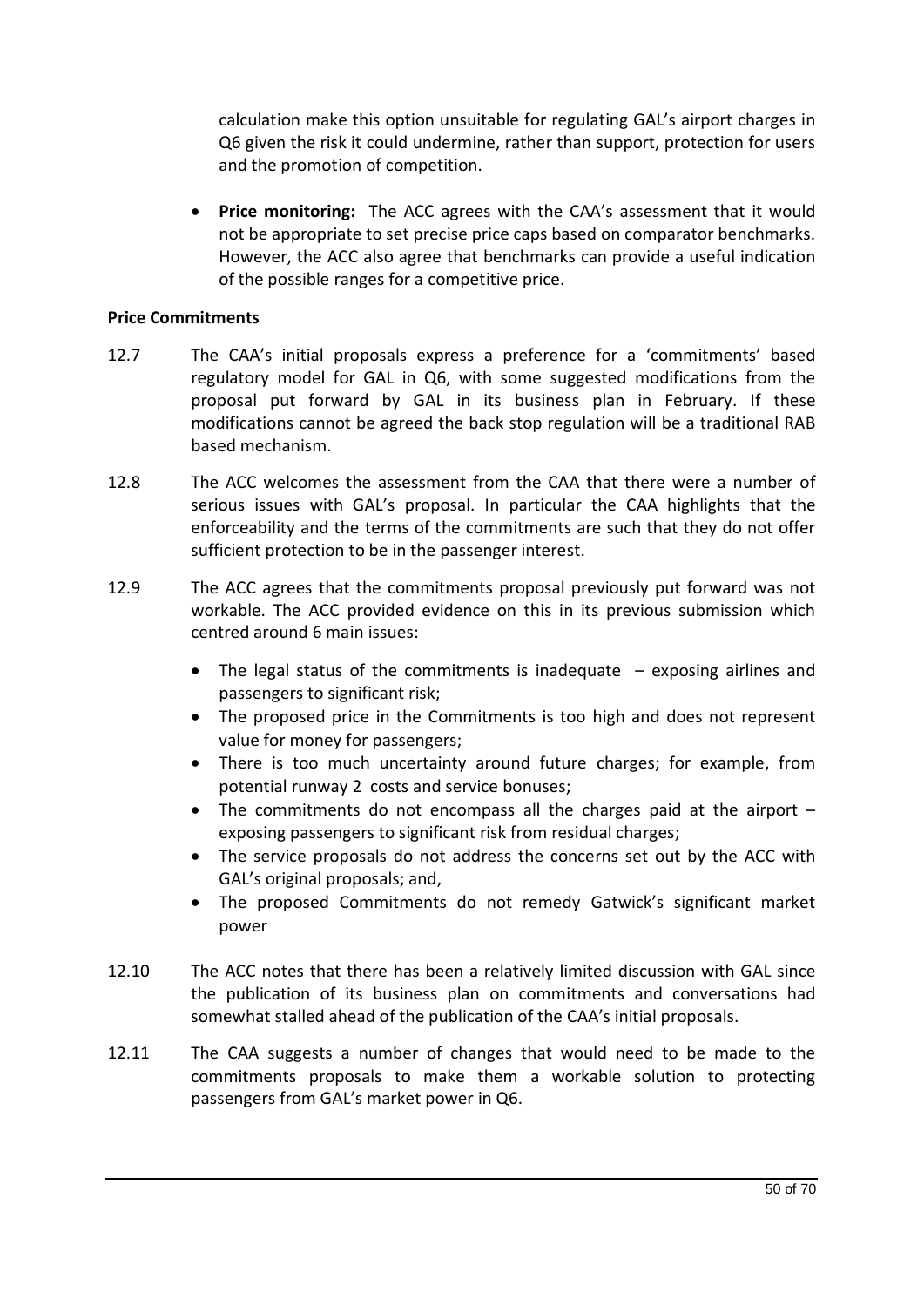calculation make this option unsuitable for regulating GAL's airport charges in Q6 given the risk it could undermine, rather than support, protection for users and the promotion of competition.

- **Price monitoring:** The ACC agrees with the CAA's assessment that it would not be appropriate to set precise price caps based on comparator benchmarks. However, the ACC also agree that benchmarks can provide a useful indication of the possible ranges for a competitive price.

**Price Commitments**

12.7 The CAA's initial proposals express a preference for a 'commitments' based regulatory model for GAL in Q6, with some suggested modifications from the proposal put forward by GAL in its business plan in February. If these modifications cannot be agreed the back stop regulation will be a traditional RAB based mechanism.

12.8 The ACC welcomes the assessment from the CAA that there were a number of serious issues with GAL's proposal. In particular the CAA highlights that the enforceability and the terms of the commitments are such that they do not offer sufficient protection to be in the passenger interest.

12.9 The ACC agrees that the commitments proposal previously put forward was not workable. The ACC provided evidence on this in its previous submission which centred around 6 main issues:

- The legal status of the commitments is inadequate – exposing airlines and passengers to significant risk;
- The proposed price in the Commitments is too high and does not represent value for money for passengers;
- There is too much uncertainty around future charges; for example, from potential runway 2 costs and service bonuses;
- The commitments do not encompass all the charges paid at the airport – exposing passengers to significant risk from residual charges;
- The service proposals do not address the concerns set out by the ACC with GAL's original proposals; and,
- The proposed Commitments do not remedy Gatwick's significant market power

12.10 The ACC notes that there has been a relatively limited discussion with GAL since the publication of its business plan on commitments and conversations had somewhat stalled ahead of the publication of the CAA's initial proposals.

12.11 The CAA suggests a number of changes that would need to be made to the commitments proposals to make them a workable solution to protecting passengers from GAL's market power in Q6.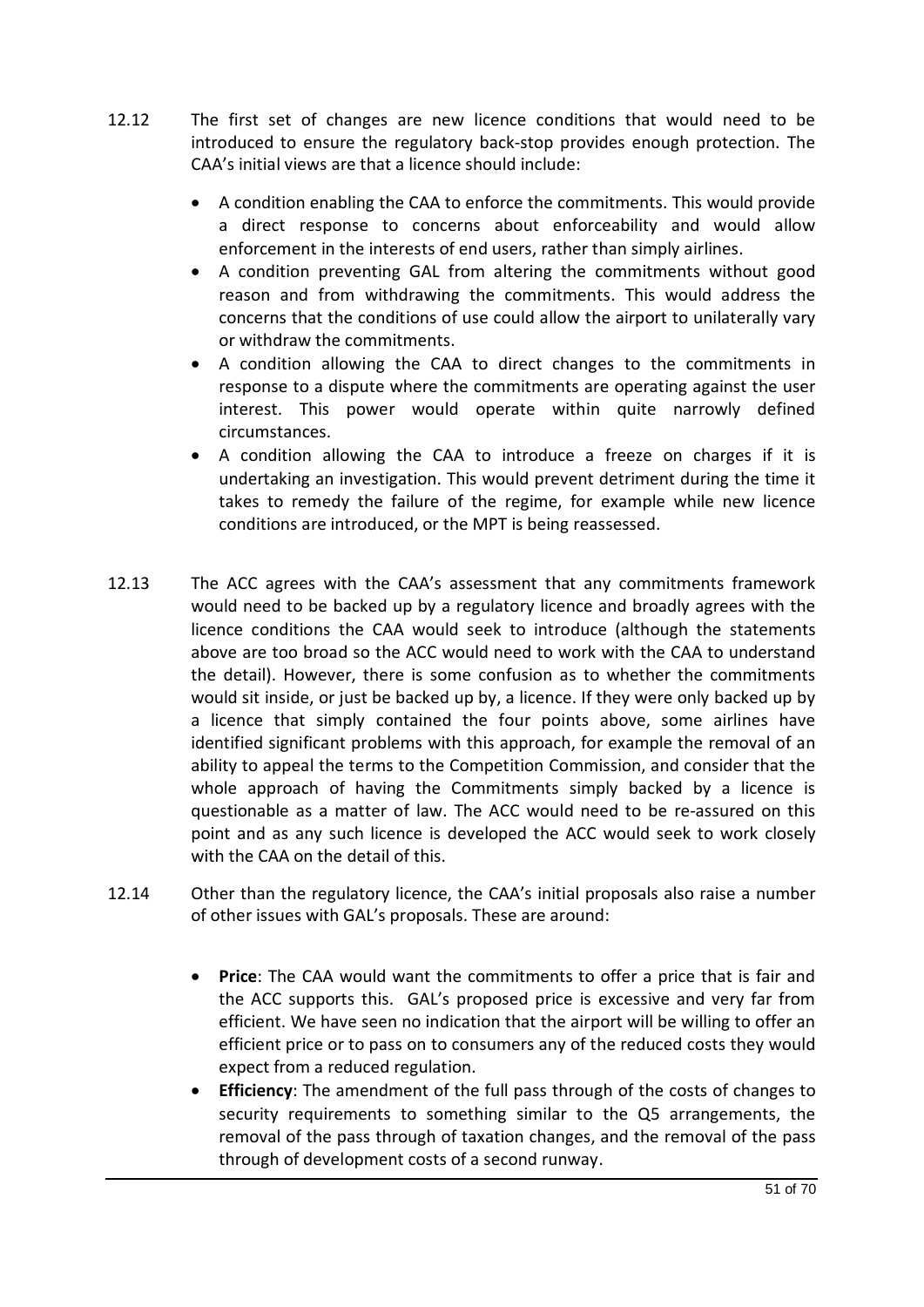12.12 The first set of changes are new licence conditions that would need to be introduced to ensure the regulatory back-stop provides enough protection. The CAA's initial views are that a licence should include:

- A condition enabling the CAA to enforce the commitments. This would provide a direct response to concerns about enforceability and would allow enforcement in the interests of end users, rather than simply airlines.
- A condition preventing GAL from altering the commitments without good reason and from withdrawing the commitments. This would address the concerns that the conditions of use could allow the airport to unilaterally vary or withdraw the commitments.
- A condition allowing the CAA to direct changes to the commitments in response to a dispute where the commitments are operating against the user interest. This power would operate within quite narrowly defined circumstances.
- A condition allowing the CAA to introduce a freeze on charges if it is undertaking an investigation. This would prevent detriment during the time it takes to remedy the failure of the regime, for example while new licence conditions are introduced, or the MPT is being reassessed.

12.13 The ACC agrees with the CAA's assessment that any commitments framework would need to be backed up by a regulatory licence and broadly agrees with the licence conditions the CAA would seek to introduce (although the statements above are too broad so the ACC would need to work with the CAA to understand the detail). However, there is some confusion as to whether the commitments would sit inside, or just be backed up by, a licence. If they were only backed up by a licence that simply contained the four points above, some airlines have identified significant problems with this approach, for example the removal of an ability to appeal the terms to the Competition Commission, and consider that the whole approach of having the Commitments simply backed by a licence is questionable as a matter of law. The ACC would need to be re-assured on this point and as any such licence is developed the ACC would seek to work closely with the CAA on the detail of this.

12.14 Other than the regulatory licence, the CAA's initial proposals also raise a number of other issues with GAL's proposals. These are around:

- **Price**: The CAA would want the commitments to offer a price that is fair and the ACC supports this. GAL's proposed price is excessive and very far from efficient. We have seen no indication that the airport will be willing to offer an efficient price or to pass on to consumers any of the reduced costs they would expect from a reduced regulation.
- **Efficiency**: The amendment of the full pass through of the costs of changes to security requirements to something similar to the Q5 arrangements, the removal of the pass through of taxation changes, and the removal of the pass through of development costs of a second runway.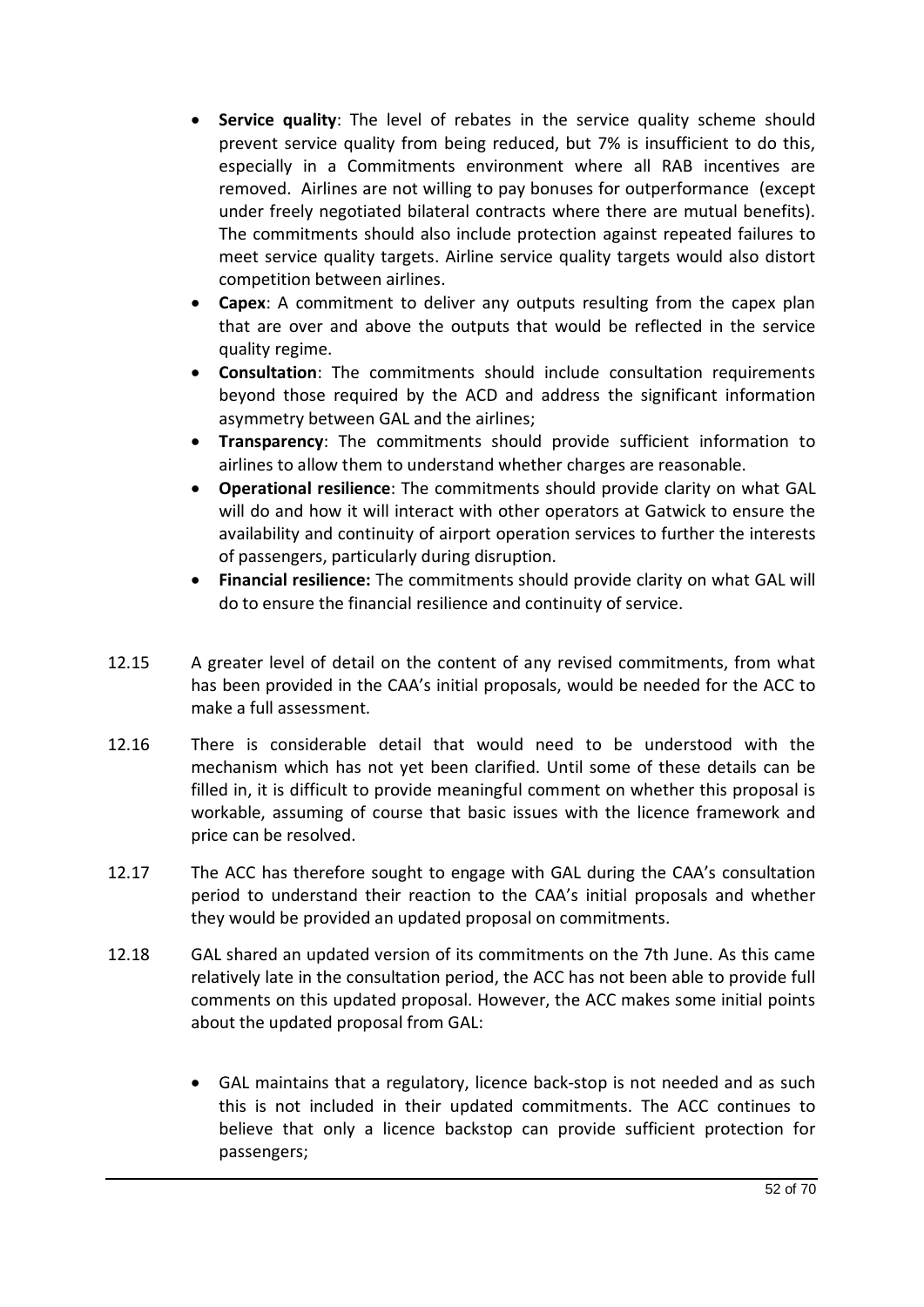- **Service quality**: The level of rebates in the service quality scheme should prevent service quality from being reduced, but 7% is insufficient to do this, especially in a Commitments environment where all RAB incentives are removed. Airlines are not willing to pay bonuses for outperformance (except under freely negotiated bilateral contracts where there are mutual benefits). The commitments should also include protection against repeated failures to meet service quality targets. Airline service quality targets would also distort competition between airlines.
- **Capex**: A commitment to deliver any outputs resulting from the capex plan that are over and above the outputs that would be reflected in the service quality regime.
- **Consultation**: The commitments should include consultation requirements beyond those required by the ACD and address the significant information asymmetry between GAL and the airlines;
- **Transparency**: The commitments should provide sufficient information to airlines to allow them to understand whether charges are reasonable.
- **Operational resilience**: The commitments should provide clarity on what GAL will do and how it will interact with other operators at Gatwick to ensure the availability and continuity of airport operation services to further the interests of passengers, particularly during disruption.
- **Financial resilience:** The commitments should provide clarity on what GAL will do to ensure the financial resilience and continuity of service.

12.15 A greater level of detail on the content of any revised commitments, from what has been provided in the CAA's initial proposals, would be needed for the ACC to make a full assessment.

12.16 There is considerable detail that would need to be understood with the mechanism which has not yet been clarified. Until some of these details can be filled in, it is difficult to provide meaningful comment on whether this proposal is workable, assuming of course that basic issues with the licence framework and price can be resolved.

12.17 The ACC has therefore sought to engage with GAL during the CAA's consultation period to understand their reaction to the CAA's initial proposals and whether they would be provided an updated proposal on commitments.

12.18 GAL shared an updated version of its commitments on the 7th June. As this came relatively late in the consultation period, the ACC has not been able to provide full comments on this updated proposal. However, the ACC makes some initial points about the updated proposal from GAL:

- GAL maintains that a regulatory, licence back-stop is not needed and as such this is not included in their updated commitments. The ACC continues to believe that only a licence backstop can provide sufficient protection for passengers;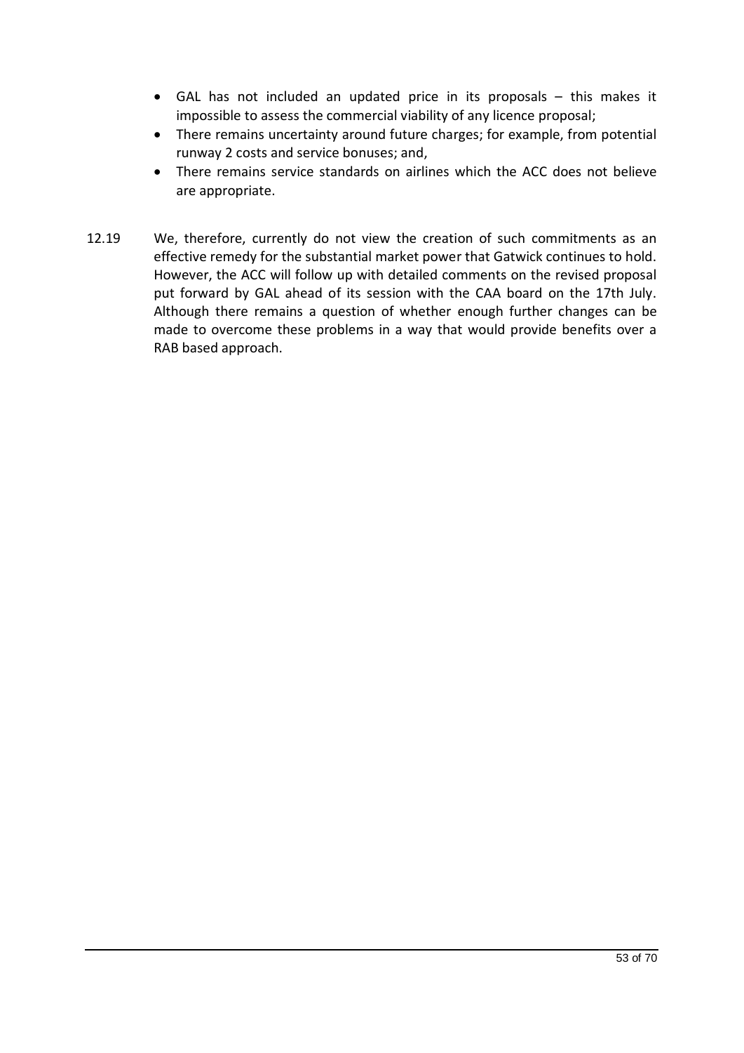- GAL has not included an updated price in its proposals – this makes it impossible to assess the commercial viability of any licence proposal;
- There remains uncertainty around future charges; for example, from potential runway 2 costs and service bonuses; and,
- There remains service standards on airlines which the ACC does not believe are appropriate.

12.19 We, therefore, currently do not view the creation of such commitments as an effective remedy for the substantial market power that Gatwick continues to hold. However, the ACC will follow up with detailed comments on the revised proposal put forward by GAL ahead of its session with the CAA board on the 17th July. Although there remains a question of whether enough further changes can be made to overcome these problems in a way that would provide benefits over a RAB based approach.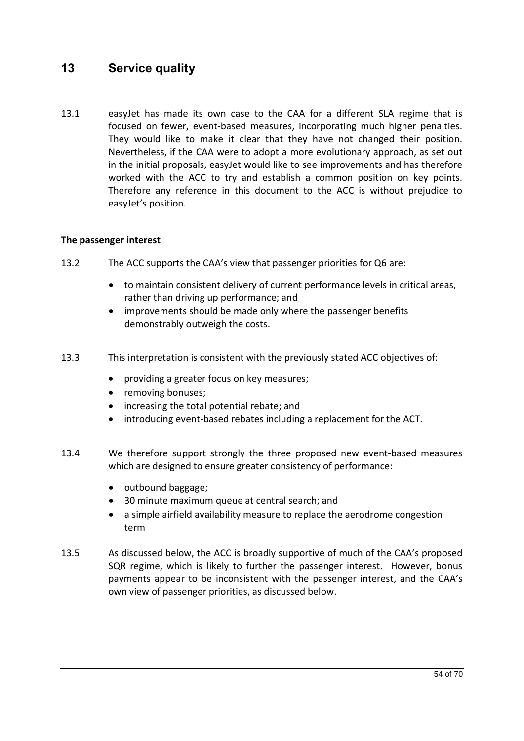# 13 Service quality

13.1 easyJet has made its own case to the CAA for a different SLA regime that is focused on fewer, event-based measures, incorporating much higher penalties. They would like to make it clear that they have not changed their position. Nevertheless, if the CAA were to adopt a more evolutionary approach, as set out in the initial proposals, easyJet would like to see improvements and has therefore worked with the ACC to try and establish a common position on key points. Therefore any reference in this document to the ACC is without prejudice to easyJet's position.

**The passenger interest**

13.2 The ACC supports the CAA's view that passenger priorities for Q6 are:

- to maintain consistent delivery of current performance levels in critical areas, rather than driving up performance; and
- improvements should be made only where the passenger benefits demonstrably outweigh the costs.

13.3 This interpretation is consistent with the previously stated ACC objectives of:

- providing a greater focus on key measures;
- removing bonuses;
- increasing the total potential rebate; and
- introducing event-based rebates including a replacement for the ACT.

13.4 We therefore support strongly the three proposed new event-based measures which are designed to ensure greater consistency of performance:

- outbound baggage;
- 30 minute maximum queue at central search; and
- a simple airfield availability measure to replace the aerodrome congestion term

13.5 As discussed below, the ACC is broadly supportive of much of the CAA's proposed SQR regime, which is likely to further the passenger interest. However, bonus payments appear to be inconsistent with the passenger interest, and the CAA's own view of passenger priorities, as discussed below.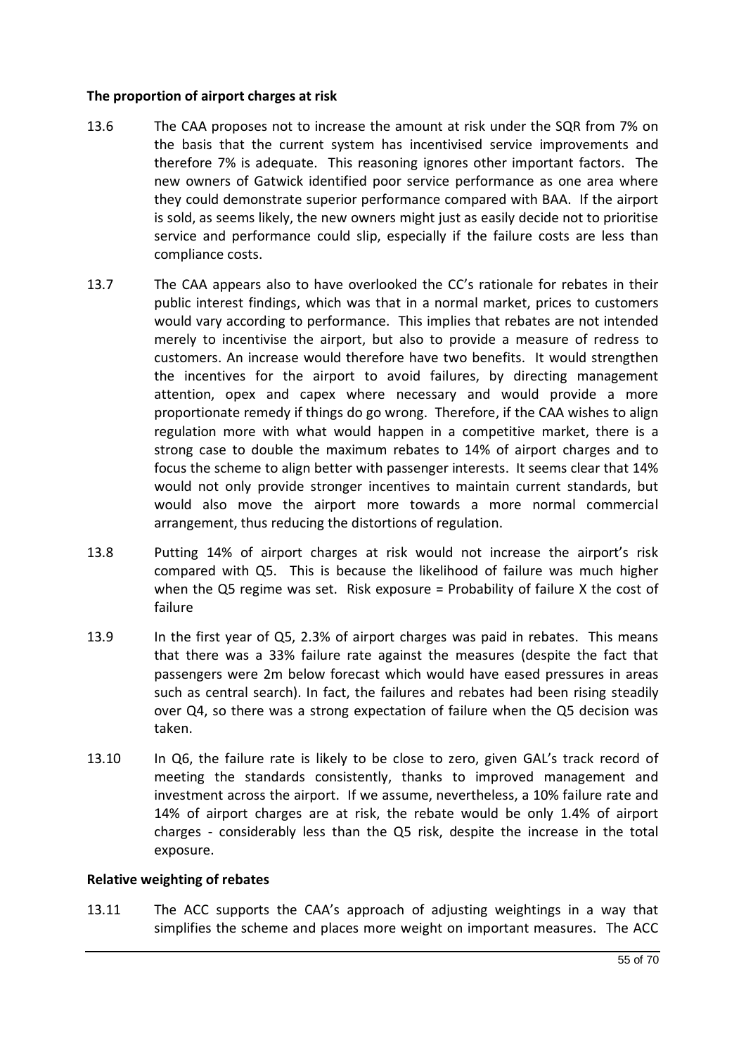**The proportion of airport charges at risk**

13.6 The CAA proposes not to increase the amount at risk under the SQR from 7% on the basis that the current system has incentivised service improvements and therefore 7% is adequate. This reasoning ignores other important factors. The new owners of Gatwick identified poor service performance as one area where they could demonstrate superior performance compared with BAA. If the airport is sold, as seems likely, the new owners might just as easily decide not to prioritise service and performance could slip, especially if the failure costs are less than compliance costs.

13.7 The CAA appears also to have overlooked the CC's rationale for rebates in their public interest findings, which was that in a normal market, prices to customers would vary according to performance. This implies that rebates are not intended merely to incentivise the airport, but also to provide a measure of redress to customers. An increase would therefore have two benefits. It would strengthen the incentives for the airport to avoid failures, by directing management attention, opex and capex where necessary and would provide a more proportionate remedy if things do go wrong. Therefore, if the CAA wishes to align regulation more with what would happen in a competitive market, there is a strong case to double the maximum rebates to 14% of airport charges and to focus the scheme to align better with passenger interests. It seems clear that 14% would not only provide stronger incentives to maintain current standards, but would also move the airport more towards a more normal commercial arrangement, thus reducing the distortions of regulation.

13.8 Putting 14% of airport charges at risk would not increase the airport's risk compared with Q5. This is because the likelihood of failure was much higher when the Q5 regime was set. Risk exposure = Probability of failure X the cost of failure

13.9 In the first year of Q5, 2.3% of airport charges was paid in rebates. This means that there was a 33% failure rate against the measures (despite the fact that passengers were 2m below forecast which would have eased pressures in areas such as central search). In fact, the failures and rebates had been rising steadily over Q4, so there was a strong expectation of failure when the Q5 decision was taken.

13.10 In Q6, the failure rate is likely to be close to zero, given GAL's track record of meeting the standards consistently, thanks to improved management and investment across the airport. If we assume, nevertheless, a 10% failure rate and 14% of airport charges are at risk, the rebate would be only 1.4% of airport charges - considerably less than the Q5 risk, despite the increase in the total exposure.

**Relative weighting of rebates**

13.11 The ACC supports the CAA's approach of adjusting weightings in a way that simplifies the scheme and places more weight on important measures. The ACC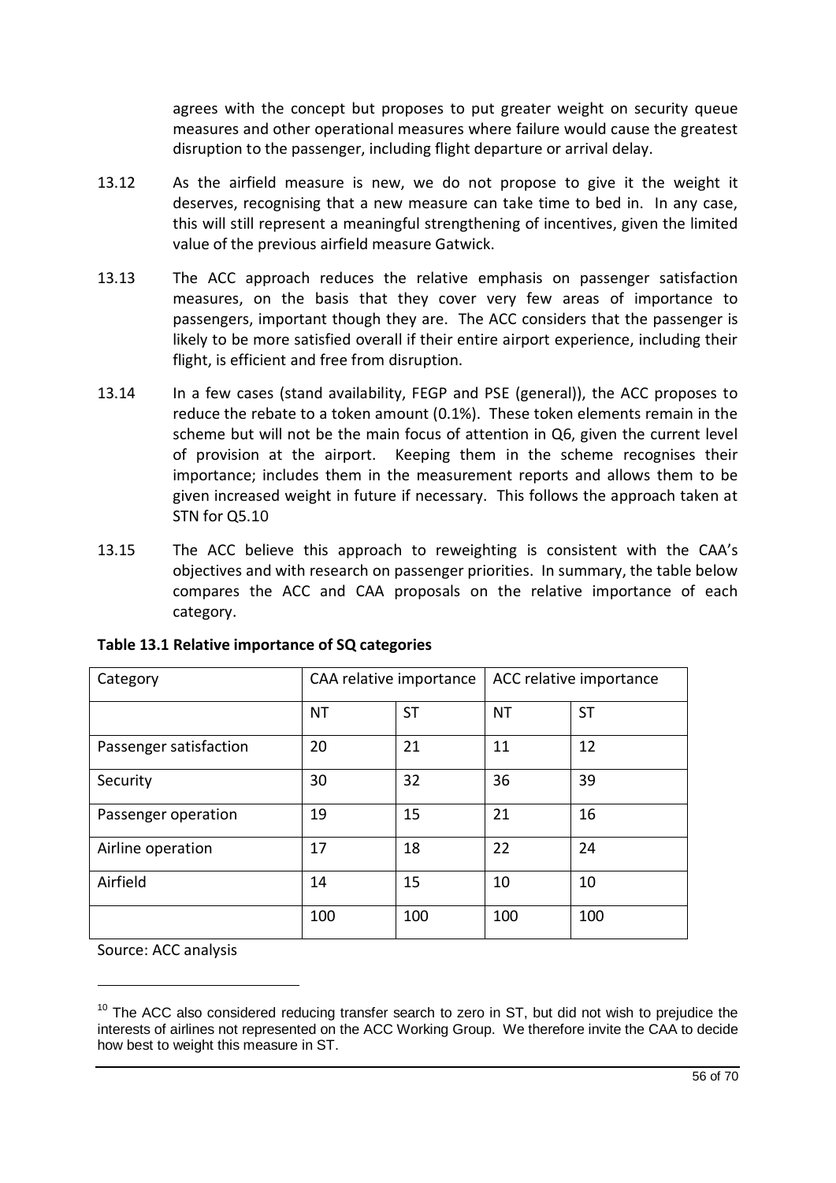agrees with the concept but proposes to put greater weight on security queue measures and other operational measures where failure would cause the greatest disruption to the passenger, including flight departure or arrival delay.

13.12 As the airfield measure is new, we do not propose to give it the weight it deserves, recognising that a new measure can take time to bed in. In any case, this will still represent a meaningful strengthening of incentives, given the limited value of the previous airfield measure Gatwick.

13.13 The ACC approach reduces the relative emphasis on passenger satisfaction measures, on the basis that they cover very few areas of importance to passengers, important though they are. The ACC considers that the passenger is likely to be more satisfied overall if their entire airport experience, including their flight, is efficient and free from disruption.

13.14 In a few cases (stand availability, FEGP and PSE (general)), the ACC proposes to reduce the rebate to a token amount (0.1%). These token elements remain in the scheme but will not be the main focus of attention in Q6, given the current level of provision at the airport. Keeping them in the scheme recognises their importance; includes them in the measurement reports and allows them to be given increased weight in future if necessary. This follows the approach taken at STN for Q5.[10]

13.15 The ACC believe this approach to reweighting is consistent with the CAA's objectives and with research on passenger priorities. In summary, the table below compares the ACC and CAA proposals on the relative importance of each category.

**Table 13.1 Relative importance of SQ categories**

| Category | CAA relative importance | | ACC relative importance | |
|---|---|---|---|---|
| | NT | ST | NT | ST |
| Passenger satisfaction | 20 | 21 | 11 | 12 |
| Security | 30 | 32 | 36 | 39 |
| Passenger operation | 19 | 15 | 21 | 16 |
| Airline operation | 17 | 18 | 22 | 24 |
| Airfield | 14 | 15 | 10 | 10 |
| | 100 | 100 | 100 | 100 |

Source: ACC analysis

[10] The ACC also considered reducing transfer search to zero in ST, but did not wish to prejudice the interests of airlines not represented on the ACC Working Group. We therefore invite the CAA to decide how best to weight this measure in ST.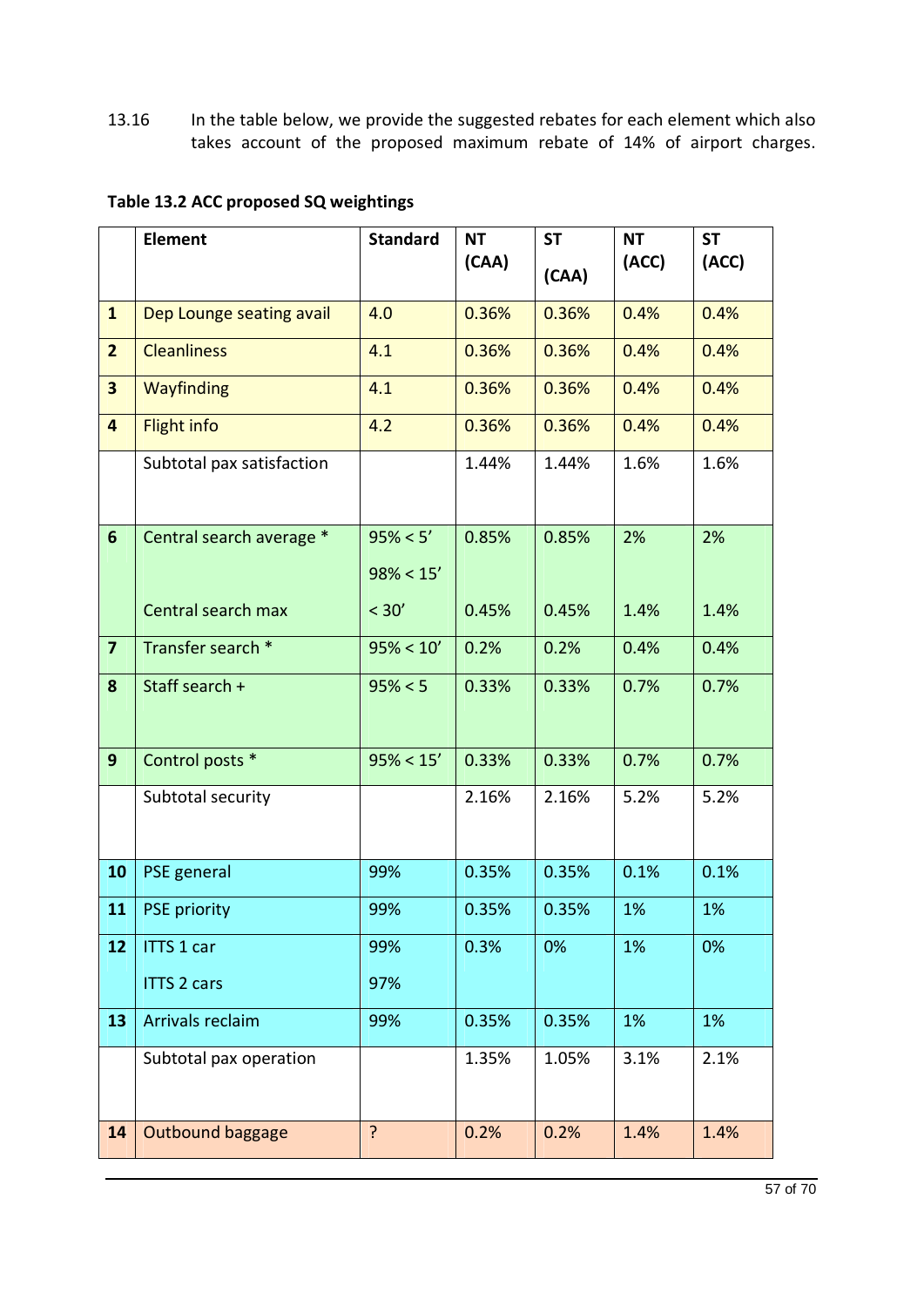13.16 In the table below, we provide the suggested rebates for each element which also takes account of the proposed maximum rebate of 14% of airport charges.

**Table 13.2 ACC proposed SQ weightings**

| | Element | Standard | NT (CAA) | ST (CAA) | NT (ACC) | ST (ACC) |
|---|---|---|---|---|---|---|
| 1 | Dep Lounge seating avail | 4.0 | 0.36% | 0.36% | 0.4% | 0.4% |
| 2 | Cleanliness | 4.1 | 0.36% | 0.36% | 0.4% | 0.4% |
| 3 | Wayfinding | 4.1 | 0.36% | 0.36% | 0.4% | 0.4% |
| 4 | Flight info | 4.2 | 0.36% | 0.36% | 0.4% | 0.4% |
| | Subtotal pax satisfaction | | 1.44% | 1.44% | 1.6% | 1.6% |
| 6 | Central search average * | 95% < 5’<br>98% < 15’ | 0.85% | 0.85% | 2% | 2% |
| | Central search max | < 30’ | 0.45% | 0.45% | 1.4% | 1.4% |
| 7 | Transfer search * | 95% < 10’ | 0.2% | 0.2% | 0.4% | 0.4% |
| 8 | Staff search + | 95% < 5 | 0.33% | 0.33% | 0.7% | 0.7% |
| 9 | Control posts * | 95% < 15’ | 0.33% | 0.33% | 0.7% | 0.7% |
| | Subtotal security | | 2.16% | 2.16% | 5.2% | 5.2% |
| 10 | PSE general | 99% | 0.35% | 0.35% | 0.1% | 0.1% |
| 11 | PSE priority | 99% | 0.35% | 0.35% | 1% | 1% |
| 12 | ITTS 1 car<br>ITTS 2 cars | 99%<br>97% | 0.3% | 0% | 1% | 0% |
| 13 | Arrivals reclaim | 99% | 0.35% | 0.35% | 1% | 1% |
| | Subtotal pax operation | | 1.35% | 1.05% | 3.1% | 2.1% |
| 14 | Outbound baggage | ? | 0.2% | 0.2% | 1.4% | 1.4% |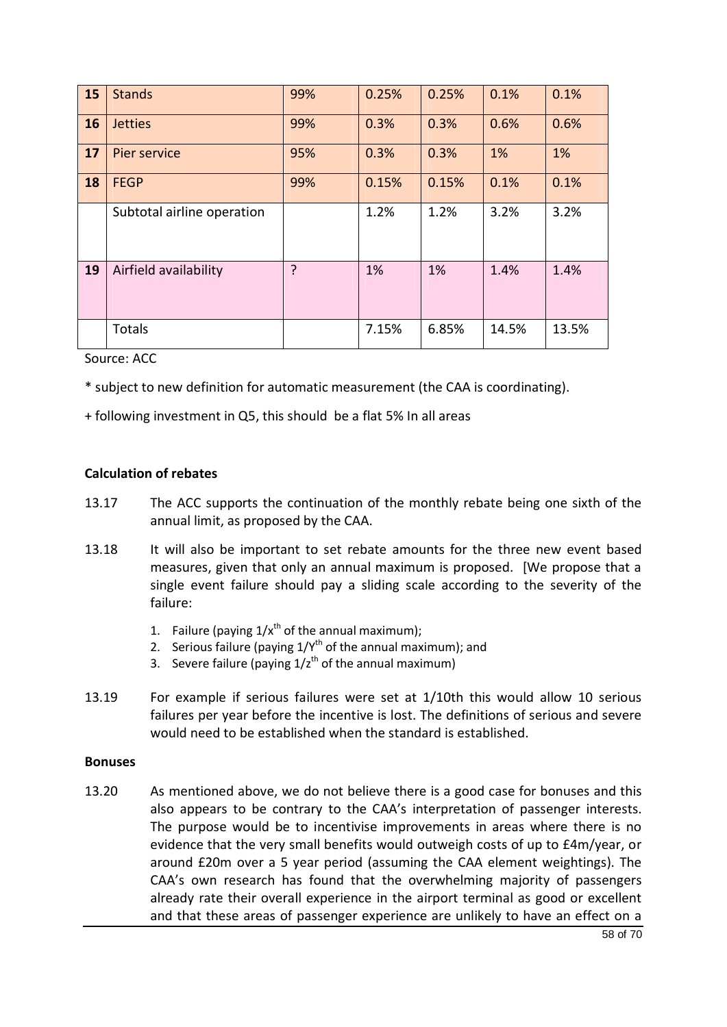| 15 | Stands | 99% | 0.25% | 0.25% | 0.1% | 0.1% |
|---|---|---|---|---|---|---|
| 16 | Jetties | 99% | 0.3% | 0.3% | 0.6% | 0.6% |
| 17 | Pier service | 95% | 0.3% | 0.3% | 1% | 1% |
| 18 | FEGP | 99% | 0.15% | 0.15% | 0.1% | 0.1% |
| | Subtotal airline operation | | 1.2% | 1.2% | 3.2% | 3.2% |
| 19 | Airfield availability | ? | 1% | 1% | 1.4% | 1.4% |
| | Totals | | 7.15% | 6.85% | 14.5% | 13.5% |

Source: ACC

* subject to new definition for automatic measurement (the CAA is coordinating).

+ following investment in Q5, this should be a flat 5% In all areas

**Calculation of rebates**

13.17 The ACC supports the continuation of the monthly rebate being one sixth of the annual limit, as proposed by the CAA.

13.18 It will also be important to set rebate amounts for the three new event based measures, given that only an annual maximum is proposed. [We propose that a single event failure should pay a sliding scale according to the severity of the failure:

1. Failure (paying $1/x^{th}$ of the annual maximum);
2. Serious failure (paying $1/Y^{th}$ of the annual maximum); and
3. Severe failure (paying $1/z^{th}$ of the annual maximum)

13.19 For example if serious failures were set at 1/10th this would allow 10 serious failures per year before the incentive is lost. The definitions of serious and severe would need to be established when the standard is established.

**Bonuses**

13.20 As mentioned above, we do not believe there is a good case for bonuses and this also appears to be contrary to the CAA's interpretation of passenger interests. The purpose would be to incentivise improvements in areas where there is no evidence that the very small benefits would outweigh costs of up to £4m/year, or around £20m over a 5 year period (assuming the CAA element weightings). The CAA's own research has found that the overwhelming majority of passengers already rate their overall experience in the airport terminal as good or excellent and that these areas of passenger experience are unlikely to have an effect on a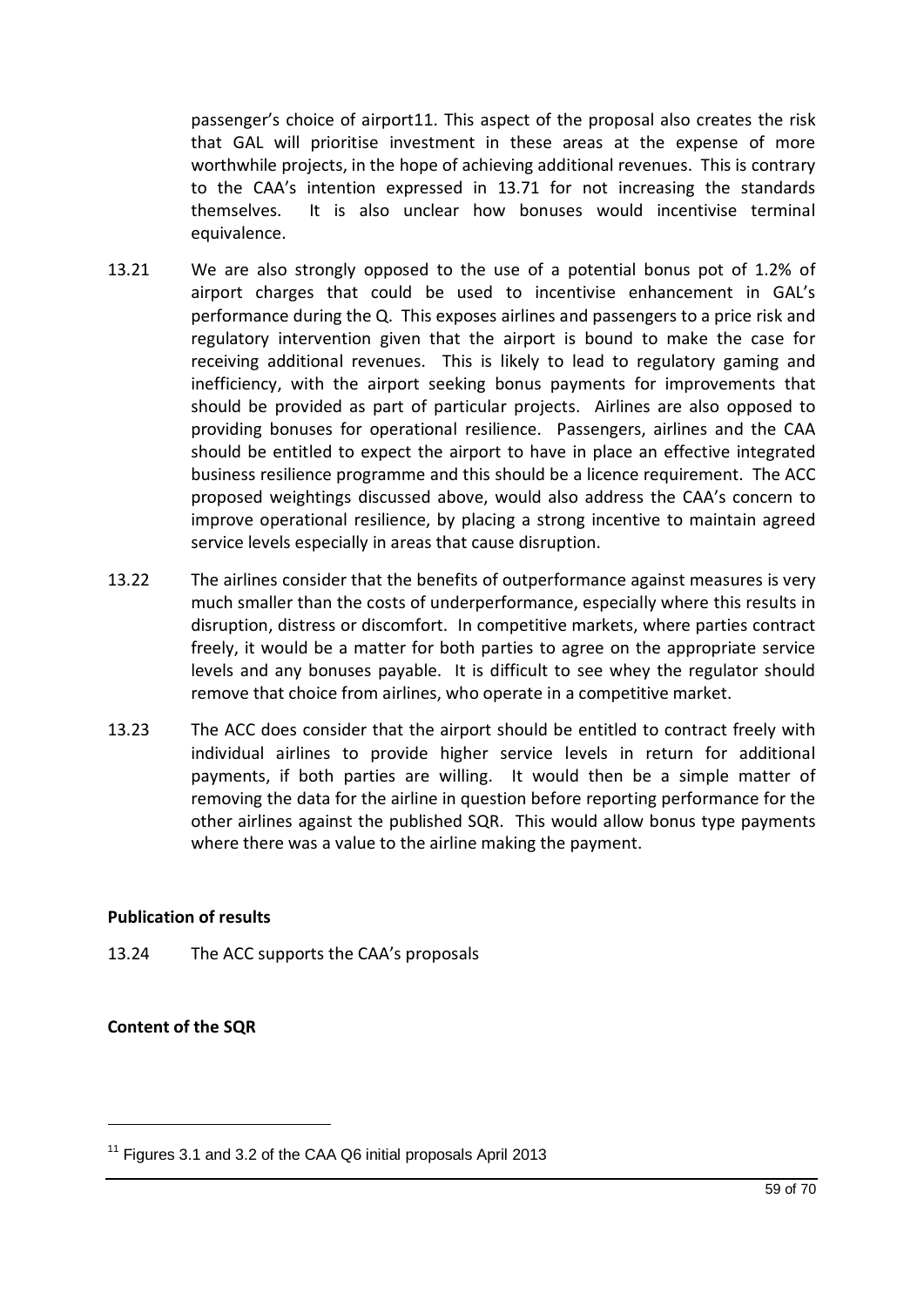passenger's choice of airport[11]. This aspect of the proposal also creates the risk that GAL will prioritise investment in these areas at the expense of more worthwhile projects, in the hope of achieving additional revenues. This is contrary to the CAA's intention expressed in 13.71 for not increasing the standards themselves. It is also unclear how bonuses would incentivise terminal equivalence.

13.21 We are also strongly opposed to the use of a potential bonus pot of 1.2% of airport charges that could be used to incentivise enhancement in GAL's performance during the Q. This exposes airlines and passengers to a price risk and regulatory intervention given that the airport is bound to make the case for receiving additional revenues. This is likely to lead to regulatory gaming and inefficiency, with the airport seeking bonus payments for improvements that should be provided as part of particular projects. Airlines are also opposed to providing bonuses for operational resilience. Passengers, airlines and the CAA should be entitled to expect the airport to have in place an effective integrated business resilience programme and this should be a licence requirement. The ACC proposed weightings discussed above, would also address the CAA's concern to improve operational resilience, by placing a strong incentive to maintain agreed service levels especially in areas that cause disruption.

13.22 The airlines consider that the benefits of outperformance against measures is very much smaller than the costs of underperformance, especially where this results in disruption, distress or discomfort. In competitive markets, where parties contract freely, it would be a matter for both parties to agree on the appropriate service levels and any bonuses payable. It is difficult to see whey the regulator should remove that choice from airlines, who operate in a competitive market.

13.23 The ACC does consider that the airport should be entitled to contract freely with individual airlines to provide higher service levels in return for additional payments, if both parties are willing. It would then be a simple matter of removing the data for the airline in question before reporting performance for the other airlines against the published SQR. This would allow bonus type payments where there was a value to the airline making the payment.

**Publication of results**

13.24 The ACC supports the CAA's proposals

**Content of the SQR**

[11] Figures 3.1 and 3.2 of the CAA Q6 initial proposals April 2013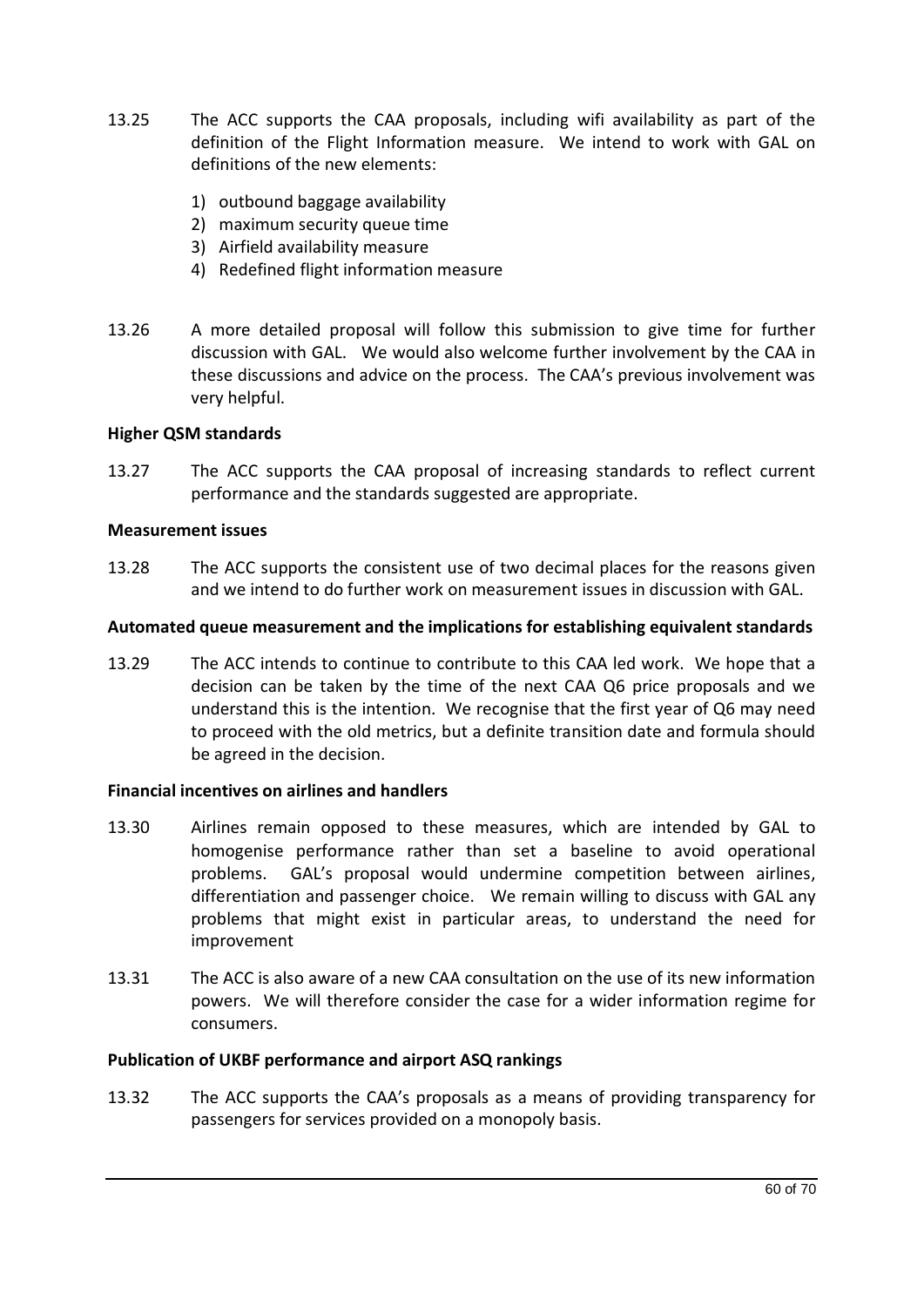13.25 The ACC supports the CAA proposals, including wifi availability as part of the definition of the Flight Information measure. We intend to work with GAL on definitions of the new elements:

1) outbound baggage availability
2) maximum security queue time
3) Airfield availability measure
4) Redefined flight information measure

13.26 A more detailed proposal will follow this submission to give time for further discussion with GAL. We would also welcome further involvement by the CAA in these discussions and advice on the process. The CAA's previous involvement was very helpful.

**Higher QSM standards**

13.27 The ACC supports the CAA proposal of increasing standards to reflect current performance and the standards suggested are appropriate.

**Measurement issues**

13.28 The ACC supports the consistent use of two decimal places for the reasons given and we intend to do further work on measurement issues in discussion with GAL.

**Automated queue measurement and the implications for establishing equivalent standards**

13.29 The ACC intends to continue to contribute to this CAA led work. We hope that a decision can be taken by the time of the next CAA Q6 price proposals and we understand this is the intention. We recognise that the first year of Q6 may need to proceed with the old metrics, but a definite transition date and formula should be agreed in the decision.

**Financial incentives on airlines and handlers**

13.30 Airlines remain opposed to these measures, which are intended by GAL to homogenise performance rather than set a baseline to avoid operational problems. GAL's proposal would undermine competition between airlines, differentiation and passenger choice. We remain willing to discuss with GAL any problems that might exist in particular areas, to understand the need for improvement

13.31 The ACC is also aware of a new CAA consultation on the use of its new information powers. We will therefore consider the case for a wider information regime for consumers.

**Publication of UKBF performance and airport ASQ rankings**

13.32 The ACC supports the CAA's proposals as a means of providing transparency for passengers for services provided on a monopoly basis.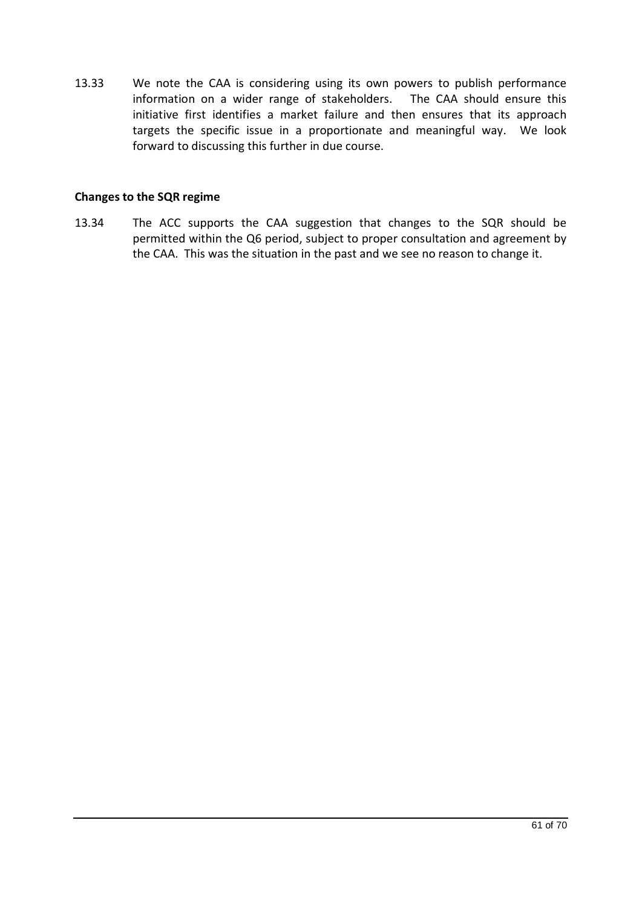13.33 We note the CAA is considering using its own powers to publish performance information on a wider range of stakeholders. The CAA should ensure this initiative first identifies a market failure and then ensures that its approach targets the specific issue in a proportionate and meaningful way. We look forward to discussing this further in due course.

**Changes to the SQR regime**

13.34 The ACC supports the CAA suggestion that changes to the SQR should be permitted within the Q6 period, subject to proper consultation and agreement by the CAA. This was the situation in the past and we see no reason to change it.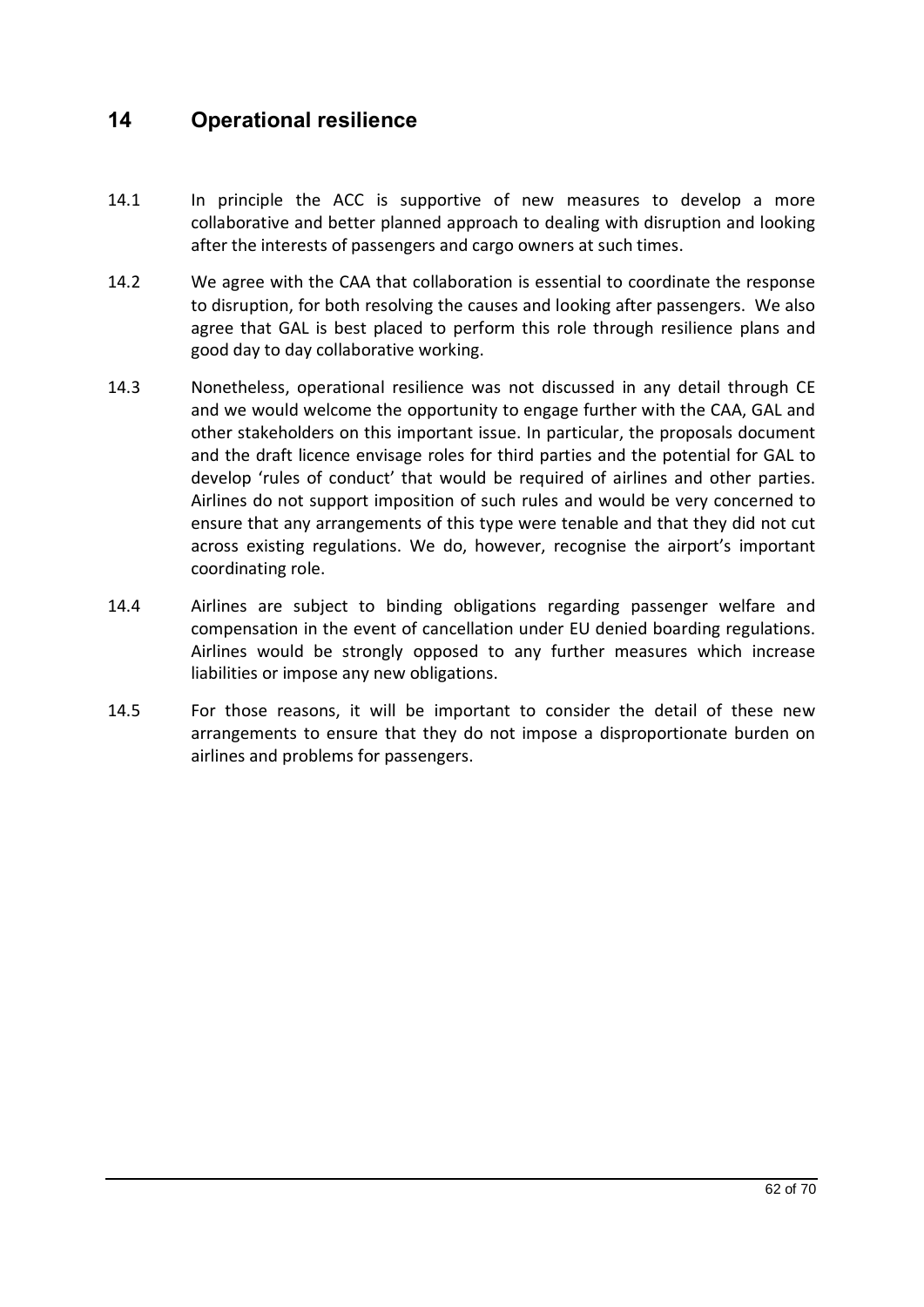## 14 Operational resilience

14.1 In principle the ACC is supportive of new measures to develop a more collaborative and better planned approach to dealing with disruption and looking after the interests of passengers and cargo owners at such times.

14.2 We agree with the CAA that collaboration is essential to coordinate the response to disruption, for both resolving the causes and looking after passengers. We also agree that GAL is best placed to perform this role through resilience plans and good day to day collaborative working.

14.3 Nonetheless, operational resilience was not discussed in any detail through CE and we would welcome the opportunity to engage further with the CAA, GAL and other stakeholders on this important issue. In particular, the proposals document and the draft licence envisage roles for third parties and the potential for GAL to develop 'rules of conduct' that would be required of airlines and other parties. Airlines do not support imposition of such rules and would be very concerned to ensure that any arrangements of this type were tenable and that they did not cut across existing regulations. We do, however, recognise the airport's important coordinating role.

14.4 Airlines are subject to binding obligations regarding passenger welfare and compensation in the event of cancellation under EU denied boarding regulations. Airlines would be strongly opposed to any further measures which increase liabilities or impose any new obligations.

14.5 For those reasons, it will be important to consider the detail of these new arrangements to ensure that they do not impose a disproportionate burden on airlines and problems for passengers.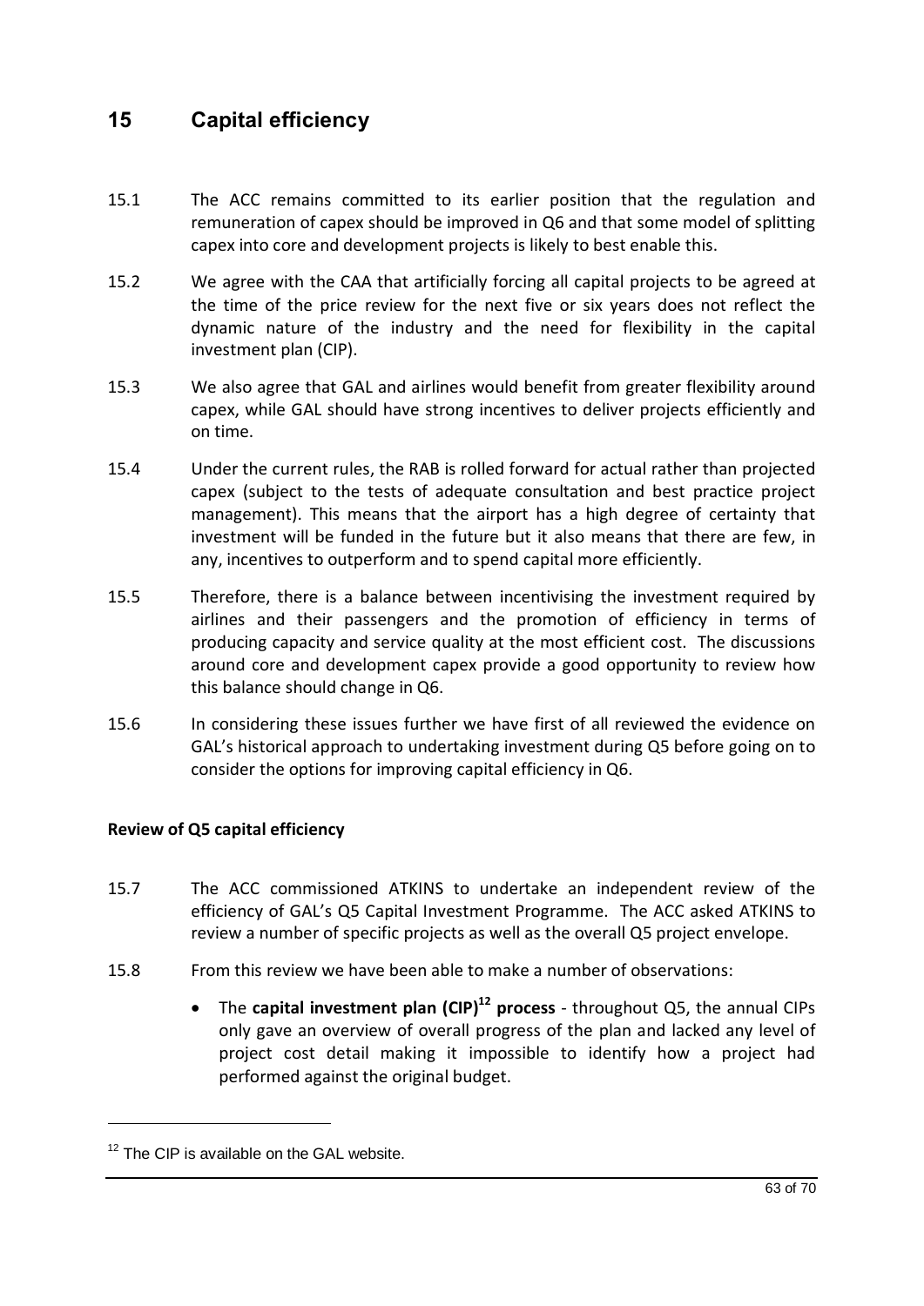# 15 Capital efficiency

15.1 The ACC remains committed to its earlier position that the regulation and remuneration of capex should be improved in Q6 and that some model of splitting capex into core and development projects is likely to best enable this.

15.2 We agree with the CAA that artificially forcing all capital projects to be agreed at the time of the price review for the next five or six years does not reflect the dynamic nature of the industry and the need for flexibility in the capital investment plan (CIP).

15.3 We also agree that GAL and airlines would benefit from greater flexibility around capex, while GAL should have strong incentives to deliver projects efficiently and on time.

15.4 Under the current rules, the RAB is rolled forward for actual rather than projected capex (subject to the tests of adequate consultation and best practice project management). This means that the airport has a high degree of certainty that investment will be funded in the future but it also means that there are few, in any, incentives to outperform and to spend capital more efficiently.

15.5 Therefore, there is a balance between incentivising the investment required by airlines and their passengers and the promotion of efficiency in terms of producing capacity and service quality at the most efficient cost. The discussions around core and development capex provide a good opportunity to review how this balance should change in Q6.

15.6 In considering these issues further we have first of all reviewed the evidence on GAL's historical approach to undertaking investment during Q5 before going on to consider the options for improving capital efficiency in Q6.

**Review of Q5 capital efficiency**

15.7 The ACC commissioned ATKINS to undertake an independent review of the efficiency of GAL's Q5 Capital Investment Programme. The ACC asked ATKINS to review a number of specific projects as well as the overall Q5 project envelope.

15.8 From this review we have been able to make a number of observations:

- The **capital investment plan (CIP)[12] process** - throughout Q5, the annual CIPs only gave an overview of overall progress of the plan and lacked any level of project cost detail making it impossible to identify how a project had performed against the original budget.

[12] The CIP is available on the GAL website.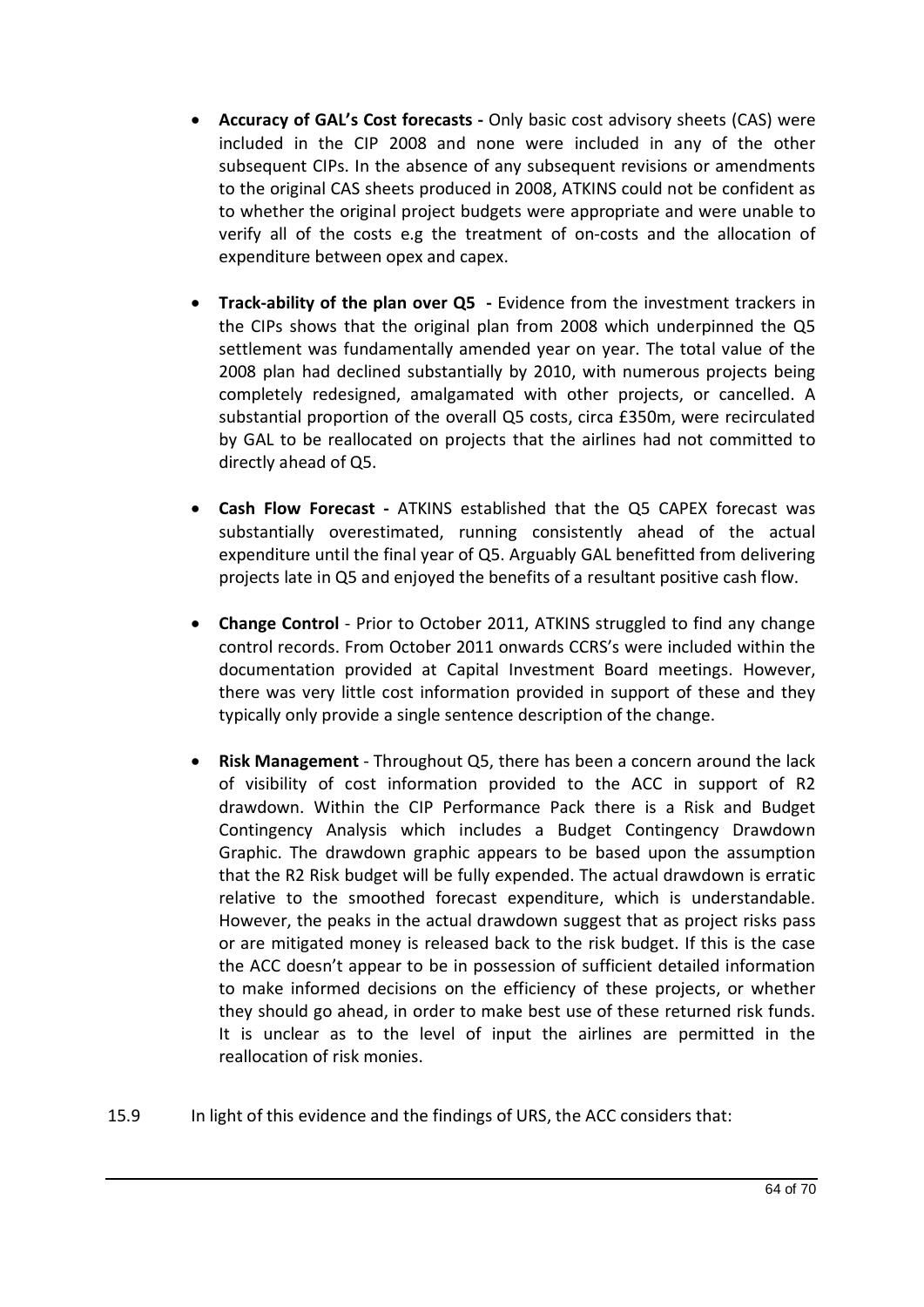- **Accuracy of GAL's Cost forecasts -** Only basic cost advisory sheets (CAS) were included in the CIP 2008 and none were included in any of the other subsequent CIPs. In the absence of any subsequent revisions or amendments to the original CAS sheets produced in 2008, ATKINS could not be confident as to whether the original project budgets were appropriate and were unable to verify all of the costs e.g the treatment of on-costs and the allocation of expenditure between opex and capex.

- **Track-ability of the plan over Q5 -** Evidence from the investment trackers in the CIPs shows that the original plan from 2008 which underpinned the Q5 settlement was fundamentally amended year on year. The total value of the 2008 plan had declined substantially by 2010, with numerous projects being completely redesigned, amalgamated with other projects, or cancelled. A substantial proportion of the overall Q5 costs, circa £350m, were recirculated by GAL to be reallocated on projects that the airlines had not committed to directly ahead of Q5.

- **Cash Flow Forecast -** ATKINS established that the Q5 CAPEX forecast was substantially overestimated, running consistently ahead of the actual expenditure until the final year of Q5. Arguably GAL benefitted from delivering projects late in Q5 and enjoyed the benefits of a resultant positive cash flow.

- **Change Control** - Prior to October 2011, ATKINS struggled to find any change control records. From October 2011 onwards CCRS's were included within the documentation provided at Capital Investment Board meetings. However, there was very little cost information provided in support of these and they typically only provide a single sentence description of the change.

- **Risk Management** - Throughout Q5, there has been a concern around the lack of visibility of cost information provided to the ACC in support of R2 drawdown. Within the CIP Performance Pack there is a Risk and Budget Contingency Analysis which includes a Budget Contingency Drawdown Graphic. The drawdown graphic appears to be based upon the assumption that the R2 Risk budget will be fully expended. The actual drawdown is erratic relative to the smoothed forecast expenditure, which is understandable. However, the peaks in the actual drawdown suggest that as project risks pass or are mitigated money is released back to the risk budget. If this is the case the ACC doesn't appear to be in possession of sufficient detailed information to make informed decisions on the efficiency of these projects, or whether they should go ahead, in order to make best use of these returned risk funds. It is unclear as to the level of input the airlines are permitted in the reallocation of risk monies.

15.9 In light of this evidence and the findings of URS, the ACC considers that: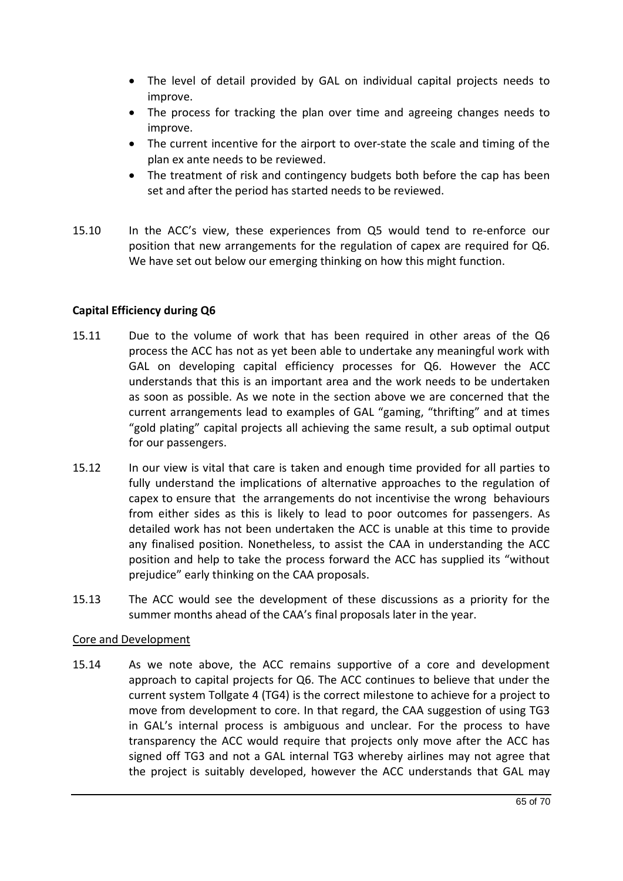- The level of detail provided by GAL on individual capital projects needs to improve.
- The process for tracking the plan over time and agreeing changes needs to improve.
- The current incentive for the airport to over-state the scale and timing of the plan ex ante needs to be reviewed.
- The treatment of risk and contingency budgets both before the cap has been set and after the period has started needs to be reviewed.

15.10 In the ACC's view, these experiences from Q5 would tend to re-enforce our position that new arrangements for the regulation of capex are required for Q6. We have set out below our emerging thinking on how this might function.

**Capital Efficiency during Q6**

15.11 Due to the volume of work that has been required in other areas of the Q6 process the ACC has not as yet been able to undertake any meaningful work with GAL on developing capital efficiency processes for Q6. However the ACC understands that this is an important area and the work needs to be undertaken as soon as possible. As we note in the section above we are concerned that the current arrangements lead to examples of GAL "gaming, "thrifting" and at times "gold plating" capital projects all achieving the same result, a sub optimal output for our passengers.

15.12 In our view is vital that care is taken and enough time provided for all parties to fully understand the implications of alternative approaches to the regulation of capex to ensure that the arrangements do not incentivise the wrong behaviours from either sides as this is likely to lead to poor outcomes for passengers. As detailed work has not been undertaken the ACC is unable at this time to provide any finalised position. Nonetheless, to assist the CAA in understanding the ACC position and help to take the process forward the ACC has supplied its "without prejudice" early thinking on the CAA proposals.

15.13 The ACC would see the development of these discussions as a priority for the summer months ahead of the CAA's final proposals later in the year.

Core and Development

15.14 As we note above, the ACC remains supportive of a core and development approach to capital projects for Q6. The ACC continues to believe that under the current system Tollgate 4 (TG4) is the correct milestone to achieve for a project to move from development to core. In that regard, the CAA suggestion of using TG3 in GAL's internal process is ambiguous and unclear. For the process to have transparency the ACC would require that projects only move after the ACC has signed off TG3 and not a GAL internal TG3 whereby airlines may not agree that the project is suitably developed, however the ACC understands that GAL may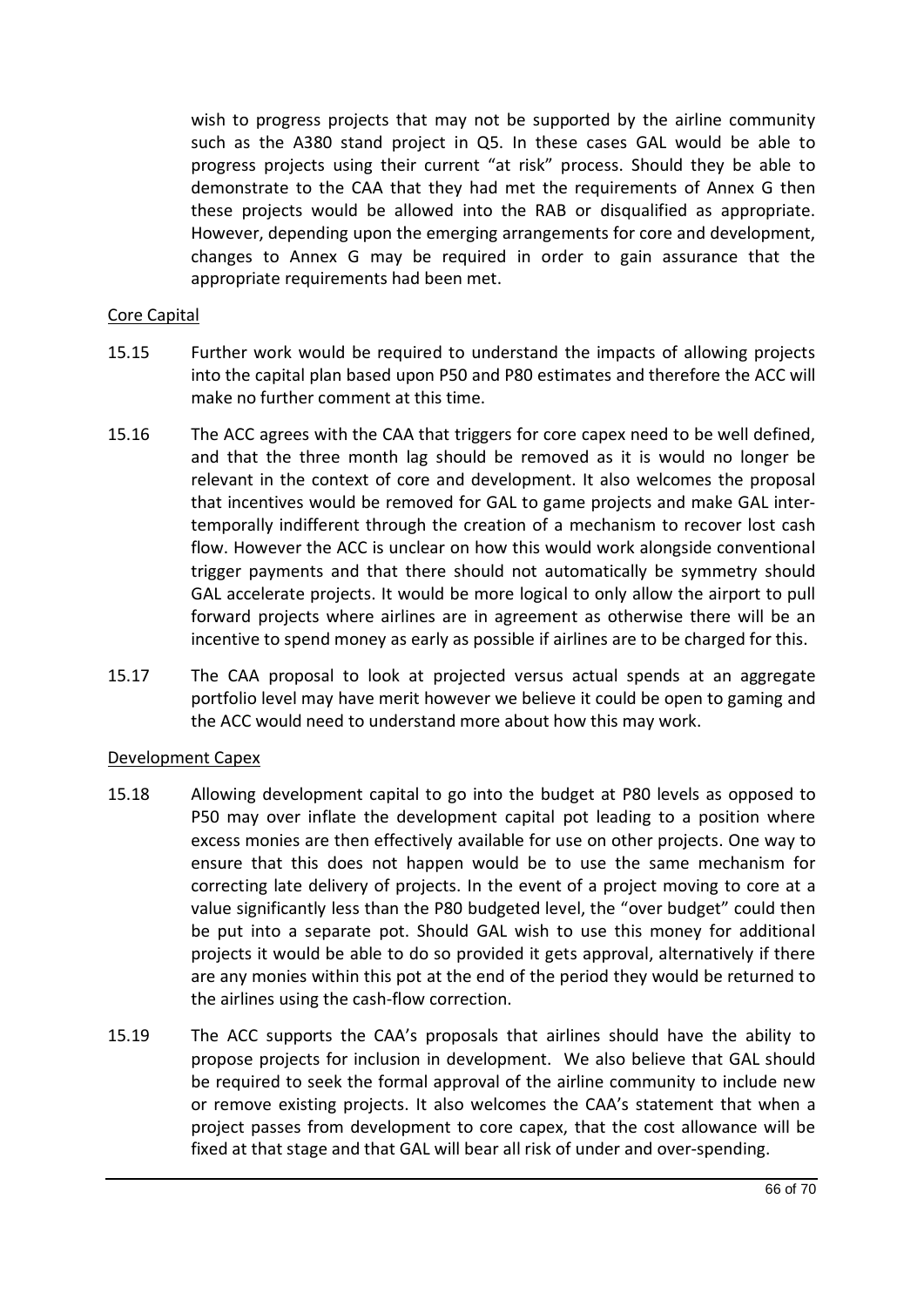wish to progress projects that may not be supported by the airline community such as the A380 stand project in Q5. In these cases GAL would be able to progress projects using their current "at risk" process. Should they be able to demonstrate to the CAA that they had met the requirements of Annex G then these projects would be allowed into the RAB or disqualified as appropriate. However, depending upon the emerging arrangements for core and development, changes to Annex G may be required in order to gain assurance that the appropriate requirements had been met.

Core Capital

15.15 Further work would be required to understand the impacts of allowing projects into the capital plan based upon P50 and P80 estimates and therefore the ACC will make no further comment at this time.

15.16 The ACC agrees with the CAA that triggers for core capex need to be well defined, and that the three month lag should be removed as it is would no longer be relevant in the context of core and development. It also welcomes the proposal that incentives would be removed for GAL to game projects and make GAL inter-temporally indifferent through the creation of a mechanism to recover lost cash flow. However the ACC is unclear on how this would work alongside conventional trigger payments and that there should not automatically be symmetry should GAL accelerate projects. It would be more logical to only allow the airport to pull forward projects where airlines are in agreement as otherwise there will be an incentive to spend money as early as possible if airlines are to be charged for this.

15.17 The CAA proposal to look at projected versus actual spends at an aggregate portfolio level may have merit however we believe it could be open to gaming and the ACC would need to understand more about how this may work.

Development Capex

15.18 Allowing development capital to go into the budget at P80 levels as opposed to P50 may over inflate the development capital pot leading to a position where excess monies are then effectively available for use on other projects. One way to ensure that this does not happen would be to use the same mechanism for correcting late delivery of projects. In the event of a project moving to core at a value significantly less than the P80 budgeted level, the "over budget" could then be put into a separate pot. Should GAL wish to use this money for additional projects it would be able to do so provided it gets approval, alternatively if there are any monies within this pot at the end of the period they would be returned to the airlines using the cash-flow correction.

15.19 The ACC supports the CAA's proposals that airlines should have the ability to propose projects for inclusion in development. We also believe that GAL should be required to seek the formal approval of the airline community to include new or remove existing projects. It also welcomes the CAA's statement that when a project passes from development to core capex, that the cost allowance will be fixed at that stage and that GAL will bear all risk of under and over-spending.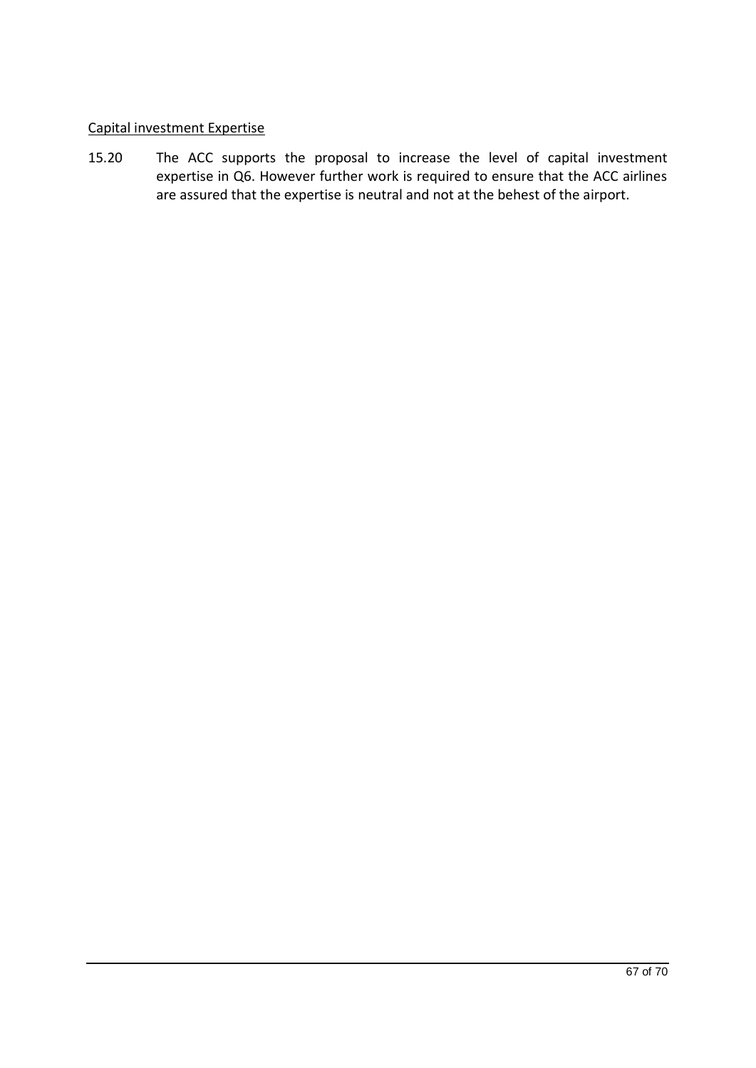Capital investment Expertise

15.20 The ACC supports the proposal to increase the level of capital investment expertise in Q6. However further work is required to ensure that the ACC airlines are assured that the expertise is neutral and not at the behest of the airport.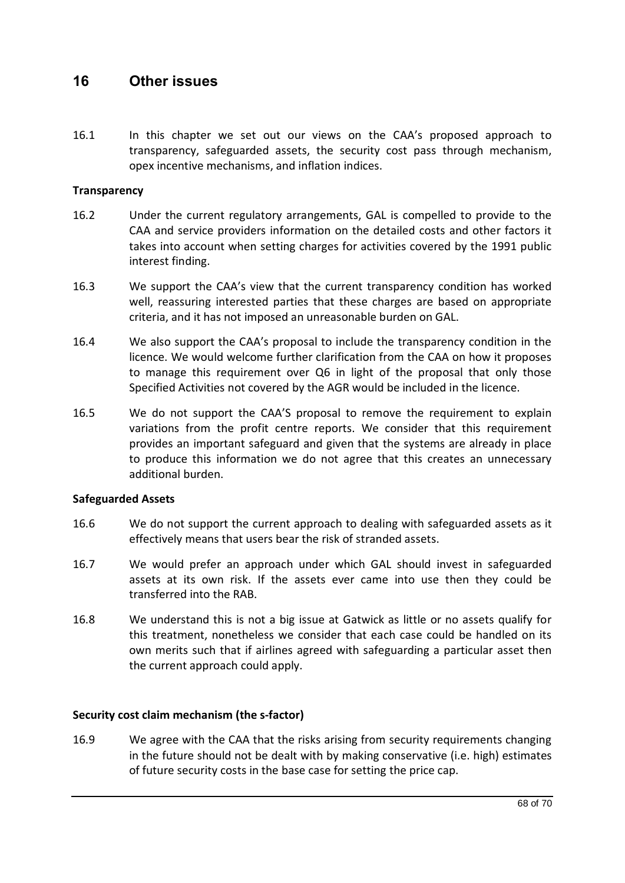# 16 Other issues

16.1 In this chapter we set out our views on the CAA's proposed approach to transparency, safeguarded assets, the security cost pass through mechanism, opex incentive mechanisms, and inflation indices.

**Transparency**

16.2 Under the current regulatory arrangements, GAL is compelled to provide to the CAA and service providers information on the detailed costs and other factors it takes into account when setting charges for activities covered by the 1991 public interest finding.

16.3 We support the CAA's view that the current transparency condition has worked well, reassuring interested parties that these charges are based on appropriate criteria, and it has not imposed an unreasonable burden on GAL.

16.4 We also support the CAA's proposal to include the transparency condition in the licence. We would welcome further clarification from the CAA on how it proposes to manage this requirement over Q6 in light of the proposal that only those Specified Activities not covered by the AGR would be included in the licence.

16.5 We do not support the CAA'S proposal to remove the requirement to explain variations from the profit centre reports. We consider that this requirement provides an important safeguard and given that the systems are already in place to produce this information we do not agree that this creates an unnecessary additional burden.

**Safeguarded Assets**

16.6 We do not support the current approach to dealing with safeguarded assets as it effectively means that users bear the risk of stranded assets.

16.7 We would prefer an approach under which GAL should invest in safeguarded assets at its own risk. If the assets ever came into use then they could be transferred into the RAB.

16.8 We understand this is not a big issue at Gatwick as little or no assets qualify for this treatment, nonetheless we consider that each case could be handled on its own merits such that if airlines agreed with safeguarding a particular asset then the current approach could apply.

**Security cost claim mechanism (the s-factor)**

16.9 We agree with the CAA that the risks arising from security requirements changing in the future should not be dealt with by making conservative (i.e. high) estimates of future security costs in the base case for setting the price cap.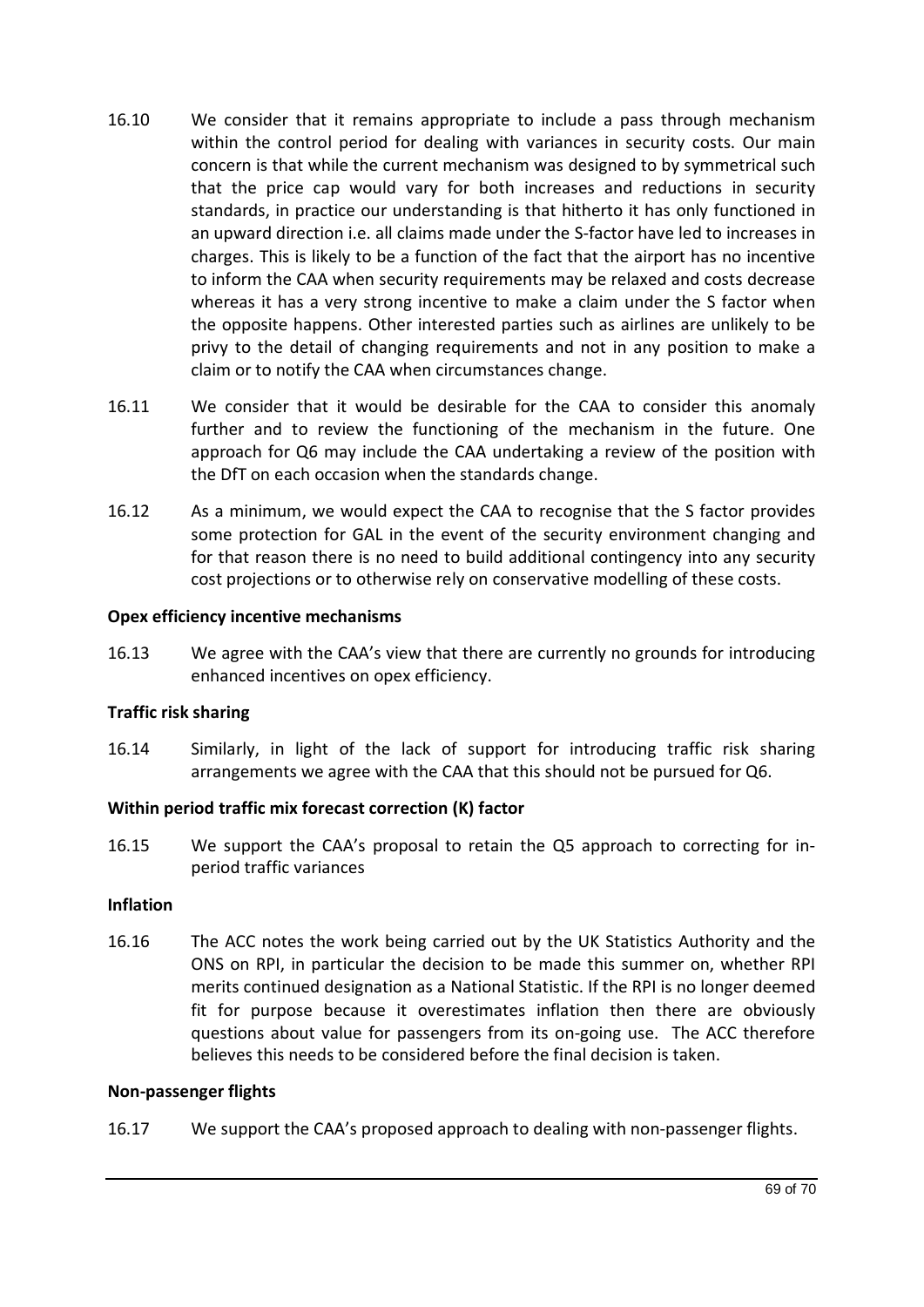16.10 We consider that it remains appropriate to include a pass through mechanism within the control period for dealing with variances in security costs. Our main concern is that while the current mechanism was designed to by symmetrical such that the price cap would vary for both increases and reductions in security standards, in practice our understanding is that hitherto it has only functioned in an upward direction i.e. all claims made under the S-factor have led to increases in charges. This is likely to be a function of the fact that the airport has no incentive to inform the CAA when security requirements may be relaxed and costs decrease whereas it has a very strong incentive to make a claim under the S factor when the opposite happens. Other interested parties such as airlines are unlikely to be privy to the detail of changing requirements and not in any position to make a claim or to notify the CAA when circumstances change.

16.11 We consider that it would be desirable for the CAA to consider this anomaly further and to review the functioning of the mechanism in the future. One approach for Q6 may include the CAA undertaking a review of the position with the DfT on each occasion when the standards change.

16.12 As a minimum, we would expect the CAA to recognise that the S factor provides some protection for GAL in the event of the security environment changing and for that reason there is no need to build additional contingency into any security cost projections or to otherwise rely on conservative modelling of these costs.

**Opex efficiency incentive mechanisms**

16.13 We agree with the CAA's view that there are currently no grounds for introducing enhanced incentives on opex efficiency.

**Traffic risk sharing**

16.14 Similarly, in light of the lack of support for introducing traffic risk sharing arrangements we agree with the CAA that this should not be pursued for Q6.

**Within period traffic mix forecast correction (K) factor**

16.15 We support the CAA's proposal to retain the Q5 approach to correcting for in-period traffic variances

**Inflation**

16.16 The ACC notes the work being carried out by the UK Statistics Authority and the ONS on RPI, in particular the decision to be made this summer on, whether RPI merits continued designation as a National Statistic. If the RPI is no longer deemed fit for purpose because it overestimates inflation then there are obviously questions about value for passengers from its on-going use. The ACC therefore believes this needs to be considered before the final decision is taken.

**Non-passenger flights**

16.17 We support the CAA's proposed approach to dealing with non-passenger flights.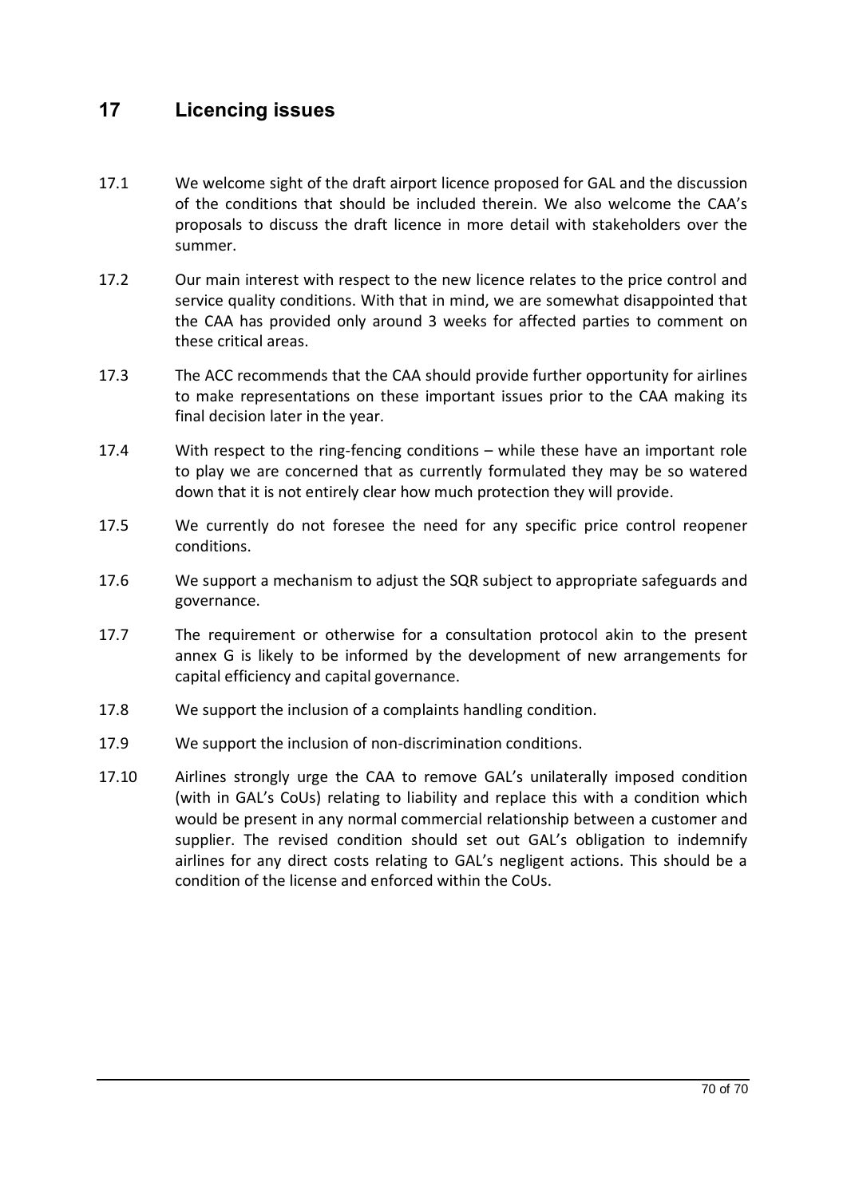# 17 Licencing issues

17.1 We welcome sight of the draft airport licence proposed for GAL and the discussion of the conditions that should be included therein. We also welcome the CAA's proposals to discuss the draft licence in more detail with stakeholders over the summer.

17.2 Our main interest with respect to the new licence relates to the price control and service quality conditions. With that in mind, we are somewhat disappointed that the CAA has provided only around 3 weeks for affected parties to comment on these critical areas.

17.3 The ACC recommends that the CAA should provide further opportunity for airlines to make representations on these important issues prior to the CAA making its final decision later in the year.

17.4 With respect to the ring-fencing conditions – while these have an important role to play we are concerned that as currently formulated they may be so watered down that it is not entirely clear how much protection they will provide.

17.5 We currently do not foresee the need for any specific price control reopener conditions.

17.6 We support a mechanism to adjust the SQR subject to appropriate safeguards and governance.

17.7 The requirement or otherwise for a consultation protocol akin to the present annex G is likely to be informed by the development of new arrangements for capital efficiency and capital governance.

17.8 We support the inclusion of a complaints handling condition.

17.9 We support the inclusion of non-discrimination conditions.

17.10 Airlines strongly urge the CAA to remove GAL's unilaterally imposed condition (with in GAL's CoUs) relating to liability and replace this with a condition which would be present in any normal commercial relationship between a customer and supplier. The revised condition should set out GAL's obligation to indemnify airlines for any direct costs relating to GAL's negligent actions. This should be a condition of the license and enforced within the CoUs.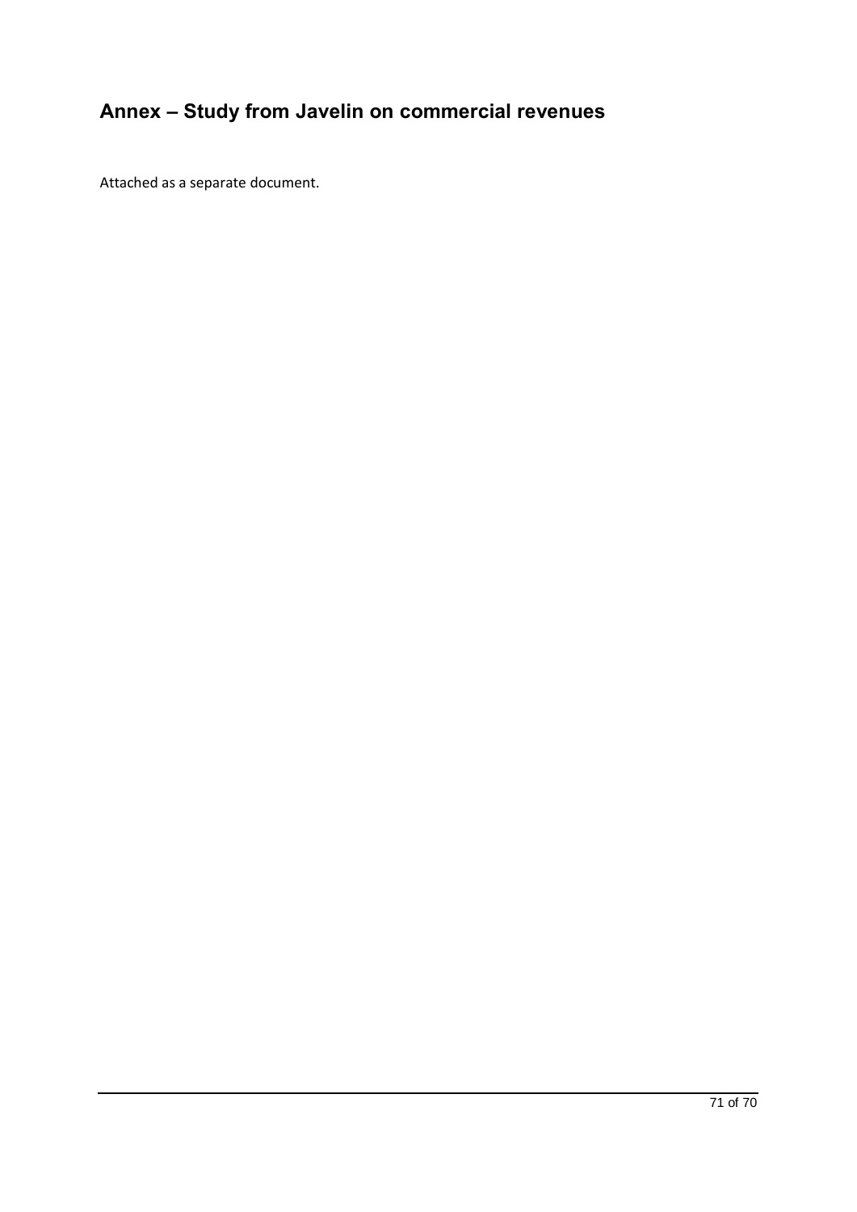## Annex – Study from Javelin on commercial revenues

Attached as a separate document.